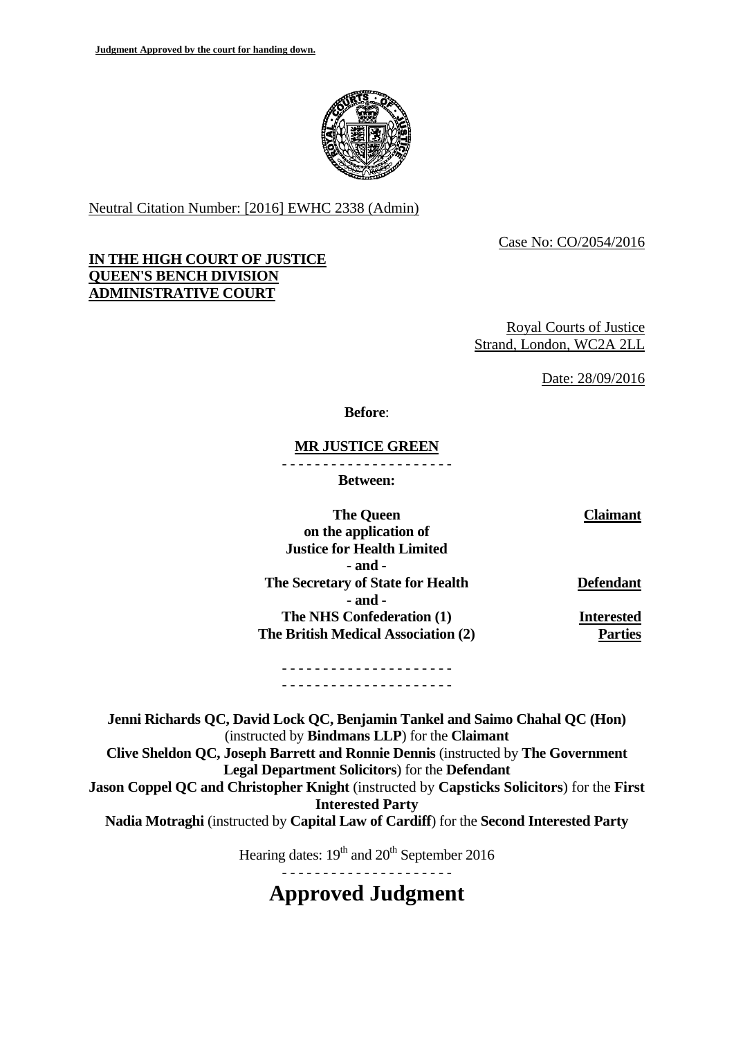**Judgment Approved by the court for handing down.**

Neutral Citation Number: [2016] EWHC 2338 (Admin)

Case No: CO/2054/2016

**IN THE HIGH COURT OF JUSTICE**
**QUEEN'S BENCH DIVISION**
**ADMINISTRATIVE COURT**

Royal Courts of Justice
Strand, London, WC2A 2LL

Date: 28/09/2016

**Before**:

**MR JUSTICE GREEN**

- - - - - - - - - - - - - - - - - - - - -

**Between:**

| | |
|---|---|
| **The Queen on the application of Justice for Health Limited** | **Claimant** |
| **- and -** | |
| **The Secretary of State for Health** | **Defendant** |
| **- and -** | |
| **The NHS Confederation (1)** **The British Medical Association (2)** | **Interested Parties** |

- - - - - - - - - - - - - - - - - - - - -
- - - - - - - - - - - - - - - - - - - - -

**Jenni Richards QC, David Lock QC, Benjamin Tankel and Saimo Chahal QC (Hon)** (instructed by **Bindmans LLP**) for the **Claimant**
**Clive Sheldon QC, Joseph Barrett and Ronnie Dennis** (instructed by **The Government Legal Department Solicitors**) for the **Defendant**
**Jason Coppel QC and Christopher Knight** (instructed by **Capsticks Solicitors**) for the **First Interested Party**
**Nadia Motraghi** (instructed by **Capital Law of Cardiff**) for the **Second Interested Party**

Hearing dates: 19th and 20th September 2016

- - - - - - - - - - - - - - - - - - - - -

# Approved Judgment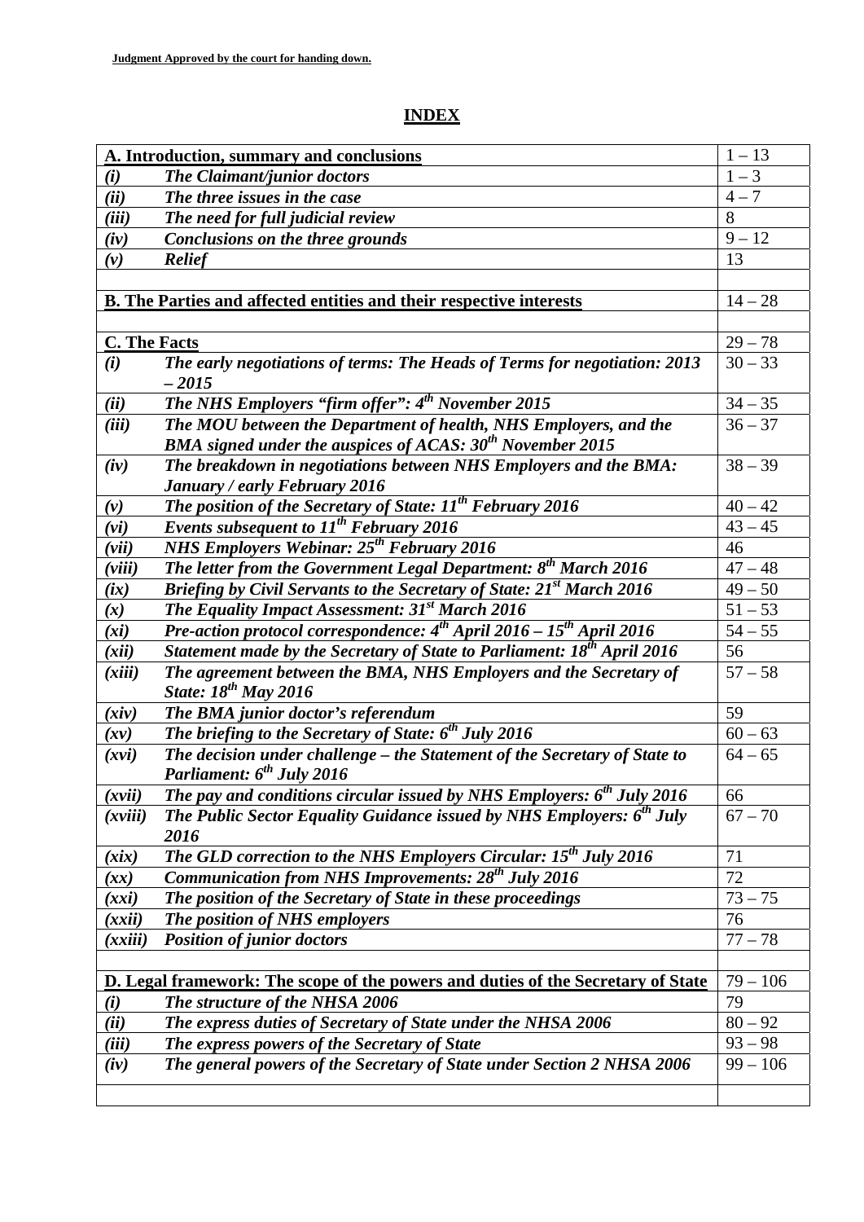# INDEX

| | | |
|---|---|---|
| **A. Introduction, summary and conclusions** | | 1 – 13 |
| *(i)* | ***The Claimant/junior doctors*** | 1 – 3 |
| *(ii)* | ***The three issues in the case*** | 4 – 7 |
| *(iii)* | ***The need for full judicial review*** | 8 |
| *(iv)* | ***Conclusions on the three grounds*** | 9 – 12 |
| *(v)* | ***Relief*** | 13 |
| | | |
| **B. The Parties and affected entities and their respective interests** | | 14 – 28 |
| | | |
| **C. The Facts** | | 29 – 78 |
| *(i)* | ***The early negotiations of terms: The Heads of Terms for negotiation: 2013 – 2015*** | 30 – 33 |
| *(ii)* | ***The NHS Employers "firm offer": 4th November 2015*** | 34 – 35 |
| *(iii)* | ***The MOU between the Department of health, NHS Employers, and the BMA signed under the auspices of ACAS: 30th November 2015*** | 36 – 37 |
| *(iv)* | ***The breakdown in negotiations between NHS Employers and the BMA: January / early February 2016*** | 38 – 39 |
| *(v)* | ***The position of the Secretary of State: 11th February 2016*** | 40 – 42 |
| *(vi)* | ***Events subsequent to 11th February 2016*** | 43 – 45 |
| *(vii)* | ***NHS Employers Webinar: 25th February 2016*** | 46 |
| *(viii)* | ***The letter from the Government Legal Department: 8th March 2016*** | 47 – 48 |
| *(ix)* | ***Briefing by Civil Servants to the Secretary of State: 21st March 2016*** | 49 – 50 |
| *(x)* | ***The Equality Impact Assessment: 31st March 2016*** | 51 – 53 |
| *(xi)* | ***Pre-action protocol correspondence: 4th April 2016 – 15th April 2016*** | 54 – 55 |
| *(xii)* | ***Statement made by the Secretary of State to Parliament: 18th April 2016*** | 56 |
| *(xiii)* | ***The agreement between the BMA, NHS Employers and the Secretary of State: 18th May 2016*** | 57 – 58 |
| *(xiv)* | ***The BMA junior doctor's referendum*** | 59 |
| *(xv)* | ***The briefing to the Secretary of State: 6th July 2016*** | 60 – 63 |
| *(xvi)* | ***The decision under challenge – the Statement of the Secretary of State to Parliament: 6th July 2016*** | 64 – 65 |
| *(xvii)* | ***The pay and conditions circular issued by NHS Employers: 6th July 2016*** | 66 |
| *(xviii)* | ***The Public Sector Equality Guidance issued by NHS Employers: 6th July 2016*** | 67 – 70 |
| *(xix)* | ***The GLD correction to the NHS Employers Circular: 15th July 2016*** | 71 |
| *(xx)* | ***Communication from NHS Improvements: 28th July 2016*** | 72 |
| *(xxi)* | ***The position of the Secretary of State in these proceedings*** | 73 – 75 |
| *(xxii)* | ***The position of NHS employers*** | 76 |
| *(xxiii)* | ***Position of junior doctors*** | 77 – 78 |
| | | |
| **D. Legal framework: The scope of the powers and duties of the Secretary of State** | | 79 – 106 |
| *(i)* | ***The structure of the NHSA 2006*** | 79 |
| *(ii)* | ***The express duties of Secretary of State under the NHSA 2006*** | 80 – 92 |
| *(iii)* | ***The express powers of the Secretary of State*** | 93 – 98 |
| *(iv)* | ***The general powers of the Secretary of State under Section 2 NHSA 2006*** | 99 – 106 |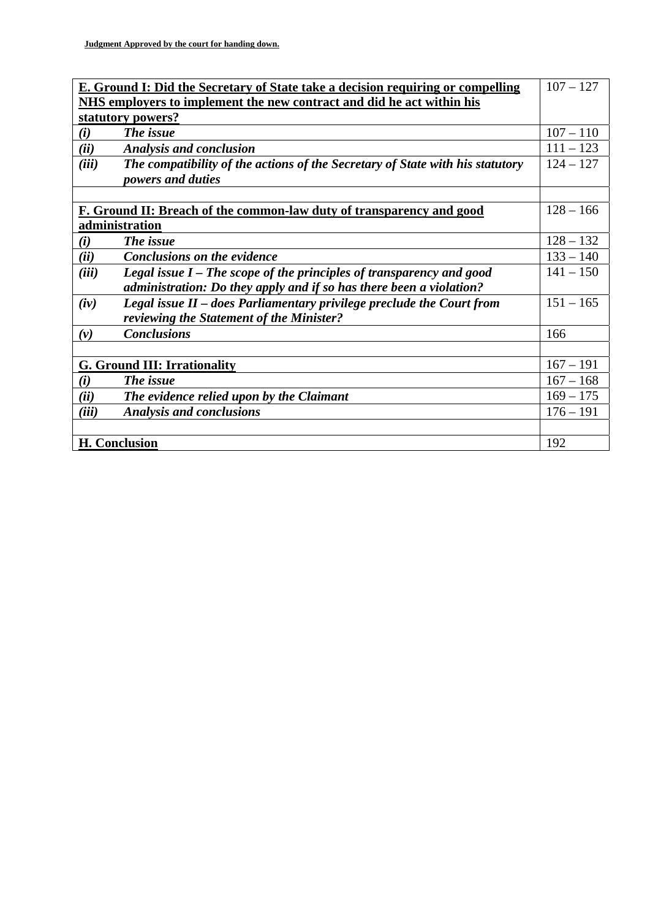| | |
|---|---|
| **E. Ground I: Did the Secretary of State take a decision requiring or compelling NHS employers to implement the new contract and did he act within his statutory powers?** | 107 – 127 |
| ***(i) The issue*** | 107 – 110 |
| ***(ii) Analysis and conclusion*** | 111 – 123 |
| ***(iii) The compatibility of the actions of the Secretary of State with his statutory powers and duties*** | 124 – 127 |
| | |
| **F. Ground II: Breach of the common-law duty of transparency and good administration** | 128 – 166 |
| ***(i) The issue*** | 128 – 132 |
| ***(ii) Conclusions on the evidence*** | 133 – 140 |
| ***(iii) Legal issue I – The scope of the principles of transparency and good administration: Do they apply and if so has there been a violation?*** | 141 – 150 |
| ***(iv) Legal issue II – does Parliamentary privilege preclude the Court from reviewing the Statement of the Minister?*** | 151 – 165 |
| ***(v) Conclusions*** | 166 |
| | |
| **G. Ground III: Irrationality** | 167 – 191 |
| ***(i) The issue*** | 167 – 168 |
| ***(ii) The evidence relied upon by the Claimant*** | 169 – 175 |
| ***(iii) Analysis and conclusions*** | 176 – 191 |
| | |
| **H. Conclusion** | 192 |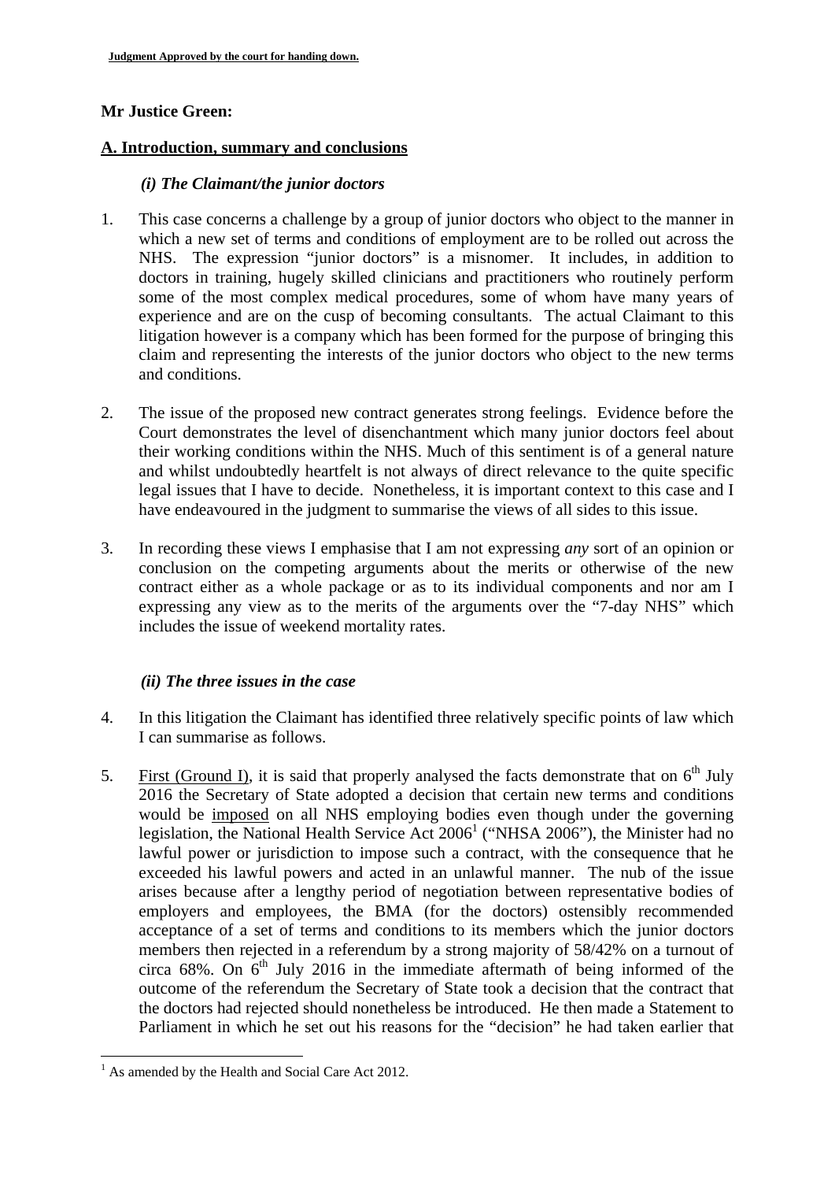**Mr Justice Green:**

## A. Introduction, summary and conclusions

### *(i) The Claimant/the junior doctors*

1. This case concerns a challenge by a group of junior doctors who object to the manner in which a new set of terms and conditions of employment are to be rolled out across the NHS. The expression "junior doctors" is a misnomer. It includes, in addition to doctors in training, hugely skilled clinicians and practitioners who routinely perform some of the most complex medical procedures, some of whom have many years of experience and are on the cusp of becoming consultants. The actual Claimant to this litigation however is a company which has been formed for the purpose of bringing this claim and representing the interests of the junior doctors who object to the new terms and conditions.

2. The issue of the proposed new contract generates strong feelings. Evidence before the Court demonstrates the level of disenchantment which many junior doctors feel about their working conditions within the NHS. Much of this sentiment is of a general nature and whilst undoubtedly heartfelt is not always of direct relevance to the quite specific legal issues that I have to decide. Nonetheless, it is important context to this case and I have endeavoured in the judgment to summarise the views of all sides to this issue.

3. In recording these views I emphasise that I am not expressing *any* sort of an opinion or conclusion on the competing arguments about the merits or otherwise of the new contract either as a whole package or as to its individual components and nor am I expressing any view as to the merits of the arguments over the "7-day NHS" which includes the issue of weekend mortality rates.

### *(ii) The three issues in the case*

4. In this litigation the Claimant has identified three relatively specific points of law which I can summarise as follows.

5. First (Ground I), it is said that properly analysed the facts demonstrate that on 6th July 2016 the Secretary of State adopted a decision that certain new terms and conditions would be imposed on all NHS employing bodies even though under the governing legislation, the National Health Service Act 2006[1] ("NHSA 2006"), the Minister had no lawful power or jurisdiction to impose such a contract, with the consequence that he exceeded his lawful powers and acted in an unlawful manner. The nub of the issue arises because after a lengthy period of negotiation between representative bodies of employers and employees, the BMA (for the doctors) ostensibly recommended acceptance of a set of terms and conditions to its members which the junior doctors members then rejected in a referendum by a strong majority of 58/42% on a turnout of circa 68%. On 6th July 2016 in the immediate aftermath of being informed of the outcome of the referendum the Secretary of State took a decision that the contract that the doctors had rejected should nonetheless be introduced. He then made a Statement to Parliament in which he set out his reasons for the "decision" he had taken earlier that

[1] As amended by the Health and Social Care Act 2012.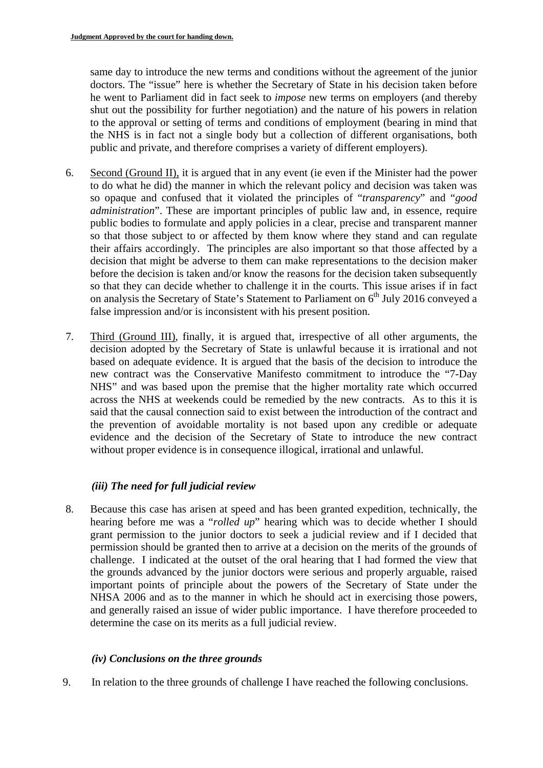same day to introduce the new terms and conditions without the agreement of the junior doctors. The "issue" here is whether the Secretary of State in his decision taken before he went to Parliament did in fact seek to *impose* new terms on employers (and thereby shut out the possibility for further negotiation) and the nature of his powers in relation to the approval or setting of terms and conditions of employment (bearing in mind that the NHS is in fact not a single body but a collection of different organisations, both public and private, and therefore comprises a variety of different employers).

6. Second (Ground II), it is argued that in any event (ie even if the Minister had the power to do what he did) the manner in which the relevant policy and decision was taken was so opaque and confused that it violated the principles of "*transparency*" and "*good administration*". These are important principles of public law and, in essence, require public bodies to formulate and apply policies in a clear, precise and transparent manner so that those subject to or affected by them know where they stand and can regulate their affairs accordingly. The principles are also important so that those affected by a decision that might be adverse to them can make representations to the decision maker before the decision is taken and/or know the reasons for the decision taken subsequently so that they can decide whether to challenge it in the courts. This issue arises if in fact on analysis the Secretary of State's Statement to Parliament on 6th July 2016 conveyed a false impression and/or is inconsistent with his present position.

7. Third (Ground III), finally, it is argued that, irrespective of all other arguments, the decision adopted by the Secretary of State is unlawful because it is irrational and not based on adequate evidence. It is argued that the basis of the decision to introduce the new contract was the Conservative Manifesto commitment to introduce the "7-Day NHS" and was based upon the premise that the higher mortality rate which occurred across the NHS at weekends could be remedied by the new contracts. As to this it is said that the causal connection said to exist between the introduction of the contract and the prevention of avoidable mortality is not based upon any credible or adequate evidence and the decision of the Secretary of State to introduce the new contract without proper evidence is in consequence illogical, irrational and unlawful.

### *(iii) The need for full judicial review*

8. Because this case has arisen at speed and has been granted expedition, technically, the hearing before me was a "*rolled up*" hearing which was to decide whether I should grant permission to the junior doctors to seek a judicial review and if I decided that permission should be granted then to arrive at a decision on the merits of the grounds of challenge. I indicated at the outset of the oral hearing that I had formed the view that the grounds advanced by the junior doctors were serious and properly arguable, raised important points of principle about the powers of the Secretary of State under the NHSA 2006 and as to the manner in which he should act in exercising those powers, and generally raised an issue of wider public importance. I have therefore proceeded to determine the case on its merits as a full judicial review.

### *(iv) Conclusions on the three grounds*

9. In relation to the three grounds of challenge I have reached the following conclusions.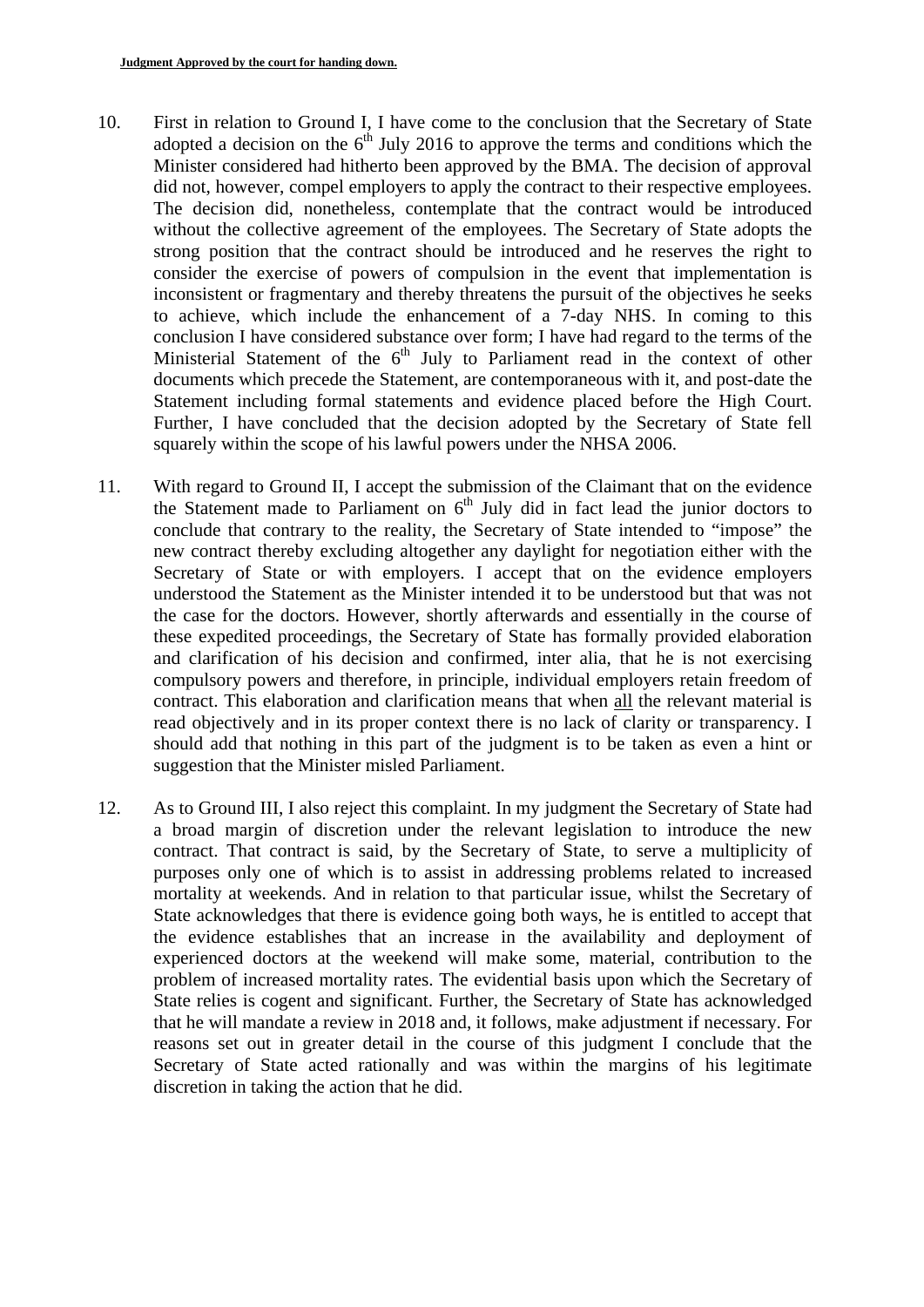10. First in relation to Ground I, I have come to the conclusion that the Secretary of State adopted a decision on the 6th July 2016 to approve the terms and conditions which the Minister considered had hitherto been approved by the BMA. The decision of approval did not, however, compel employers to apply the contract to their respective employees. The decision did, nonetheless, contemplate that the contract would be introduced without the collective agreement of the employees. The Secretary of State adopts the strong position that the contract should be introduced and he reserves the right to consider the exercise of powers of compulsion in the event that implementation is inconsistent or fragmentary and thereby threatens the pursuit of the objectives he seeks to achieve, which include the enhancement of a 7-day NHS. In coming to this conclusion I have considered substance over form; I have had regard to the terms of the Ministerial Statement of the 6th July to Parliament read in the context of other documents which precede the Statement, are contemporaneous with it, and post-date the Statement including formal statements and evidence placed before the High Court. Further, I have concluded that the decision adopted by the Secretary of State fell squarely within the scope of his lawful powers under the NHSA 2006.

11. With regard to Ground II, I accept the submission of the Claimant that on the evidence the Statement made to Parliament on 6th July did in fact lead the junior doctors to conclude that contrary to the reality, the Secretary of State intended to "impose" the new contract thereby excluding altogether any daylight for negotiation either with the Secretary of State or with employers. I accept that on the evidence employers understood the Statement as the Minister intended it to be understood but that was not the case for the doctors. However, shortly afterwards and essentially in the course of these expedited proceedings, the Secretary of State has formally provided elaboration and clarification of his decision and confirmed, inter alia, that he is not exercising compulsory powers and therefore, in principle, individual employers retain freedom of contract. This elaboration and clarification means that when all the relevant material is read objectively and in its proper context there is no lack of clarity or transparency. I should add that nothing in this part of the judgment is to be taken as even a hint or suggestion that the Minister misled Parliament.

12. As to Ground III, I also reject this complaint. In my judgment the Secretary of State had a broad margin of discretion under the relevant legislation to introduce the new contract. That contract is said, by the Secretary of State, to serve a multiplicity of purposes only one of which is to assist in addressing problems related to increased mortality at weekends. And in relation to that particular issue, whilst the Secretary of State acknowledges that there is evidence going both ways, he is entitled to accept that the evidence establishes that an increase in the availability and deployment of experienced doctors at the weekend will make some, material, contribution to the problem of increased mortality rates. The evidential basis upon which the Secretary of State relies is cogent and significant. Further, the Secretary of State has acknowledged that he will mandate a review in 2018 and, it follows, make adjustment if necessary. For reasons set out in greater detail in the course of this judgment I conclude that the Secretary of State acted rationally and was within the margins of his legitimate discretion in taking the action that he did.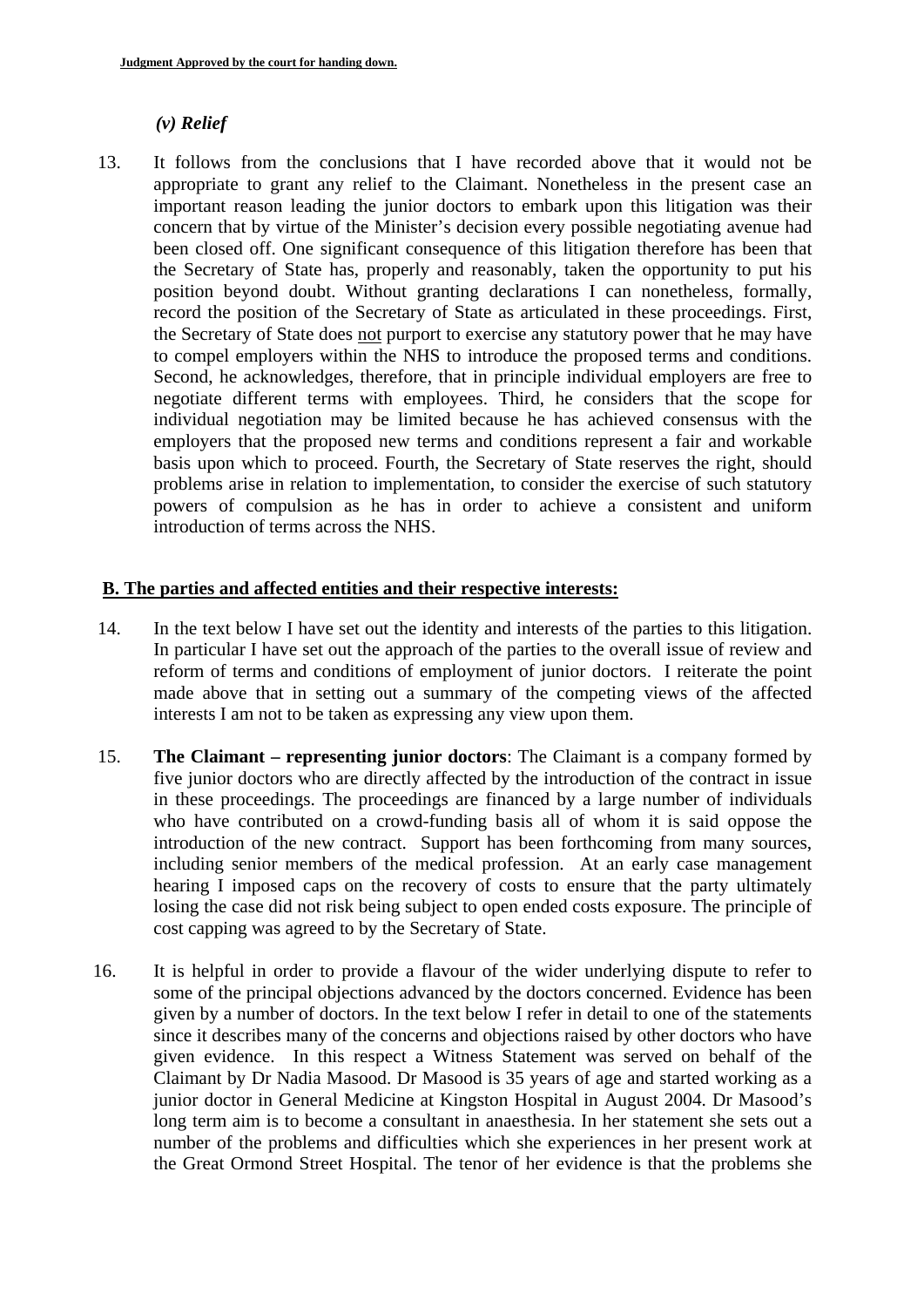### *(v) Relief*

13. It follows from the conclusions that I have recorded above that it would not be appropriate to grant any relief to the Claimant. Nonetheless in the present case an important reason leading the junior doctors to embark upon this litigation was their concern that by virtue of the Minister's decision every possible negotiating avenue had been closed off. One significant consequence of this litigation therefore has been that the Secretary of State has, properly and reasonably, taken the opportunity to put his position beyond doubt. Without granting declarations I can nonetheless, formally, record the position of the Secretary of State as articulated in these proceedings. First, the Secretary of State does <u>not</u> purport to exercise any statutory power that he may have to compel employers within the NHS to introduce the proposed terms and conditions. Second, he acknowledges, therefore, that in principle individual employers are free to negotiate different terms with employees. Third, he considers that the scope for individual negotiation may be limited because he has achieved consensus with the employers that the proposed new terms and conditions represent a fair and workable basis upon which to proceed. Fourth, the Secretary of State reserves the right, should problems arise in relation to implementation, to consider the exercise of such statutory powers of compulsion as he has in order to achieve a consistent and uniform introduction of terms across the NHS.

## B. The parties and affected entities and their respective interests:

14. In the text below I have set out the identity and interests of the parties to this litigation. In particular I have set out the approach of the parties to the overall issue of review and reform of terms and conditions of employment of junior doctors. I reiterate the point made above that in setting out a summary of the competing views of the affected interests I am not to be taken as expressing any view upon them.

15. **The Claimant – representing junior doctors**: The Claimant is a company formed by five junior doctors who are directly affected by the introduction of the contract in issue in these proceedings. The proceedings are financed by a large number of individuals who have contributed on a crowd-funding basis all of whom it is said oppose the introduction of the new contract. Support has been forthcoming from many sources, including senior members of the medical profession. At an early case management hearing I imposed caps on the recovery of costs to ensure that the party ultimately losing the case did not risk being subject to open ended costs exposure. The principle of cost capping was agreed to by the Secretary of State.

16. It is helpful in order to provide a flavour of the wider underlying dispute to refer to some of the principal objections advanced by the doctors concerned. Evidence has been given by a number of doctors. In the text below I refer in detail to one of the statements since it describes many of the concerns and objections raised by other doctors who have given evidence. In this respect a Witness Statement was served on behalf of the Claimant by Dr Nadia Masood. Dr Masood is 35 years of age and started working as a junior doctor in General Medicine at Kingston Hospital in August 2004. Dr Masood's long term aim is to become a consultant in anaesthesia. In her statement she sets out a number of the problems and difficulties which she experiences in her present work at the Great Ormond Street Hospital. The tenor of her evidence is that the problems she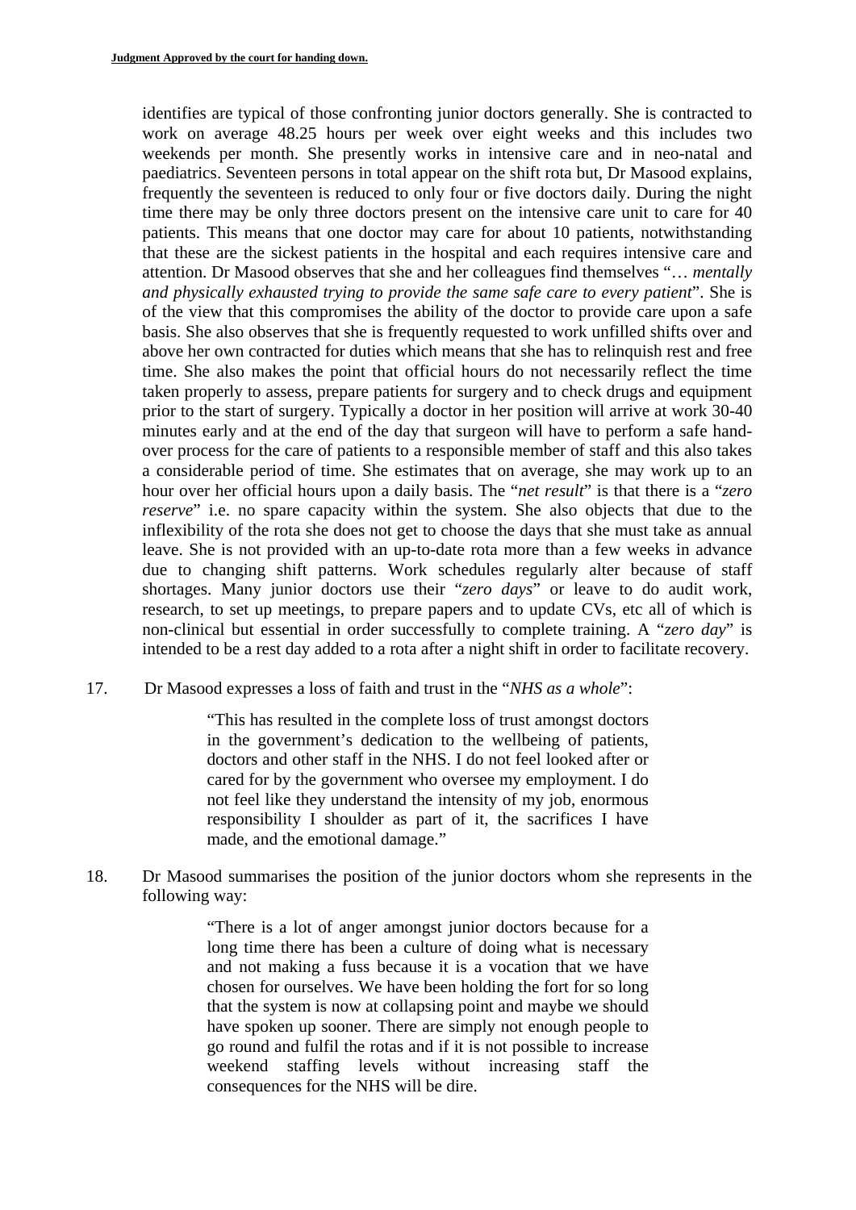identifies are typical of those confronting junior doctors generally. She is contracted to work on average 48.25 hours per week over eight weeks and this includes two weekends per month. She presently works in intensive care and in neo-natal and paediatrics. Seventeen persons in total appear on the shift rota but, Dr Masood explains, frequently the seventeen is reduced to only four or five doctors daily. During the night time there may be only three doctors present on the intensive care unit to care for 40 patients. This means that one doctor may care for about 10 patients, notwithstanding that these are the sickest patients in the hospital and each requires intensive care and attention. Dr Masood observes that she and her colleagues find themselves "… *mentally and physically exhausted trying to provide the same safe care to every patient*". She is of the view that this compromises the ability of the doctor to provide care upon a safe basis. She also observes that she is frequently requested to work unfilled shifts over and above her own contracted for duties which means that she has to relinquish rest and free time. She also makes the point that official hours do not necessarily reflect the time taken properly to assess, prepare patients for surgery and to check drugs and equipment prior to the start of surgery. Typically a doctor in her position will arrive at work 30-40 minutes early and at the end of the day that surgeon will have to perform a safe hand-over process for the care of patients to a responsible member of staff and this also takes a considerable period of time. She estimates that on average, she may work up to an hour over her official hours upon a daily basis. The "*net result*" is that there is a "*zero reserve*" i.e. no spare capacity within the system. She also objects that due to the inflexibility of the rota she does not get to choose the days that she must take as annual leave. She is not provided with an up-to-date rota more than a few weeks in advance due to changing shift patterns. Work schedules regularly alter because of staff shortages. Many junior doctors use their "*zero days*" or leave to do audit work, research, to set up meetings, to prepare papers and to update CVs, etc all of which is non-clinical but essential in order successfully to complete training. A "*zero day*" is intended to be a rest day added to a rota after a night shift in order to facilitate recovery.

17. Dr Masood expresses a loss of faith and trust in the "*NHS as a whole*":

> "This has resulted in the complete loss of trust amongst doctors in the government's dedication to the wellbeing of patients, doctors and other staff in the NHS. I do not feel looked after or cared for by the government who oversee my employment. I do not feel like they understand the intensity of my job, enormous responsibility I shoulder as part of it, the sacrifices I have made, and the emotional damage."

18. Dr Masood summarises the position of the junior doctors whom she represents in the following way:

> "There is a lot of anger amongst junior doctors because for a long time there has been a culture of doing what is necessary and not making a fuss because it is a vocation that we have chosen for ourselves. We have been holding the fort for so long that the system is now at collapsing point and maybe we should have spoken up sooner. There are simply not enough people to go round and fulfil the rotas and if it is not possible to increase weekend staffing levels without increasing staff the consequences for the NHS will be dire.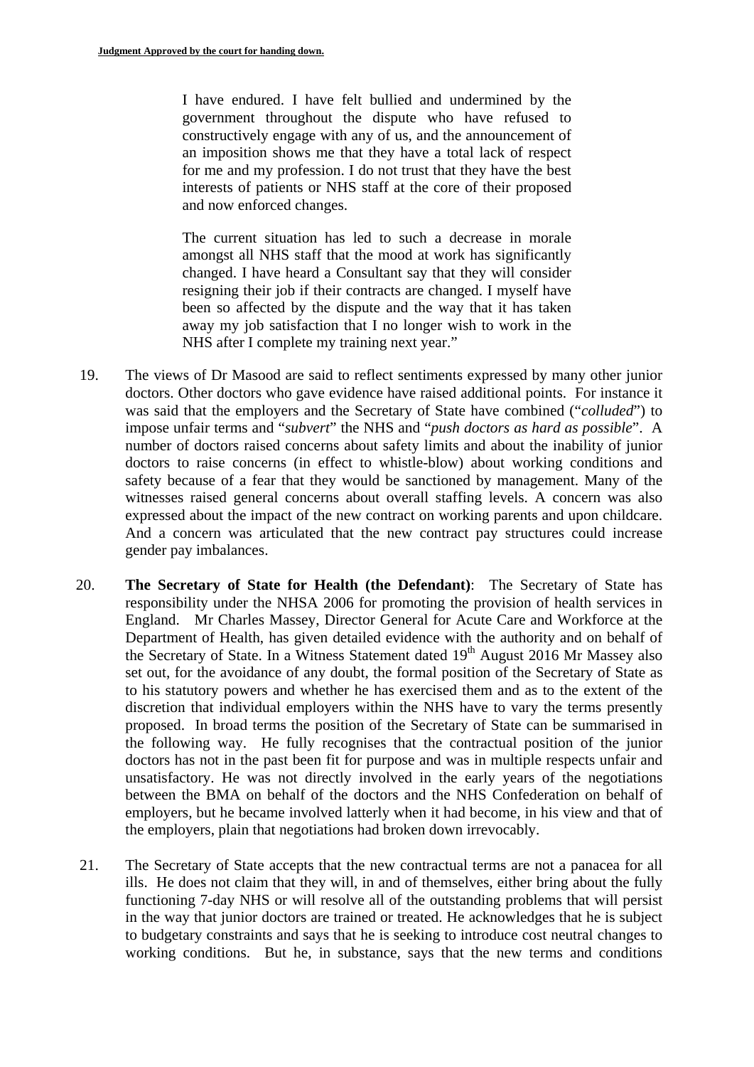> I have endured. I have felt bullied and undermined by the government throughout the dispute who have refused to constructively engage with any of us, and the announcement of an imposition shows me that they have a total lack of respect for me and my profession. I do not trust that they have the best interests of patients or NHS staff at the core of their proposed and now enforced changes.
>
> The current situation has led to such a decrease in morale amongst all NHS staff that the mood at work has significantly changed. I have heard a Consultant say that they will consider resigning their job if their contracts are changed. I myself have been so affected by the dispute and the way that it has taken away my job satisfaction that I no longer wish to work in the NHS after I complete my training next year."

19. The views of Dr Masood are said to reflect sentiments expressed by many other junior doctors. Other doctors who gave evidence have raised additional points. For instance it was said that the employers and the Secretary of State have combined ("*colluded*") to impose unfair terms and "*subvert*" the NHS and "*push doctors as hard as possible*". A number of doctors raised concerns about safety limits and about the inability of junior doctors to raise concerns (in effect to whistle-blow) about working conditions and safety because of a fear that they would be sanctioned by management. Many of the witnesses raised general concerns about overall staffing levels. A concern was also expressed about the impact of the new contract on working parents and upon childcare. And a concern was articulated that the new contract pay structures could increase gender pay imbalances.

20. **The Secretary of State for Health (the Defendant)**: The Secretary of State has responsibility under the NHSA 2006 for promoting the provision of health services in England. Mr Charles Massey, Director General for Acute Care and Workforce at the Department of Health, has given detailed evidence with the authority and on behalf of the Secretary of State. In a Witness Statement dated 19th August 2016 Mr Massey also set out, for the avoidance of any doubt, the formal position of the Secretary of State as to his statutory powers and whether he has exercised them and as to the extent of the discretion that individual employers within the NHS have to vary the terms presently proposed. In broad terms the position of the Secretary of State can be summarised in the following way. He fully recognises that the contractual position of the junior doctors has not in the past been fit for purpose and was in multiple respects unfair and unsatisfactory. He was not directly involved in the early years of the negotiations between the BMA on behalf of the doctors and the NHS Confederation on behalf of employers, but he became involved latterly when it had become, in his view and that of the employers, plain that negotiations had broken down irrevocably.

21. The Secretary of State accepts that the new contractual terms are not a panacea for all ills. He does not claim that they will, in and of themselves, either bring about the fully functioning 7-day NHS or will resolve all of the outstanding problems that will persist in the way that junior doctors are trained or treated. He acknowledges that he is subject to budgetary constraints and says that he is seeking to introduce cost neutral changes to working conditions. But he, in substance, says that the new terms and conditions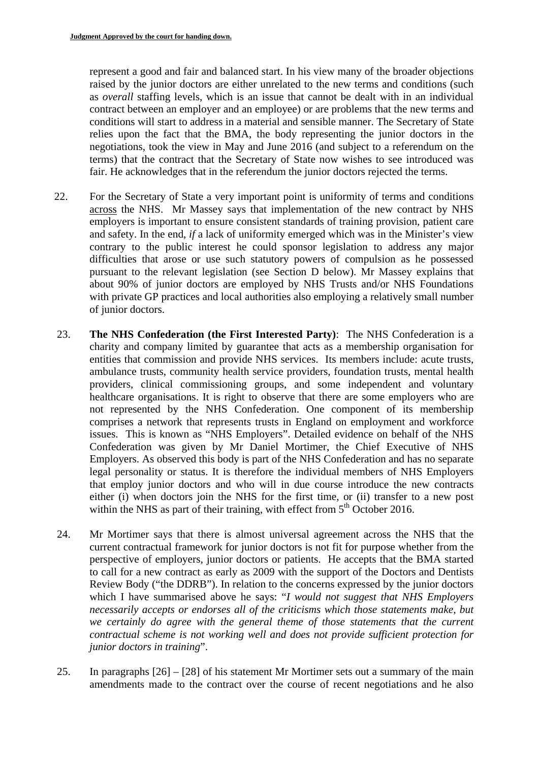represent a good and fair and balanced start. In his view many of the broader objections raised by the junior doctors are either unrelated to the new terms and conditions (such as *overall* staffing levels, which is an issue that cannot be dealt with in an individual contract between an employer and an employee) or are problems that the new terms and conditions will start to address in a material and sensible manner. The Secretary of State relies upon the fact that the BMA, the body representing the junior doctors in the negotiations, took the view in May and June 2016 (and subject to a referendum on the terms) that the contract that the Secretary of State now wishes to see introduced was fair. He acknowledges that in the referendum the junior doctors rejected the terms.

22. For the Secretary of State a very important point is uniformity of terms and conditions across the NHS. Mr Massey says that implementation of the new contract by NHS employers is important to ensure consistent standards of training provision, patient care and safety. In the end, *if* a lack of uniformity emerged which was in the Minister's view contrary to the public interest he could sponsor legislation to address any major difficulties that arose or use such statutory powers of compulsion as he possessed pursuant to the relevant legislation (see Section D below). Mr Massey explains that about 90% of junior doctors are employed by NHS Trusts and/or NHS Foundations with private GP practices and local authorities also employing a relatively small number of junior doctors.

23. **The NHS Confederation (the First Interested Party)**: The NHS Confederation is a charity and company limited by guarantee that acts as a membership organisation for entities that commission and provide NHS services. Its members include: acute trusts, ambulance trusts, community health service providers, foundation trusts, mental health providers, clinical commissioning groups, and some independent and voluntary healthcare organisations. It is right to observe that there are some employers who are not represented by the NHS Confederation. One component of its membership comprises a network that represents trusts in England on employment and workforce issues. This is known as "NHS Employers". Detailed evidence on behalf of the NHS Confederation was given by Mr Daniel Mortimer, the Chief Executive of NHS Employers. As observed this body is part of the NHS Confederation and has no separate legal personality or status. It is therefore the individual members of NHS Employers that employ junior doctors and who will in due course introduce the new contracts either (i) when doctors join the NHS for the first time, or (ii) transfer to a new post within the NHS as part of their training, with effect from 5th October 2016.

24. Mr Mortimer says that there is almost universal agreement across the NHS that the current contractual framework for junior doctors is not fit for purpose whether from the perspective of employers, junior doctors or patients. He accepts that the BMA started to call for a new contract as early as 2009 with the support of the Doctors and Dentists Review Body ("the DDRB"). In relation to the concerns expressed by the junior doctors which I have summarised above he says: "*I would not suggest that NHS Employers necessarily accepts or endorses all of the criticisms which those statements make, but we certainly do agree with the general theme of those statements that the current contractual scheme is not working well and does not provide sufficient protection for junior doctors in training*".

25. In paragraphs [26] – [28] of his statement Mr Mortimer sets out a summary of the main amendments made to the contract over the course of recent negotiations and he also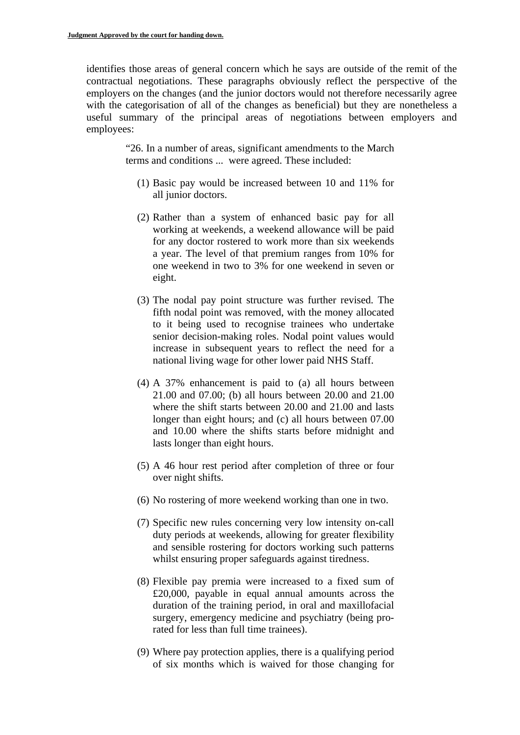identifies those areas of general concern which he says are outside of the remit of the contractual negotiations. These paragraphs obviously reflect the perspective of the employers on the changes (and the junior doctors would not therefore necessarily agree with the categorisation of all of the changes as beneficial) but they are nonetheless a useful summary of the principal areas of negotiations between employers and employees:

> "26. In a number of areas, significant amendments to the March terms and conditions ... were agreed. These included:
>
> (1) Basic pay would be increased between 10 and 11% for all junior doctors.
>
> (2) Rather than a system of enhanced basic pay for all working at weekends, a weekend allowance will be paid for any doctor rostered to work more than six weekends a year. The level of that premium ranges from 10% for one weekend in two to 3% for one weekend in seven or eight.
>
> (3) The nodal pay point structure was further revised. The fifth nodal point was removed, with the money allocated to it being used to recognise trainees who undertake senior decision-making roles. Nodal point values would increase in subsequent years to reflect the need for a national living wage for other lower paid NHS Staff.
>
> (4) A 37% enhancement is paid to (a) all hours between 21.00 and 07.00; (b) all hours between 20.00 and 21.00 where the shift starts between 20.00 and 21.00 and lasts longer than eight hours; and (c) all hours between 07.00 and 10.00 where the shifts starts before midnight and lasts longer than eight hours.
>
> (5) A 46 hour rest period after completion of three or four over night shifts.
>
> (6) No rostering of more weekend working than one in two.
>
> (7) Specific new rules concerning very low intensity on-call duty periods at weekends, allowing for greater flexibility and sensible rostering for doctors working such patterns whilst ensuring proper safeguards against tiredness.
>
> (8) Flexible pay premia were increased to a fixed sum of £20,000, payable in equal annual amounts across the duration of the training period, in oral and maxillofacial surgery, emergency medicine and psychiatry (being pro-rated for less than full time trainees).
>
> (9) Where pay protection applies, there is a qualifying period of six months which is waived for those changing for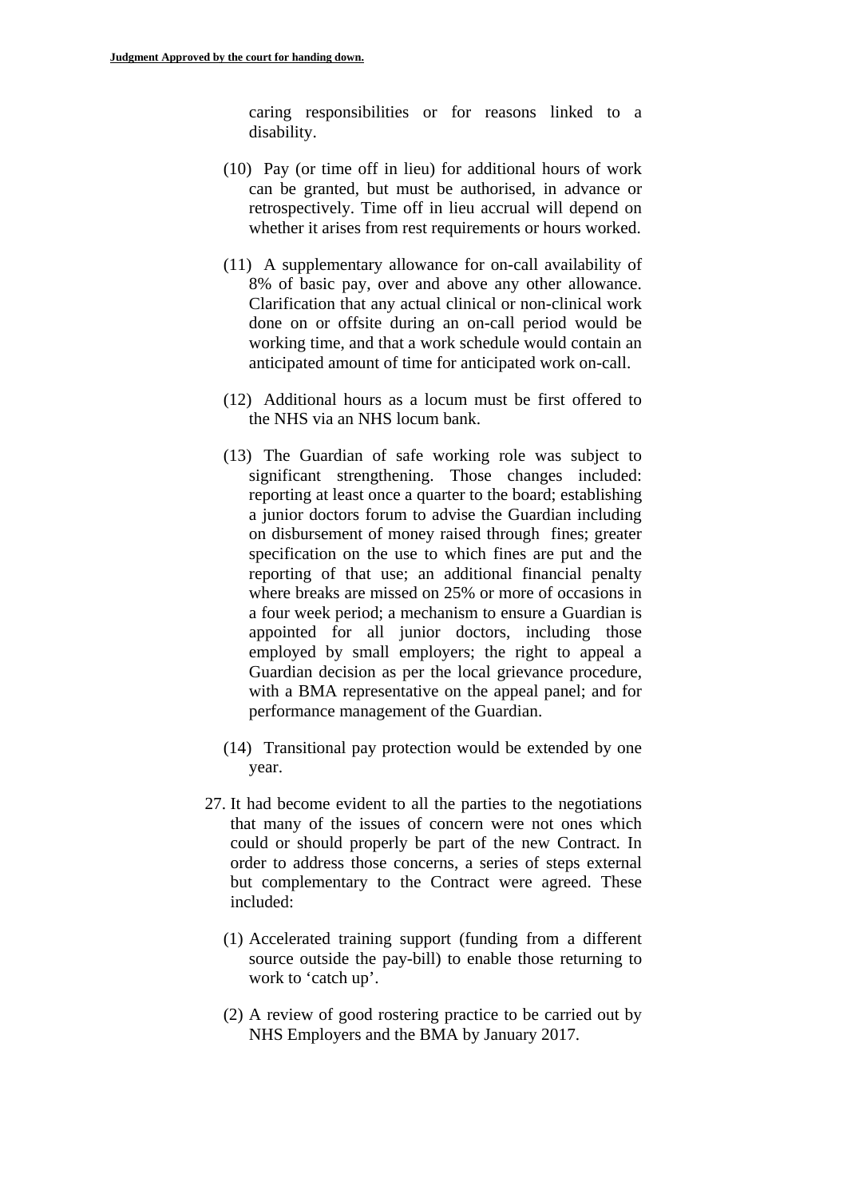caring responsibilities or for reasons linked to a disability.

(10) Pay (or time off in lieu) for additional hours of work can be granted, but must be authorised, in advance or retrospectively. Time off in lieu accrual will depend on whether it arises from rest requirements or hours worked.

(11) A supplementary allowance for on-call availability of 8% of basic pay, over and above any other allowance. Clarification that any actual clinical or non-clinical work done on or offsite during an on-call period would be working time, and that a work schedule would contain an anticipated amount of time for anticipated work on-call.

(12) Additional hours as a locum must be first offered to the NHS via an NHS locum bank.

(13) The Guardian of safe working role was subject to significant strengthening. Those changes included: reporting at least once a quarter to the board; establishing a junior doctors forum to advise the Guardian including on disbursement of money raised through fines; greater specification on the use to which fines are put and the reporting of that use; an additional financial penalty where breaks are missed on 25% or more of occasions in a four week period; a mechanism to ensure a Guardian is appointed for all junior doctors, including those employed by small employers; the right to appeal a Guardian decision as per the local grievance procedure, with a BMA representative on the appeal panel; and for performance management of the Guardian.

(14) Transitional pay protection would be extended by one year.

27. It had become evident to all the parties to the negotiations that many of the issues of concern were not ones which could or should properly be part of the new Contract. In order to address those concerns, a series of steps external but complementary to the Contract were agreed. These included:

(1) Accelerated training support (funding from a different source outside the pay-bill) to enable those returning to work to 'catch up'.

(2) A review of good rostering practice to be carried out by NHS Employers and the BMA by January 2017.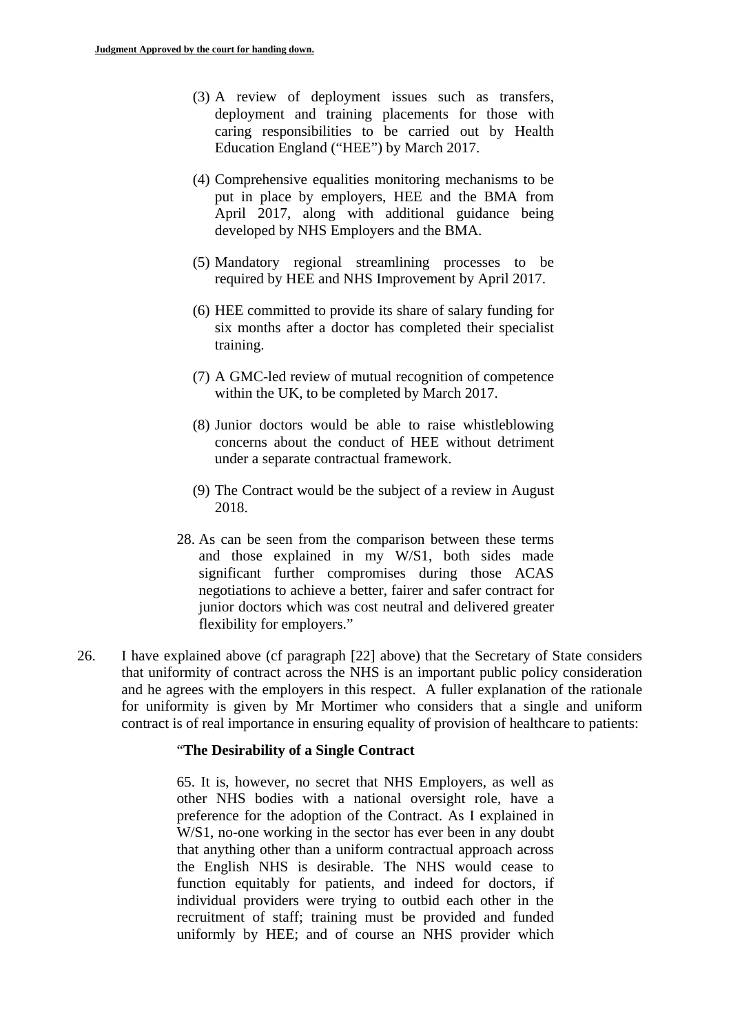(3) A review of deployment issues such as transfers, deployment and training placements for those with caring responsibilities to be carried out by Health Education England ("HEE") by March 2017.

(4) Comprehensive equalities monitoring mechanisms to be put in place by employers, HEE and the BMA from April 2017, along with additional guidance being developed by NHS Employers and the BMA.

(5) Mandatory regional streamlining processes to be required by HEE and NHS Improvement by April 2017.

(6) HEE committed to provide its share of salary funding for six months after a doctor has completed their specialist training.

(7) A GMC-led review of mutual recognition of competence within the UK, to be completed by March 2017.

(8) Junior doctors would be able to raise whistleblowing concerns about the conduct of HEE without detriment under a separate contractual framework.

(9) The Contract would be the subject of a review in August 2018.

28. As can be seen from the comparison between these terms and those explained in my W/S1, both sides made significant further compromises during those ACAS negotiations to achieve a better, fairer and safer contract for junior doctors which was cost neutral and delivered greater flexibility for employers."

26. I have explained above (cf paragraph [22] above) that the Secretary of State considers that uniformity of contract across the NHS is an important public policy consideration and he agrees with the employers in this respect. A fuller explanation of the rationale for uniformity is given by Mr Mortimer who considers that a single and uniform contract is of real importance in ensuring equality of provision of healthcare to patients:

"**The Desirability of a Single Contract**

65. It is, however, no secret that NHS Employers, as well as other NHS bodies with a national oversight role, have a preference for the adoption of the Contract. As I explained in W/S1, no-one working in the sector has ever been in any doubt that anything other than a uniform contractual approach across the English NHS is desirable. The NHS would cease to function equitably for patients, and indeed for doctors, if individual providers were trying to outbid each other in the recruitment of staff; training must be provided and funded uniformly by HEE; and of course an NHS provider which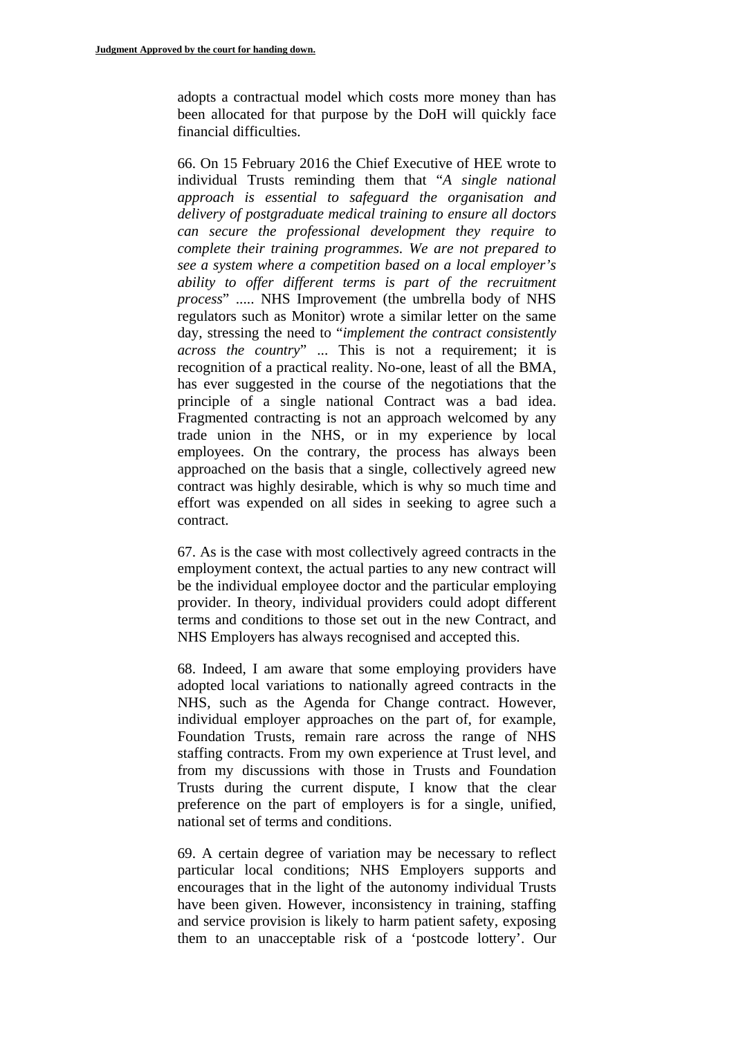adopts a contractual model which costs more money than has been allocated for that purpose by the DoH will quickly face financial difficulties.

66. On 15 February 2016 the Chief Executive of HEE wrote to individual Trusts reminding them that "*A single national approach is essential to safeguard the organisation and delivery of postgraduate medical training to ensure all doctors can secure the professional development they require to complete their training programmes. We are not prepared to see a system where a competition based on a local employer's ability to offer different terms is part of the recruitment process*" ..... NHS Improvement (the umbrella body of NHS regulators such as Monitor) wrote a similar letter on the same day, stressing the need to "*implement the contract consistently across the country*" ... This is not a requirement; it is recognition of a practical reality. No-one, least of all the BMA, has ever suggested in the course of the negotiations that the principle of a single national Contract was a bad idea. Fragmented contracting is not an approach welcomed by any trade union in the NHS, or in my experience by local employees. On the contrary, the process has always been approached on the basis that a single, collectively agreed new contract was highly desirable, which is why so much time and effort was expended on all sides in seeking to agree such a contract.

67. As is the case with most collectively agreed contracts in the employment context, the actual parties to any new contract will be the individual employee doctor and the particular employing provider. In theory, individual providers could adopt different terms and conditions to those set out in the new Contract, and NHS Employers has always recognised and accepted this.

68. Indeed, I am aware that some employing providers have adopted local variations to nationally agreed contracts in the NHS, such as the Agenda for Change contract. However, individual employer approaches on the part of, for example, Foundation Trusts, remain rare across the range of NHS staffing contracts. From my own experience at Trust level, and from my discussions with those in Trusts and Foundation Trusts during the current dispute, I know that the clear preference on the part of employers is for a single, unified, national set of terms and conditions.

69. A certain degree of variation may be necessary to reflect particular local conditions; NHS Employers supports and encourages that in the light of the autonomy individual Trusts have been given. However, inconsistency in training, staffing and service provision is likely to harm patient safety, exposing them to an unacceptable risk of a 'postcode lottery'. Our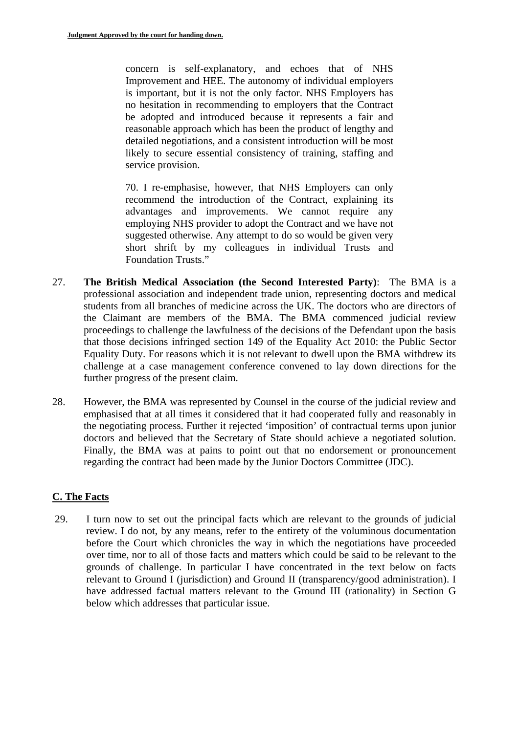> concern is self-explanatory, and echoes that of NHS Improvement and HEE. The autonomy of individual employers is important, but it is not the only factor. NHS Employers has no hesitation in recommending to employers that the Contract be adopted and introduced because it represents a fair and reasonable approach which has been the product of lengthy and detailed negotiations, and a consistent introduction will be most likely to secure essential consistency of training, staffing and service provision.
>
> 70. I re-emphasise, however, that NHS Employers can only recommend the introduction of the Contract, explaining its advantages and improvements. We cannot require any employing NHS provider to adopt the Contract and we have not suggested otherwise. Any attempt to do so would be given very short shrift by my colleagues in individual Trusts and Foundation Trusts."

27. **The British Medical Association (the Second Interested Party)**: The BMA is a professional association and independent trade union, representing doctors and medical students from all branches of medicine across the UK. The doctors who are directors of the Claimant are members of the BMA. The BMA commenced judicial review proceedings to challenge the lawfulness of the decisions of the Defendant upon the basis that those decisions infringed section 149 of the Equality Act 2010: the Public Sector Equality Duty. For reasons which it is not relevant to dwell upon the BMA withdrew its challenge at a case management conference convened to lay down directions for the further progress of the present claim.

28. However, the BMA was represented by Counsel in the course of the judicial review and emphasised that at all times it considered that it had cooperated fully and reasonably in the negotiating process. Further it rejected 'imposition' of contractual terms upon junior doctors and believed that the Secretary of State should achieve a negotiated solution. Finally, the BMA was at pains to point out that no endorsement or pronouncement regarding the contract had been made by the Junior Doctors Committee (JDC).

## C. The Facts

29. I turn now to set out the principal facts which are relevant to the grounds of judicial review. I do not, by any means, refer to the entirety of the voluminous documentation before the Court which chronicles the way in which the negotiations have proceeded over time, nor to all of those facts and matters which could be said to be relevant to the grounds of challenge. In particular I have concentrated in the text below on facts relevant to Ground I (jurisdiction) and Ground II (transparency/good administration). I have addressed factual matters relevant to the Ground III (rationality) in Section G below which addresses that particular issue.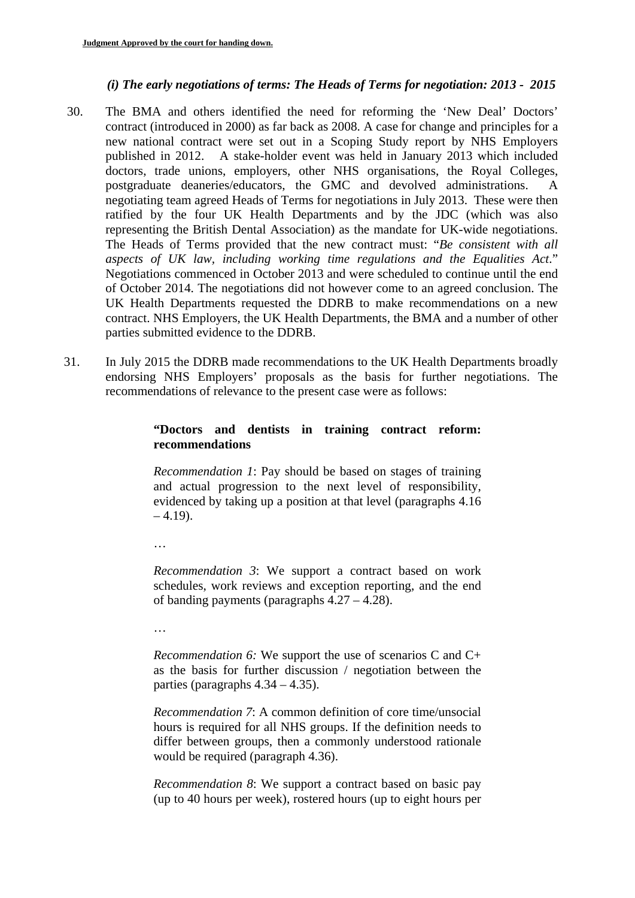### *(i) The early negotiations of terms: The Heads of Terms for negotiation: 2013 - 2015*

30. The BMA and others identified the need for reforming the 'New Deal' Doctors' contract (introduced in 2000) as far back as 2008. A case for change and principles for a new national contract were set out in a Scoping Study report by NHS Employers published in 2012. A stake-holder event was held in January 2013 which included doctors, trade unions, employers, other NHS organisations, the Royal Colleges, postgraduate deaneries/educators, the GMC and devolved administrations. A negotiating team agreed Heads of Terms for negotiations in July 2013. These were then ratified by the four UK Health Departments and by the JDC (which was also representing the British Dental Association) as the mandate for UK-wide negotiations. The Heads of Terms provided that the new contract must: "*Be consistent with all aspects of UK law, including working time regulations and the Equalities Act*." Negotiations commenced in October 2013 and were scheduled to continue until the end of October 2014. The negotiations did not however come to an agreed conclusion. The UK Health Departments requested the DDRB to make recommendations on a new contract. NHS Employers, the UK Health Departments, the BMA and a number of other parties submitted evidence to the DDRB.

31. In July 2015 the DDRB made recommendations to the UK Health Departments broadly endorsing NHS Employers' proposals as the basis for further negotiations. The recommendations of relevance to the present case were as follows:

> **"Doctors and dentists in training contract reform: recommendations**
>
> *Recommendation 1*: Pay should be based on stages of training and actual progression to the next level of responsibility, evidenced by taking up a position at that level (paragraphs 4.16 – 4.19).
>
> …
>
> *Recommendation 3*: We support a contract based on work schedules, work reviews and exception reporting, and the end of banding payments (paragraphs 4.27 – 4.28).
>
> …
>
> *Recommendation 6:* We support the use of scenarios C and C+ as the basis for further discussion / negotiation between the parties (paragraphs 4.34 – 4.35).
>
> *Recommendation 7*: A common definition of core time/unsocial hours is required for all NHS groups. If the definition needs to differ between groups, then a commonly understood rationale would be required (paragraph 4.36).
>
> *Recommendation 8*: We support a contract based on basic pay (up to 40 hours per week), rostered hours (up to eight hours per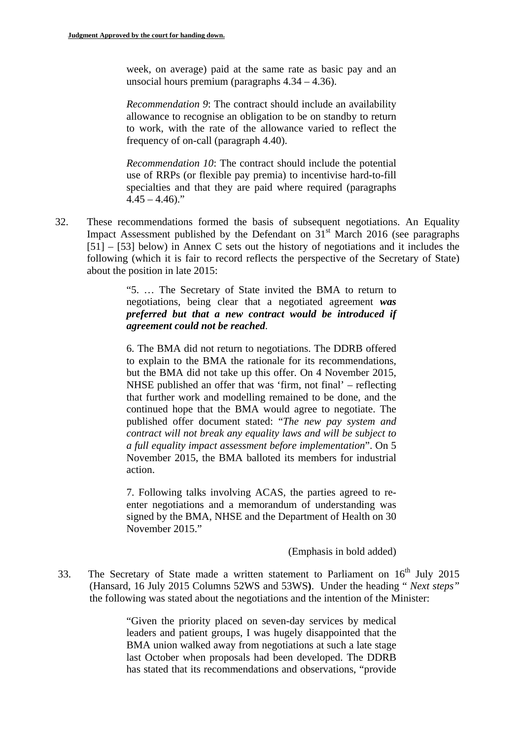> week, on average) paid at the same rate as basic pay and an unsocial hours premium (paragraphs 4.34 – 4.36).
>
> *Recommendation 9*: The contract should include an availability allowance to recognise an obligation to be on standby to return to work, with the rate of the allowance varied to reflect the frequency of on-call (paragraph 4.40).
>
> *Recommendation 10*: The contract should include the potential use of RRPs (or flexible pay premia) to incentivise hard-to-fill specialties and that they are paid where required (paragraphs 4.45 – 4.46)."

32. These recommendations formed the basis of subsequent negotiations. An Equality Impact Assessment published by the Defendant on 31st March 2016 (see paragraphs [51] – [53] below) in Annex C sets out the history of negotiations and it includes the following (which it is fair to record reflects the perspective of the Secretary of State) about the position in late 2015:

> "5. … The Secretary of State invited the BMA to return to negotiations, being clear that a negotiated agreement ***was preferred but that a new contract would be introduced if agreement could not be reached***.
>
> 6. The BMA did not return to negotiations. The DDRB offered to explain to the BMA the rationale for its recommendations, but the BMA did not take up this offer. On 4 November 2015, NHSE published an offer that was 'firm, not final' – reflecting that further work and modelling remained to be done, and the continued hope that the BMA would agree to negotiate. The published offer document stated: "*The new pay system and contract will not break any equality laws and will be subject to a full equality impact assessment before implementation*". On 5 November 2015, the BMA balloted its members for industrial action.
>
> 7. Following talks involving ACAS, the parties agreed to re-enter negotiations and a memorandum of understanding was signed by the BMA, NHSE and the Department of Health on 30 November 2015."
>
> (Emphasis in bold added)

33. The Secretary of State made a written statement to Parliament on 16th July 2015 (Hansard, 16 July 2015 Columns 52WS and 53WS**)**. Under the heading "*Next steps*" the following was stated about the negotiations and the intention of the Minister:

> "Given the priority placed on seven-day services by medical leaders and patient groups, I was hugely disappointed that the BMA union walked away from negotiations at such a late stage last October when proposals had been developed. The DDRB has stated that its recommendations and observations, "provide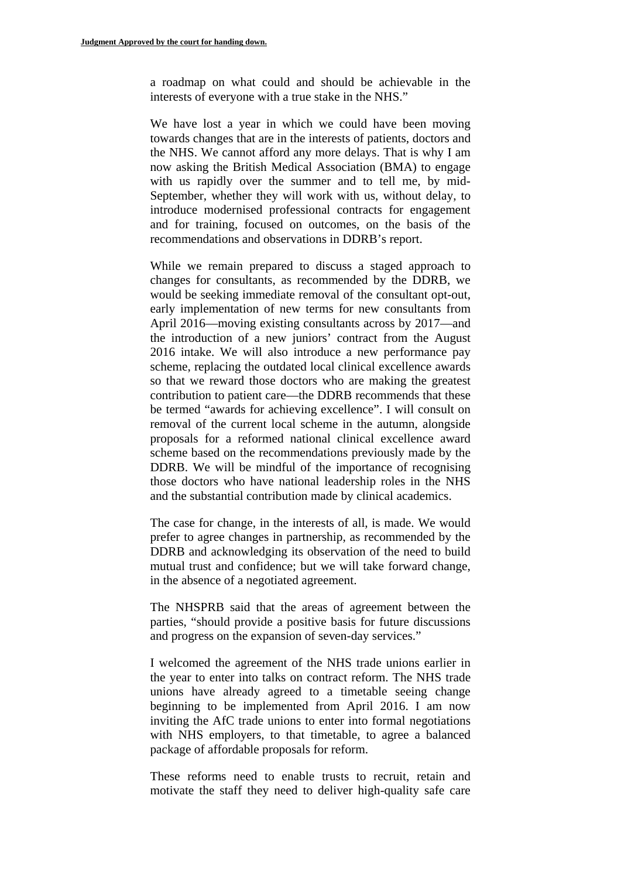a roadmap on what could and should be achievable in the interests of everyone with a true stake in the NHS."

We have lost a year in which we could have been moving towards changes that are in the interests of patients, doctors and the NHS. We cannot afford any more delays. That is why I am now asking the British Medical Association (BMA) to engage with us rapidly over the summer and to tell me, by mid-September, whether they will work with us, without delay, to introduce modernised professional contracts for engagement and for training, focused on outcomes, on the basis of the recommendations and observations in DDRB's report.

While we remain prepared to discuss a staged approach to changes for consultants, as recommended by the DDRB, we would be seeking immediate removal of the consultant opt-out, early implementation of new terms for new consultants from April 2016—moving existing consultants across by 2017—and the introduction of a new juniors' contract from the August 2016 intake. We will also introduce a new performance pay scheme, replacing the outdated local clinical excellence awards so that we reward those doctors who are making the greatest contribution to patient care—the DDRB recommends that these be termed "awards for achieving excellence". I will consult on removal of the current local scheme in the autumn, alongside proposals for a reformed national clinical excellence award scheme based on the recommendations previously made by the DDRB. We will be mindful of the importance of recognising those doctors who have national leadership roles in the NHS and the substantial contribution made by clinical academics.

The case for change, in the interests of all, is made. We would prefer to agree changes in partnership, as recommended by the DDRB and acknowledging its observation of the need to build mutual trust and confidence; but we will take forward change, in the absence of a negotiated agreement.

The NHSPRB said that the areas of agreement between the parties, "should provide a positive basis for future discussions and progress on the expansion of seven-day services."

I welcomed the agreement of the NHS trade unions earlier in the year to enter into talks on contract reform. The NHS trade unions have already agreed to a timetable seeing change beginning to be implemented from April 2016. I am now inviting the AfC trade unions to enter into formal negotiations with NHS employers, to that timetable, to agree a balanced package of affordable proposals for reform.

These reforms need to enable trusts to recruit, retain and motivate the staff they need to deliver high-quality safe care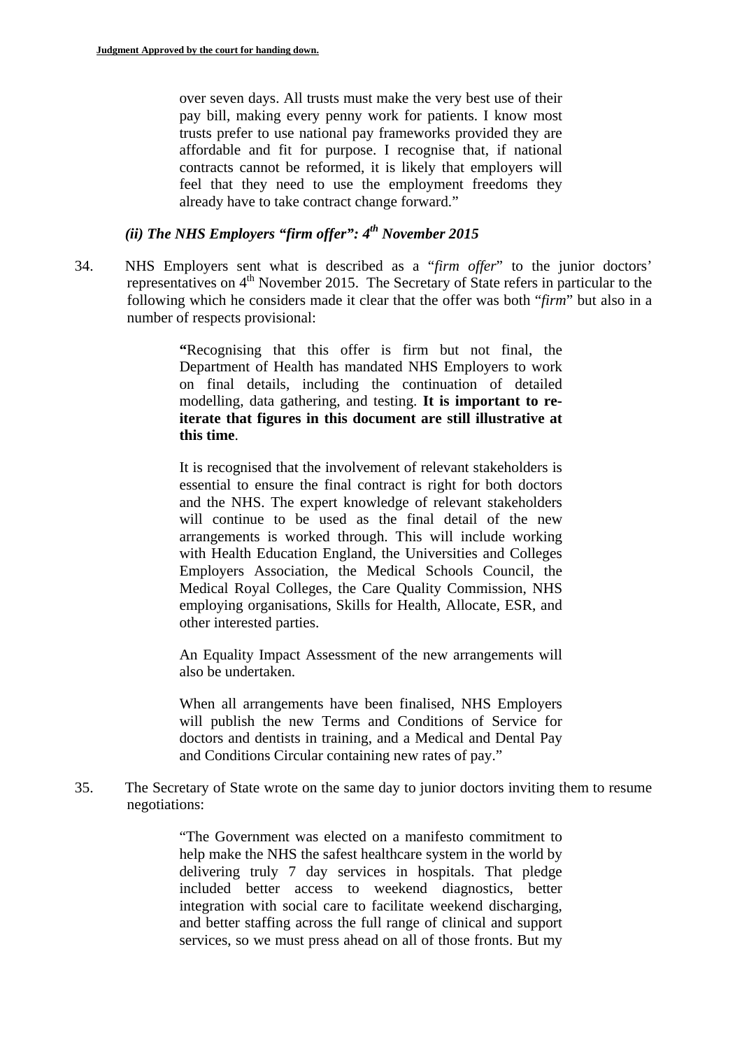over seven days. All trusts must make the very best use of their pay bill, making every penny work for patients. I know most trusts prefer to use national pay frameworks provided they are affordable and fit for purpose. I recognise that, if national contracts cannot be reformed, it is likely that employers will feel that they need to use the employment freedoms they already have to take contract change forward."

### *(ii) The NHS Employers "firm offer": 4th November 2015*

34. NHS Employers sent what is described as a "*firm offer*" to the junior doctors' representatives on 4th November 2015. The Secretary of State refers in particular to the following which he considers made it clear that the offer was both "*firm*" but also in a number of respects provisional:

> **"**Recognising that this offer is firm but not final, the Department of Health has mandated NHS Employers to work on final details, including the continuation of detailed modelling, data gathering, and testing. **It is important to re-iterate that figures in this document are still illustrative at this time**.
>
> It is recognised that the involvement of relevant stakeholders is essential to ensure the final contract is right for both doctors and the NHS. The expert knowledge of relevant stakeholders will continue to be used as the final detail of the new arrangements is worked through. This will include working with Health Education England, the Universities and Colleges Employers Association, the Medical Schools Council, the Medical Royal Colleges, the Care Quality Commission, NHS employing organisations, Skills for Health, Allocate, ESR, and other interested parties.
>
> An Equality Impact Assessment of the new arrangements will also be undertaken.
>
> When all arrangements have been finalised, NHS Employers will publish the new Terms and Conditions of Service for doctors and dentists in training, and a Medical and Dental Pay and Conditions Circular containing new rates of pay."

35. The Secretary of State wrote on the same day to junior doctors inviting them to resume negotiations:

> "The Government was elected on a manifesto commitment to help make the NHS the safest healthcare system in the world by delivering truly 7 day services in hospitals. That pledge included better access to weekend diagnostics, better integration with social care to facilitate weekend discharging, and better staffing across the full range of clinical and support services, so we must press ahead on all of those fronts. But my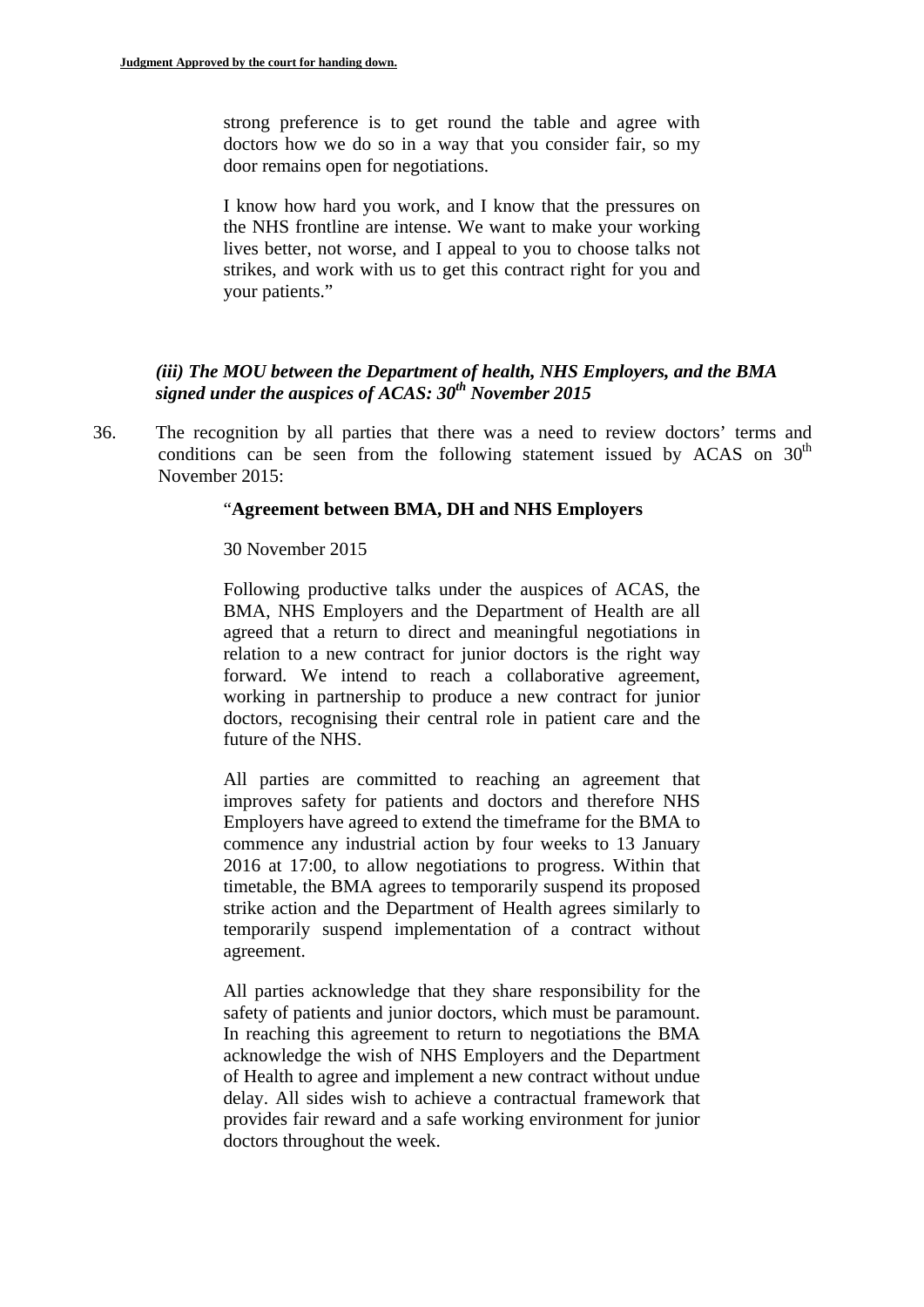strong preference is to get round the table and agree with doctors how we do so in a way that you consider fair, so my door remains open for negotiations.

I know how hard you work, and I know that the pressures on the NHS frontline are intense. We want to make your working lives better, not worse, and I appeal to you to choose talks not strikes, and work with us to get this contract right for you and your patients."

### *(iii) The MOU between the Department of health, NHS Employers, and the BMA signed under the auspices of ACAS: 30th November 2015*

36. The recognition by all parties that there was a need to review doctors' terms and conditions can be seen from the following statement issued by ACAS on 30th November 2015:

> "**Agreement between BMA, DH and NHS Employers**
>
> 30 November 2015
>
> Following productive talks under the auspices of ACAS, the BMA, NHS Employers and the Department of Health are all agreed that a return to direct and meaningful negotiations in relation to a new contract for junior doctors is the right way forward. We intend to reach a collaborative agreement, working in partnership to produce a new contract for junior doctors, recognising their central role in patient care and the future of the NHS.
>
> All parties are committed to reaching an agreement that improves safety for patients and doctors and therefore NHS Employers have agreed to extend the timeframe for the BMA to commence any industrial action by four weeks to 13 January 2016 at 17:00, to allow negotiations to progress. Within that timetable, the BMA agrees to temporarily suspend its proposed strike action and the Department of Health agrees similarly to temporarily suspend implementation of a contract without agreement.
>
> All parties acknowledge that they share responsibility for the safety of patients and junior doctors, which must be paramount. In reaching this agreement to return to negotiations the BMA acknowledge the wish of NHS Employers and the Department of Health to agree and implement a new contract without undue delay. All sides wish to achieve a contractual framework that provides fair reward and a safe working environment for junior doctors throughout the week.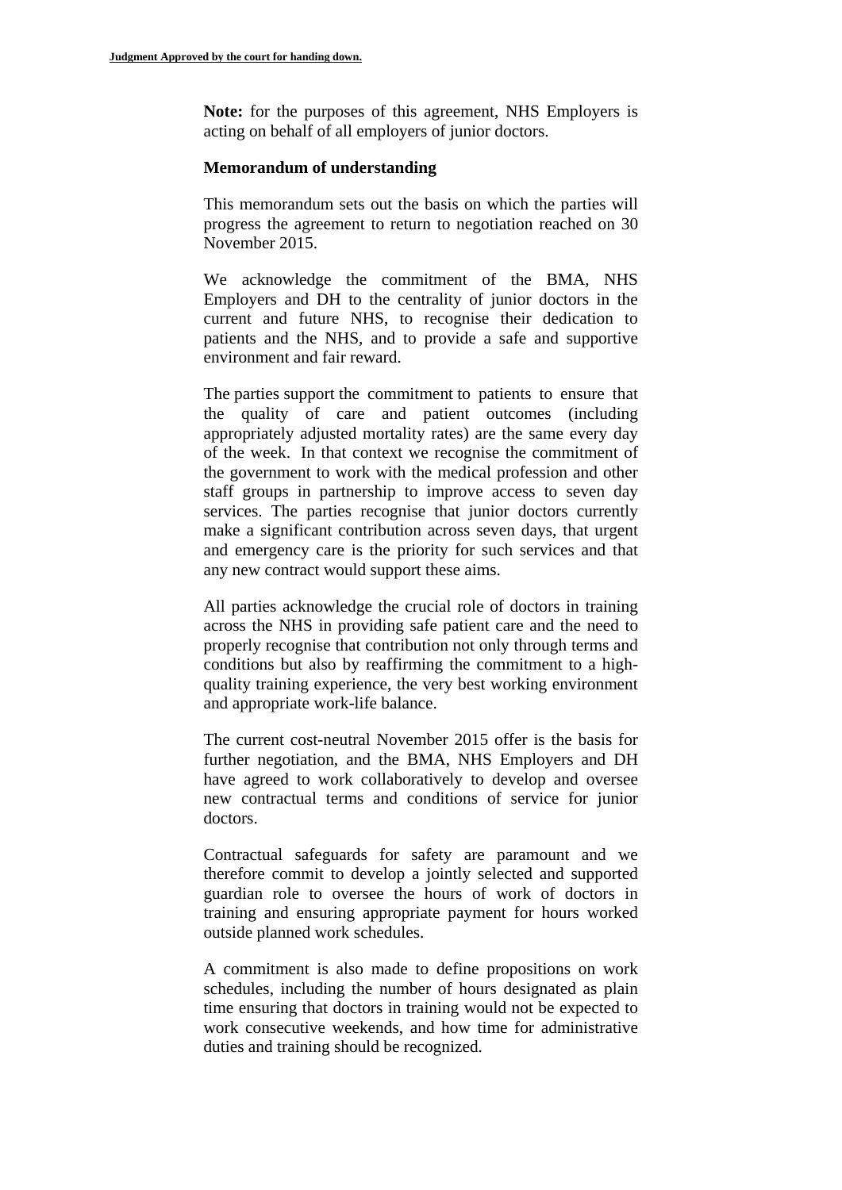**Note:** for the purposes of this agreement, NHS Employers is acting on behalf of all employers of junior doctors.

**Memorandum of understanding**

This memorandum sets out the basis on which the parties will progress the agreement to return to negotiation reached on 30 November 2015.

We acknowledge the commitment of the BMA, NHS Employers and DH to the centrality of junior doctors in the current and future NHS, to recognise their dedication to patients and the NHS, and to provide a safe and supportive environment and fair reward.

The parties support the commitment to patients to ensure that the quality of care and patient outcomes (including appropriately adjusted mortality rates) are the same every day of the week. In that context we recognise the commitment of the government to work with the medical profession and other staff groups in partnership to improve access to seven day services. The parties recognise that junior doctors currently make a significant contribution across seven days, that urgent and emergency care is the priority for such services and that any new contract would support these aims.

All parties acknowledge the crucial role of doctors in training across the NHS in providing safe patient care and the need to properly recognise that contribution not only through terms and conditions but also by reaffirming the commitment to a high-quality training experience, the very best working environment and appropriate work-life balance.

The current cost-neutral November 2015 offer is the basis for further negotiation, and the BMA, NHS Employers and DH have agreed to work collaboratively to develop and oversee new contractual terms and conditions of service for junior doctors.

Contractual safeguards for safety are paramount and we therefore commit to develop a jointly selected and supported guardian role to oversee the hours of work of doctors in training and ensuring appropriate payment for hours worked outside planned work schedules.

A commitment is also made to define propositions on work schedules, including the number of hours designated as plain time ensuring that doctors in training would not be expected to work consecutive weekends, and how time for administrative duties and training should be recognized.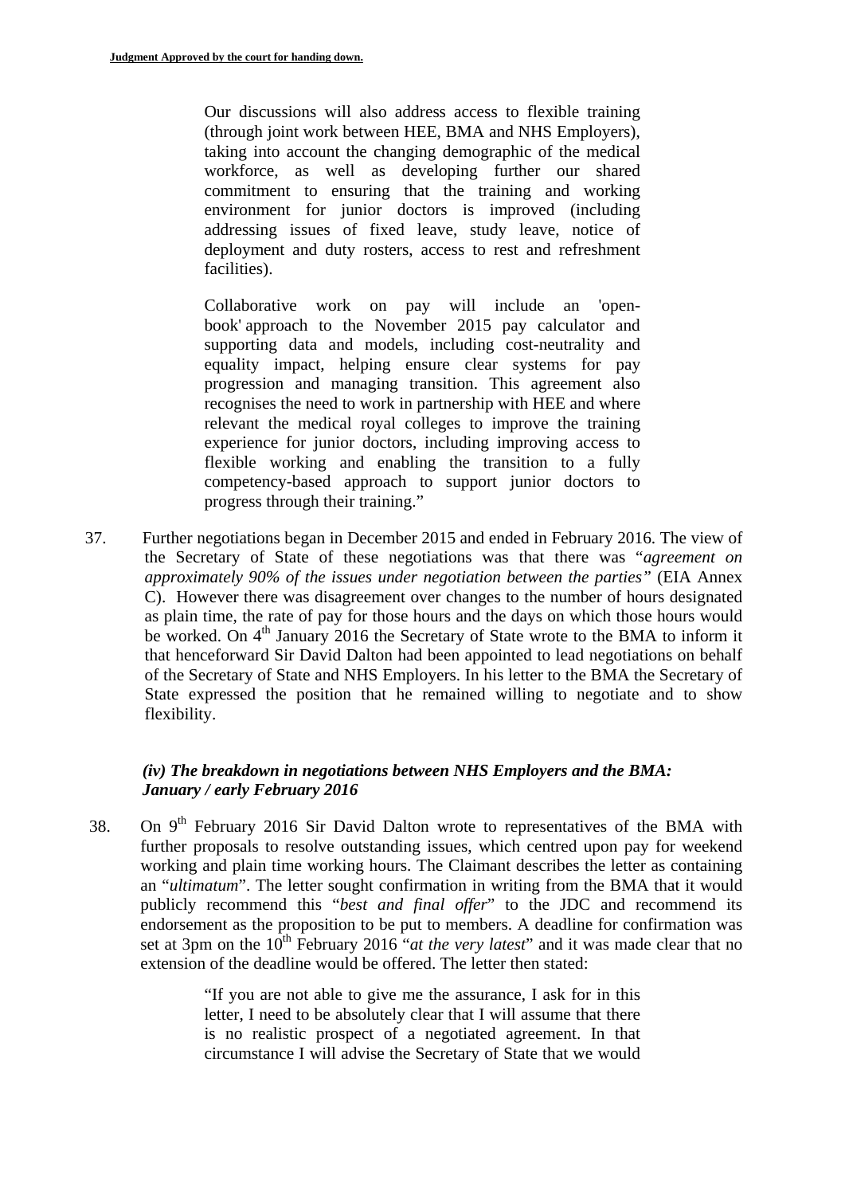> Our discussions will also address access to flexible training (through joint work between HEE, BMA and NHS Employers), taking into account the changing demographic of the medical workforce, as well as developing further our shared commitment to ensuring that the training and working environment for junior doctors is improved (including addressing issues of fixed leave, study leave, notice of deployment and duty rosters, access to rest and refreshment facilities).
>
> Collaborative work on pay will include an 'open-book' approach to the November 2015 pay calculator and supporting data and models, including cost-neutrality and equality impact, helping ensure clear systems for pay progression and managing transition. This agreement also recognises the need to work in partnership with HEE and where relevant the medical royal colleges to improve the training experience for junior doctors, including improving access to flexible working and enabling the transition to a fully competency-based approach to support junior doctors to progress through their training."

37. Further negotiations began in December 2015 and ended in February 2016. The view of the Secretary of State of these negotiations was that there was "*agreement on approximately 90% of the issues under negotiation between the parties"* (EIA Annex C). However there was disagreement over changes to the number of hours designated as plain time, the rate of pay for those hours and the days on which those hours would be worked. On 4th January 2016 the Secretary of State wrote to the BMA to inform it that henceforward Sir David Dalton had been appointed to lead negotiations on behalf of the Secretary of State and NHS Employers. In his letter to the BMA the Secretary of State expressed the position that he remained willing to negotiate and to show flexibility.

***(iv) The breakdown in negotiations between NHS Employers and the BMA: January / early February 2016***

38. On 9th February 2016 Sir David Dalton wrote to representatives of the BMA with further proposals to resolve outstanding issues, which centred upon pay for weekend working and plain time working hours. The Claimant describes the letter as containing an "*ultimatum*". The letter sought confirmation in writing from the BMA that it would publicly recommend this "*best and final offer*" to the JDC and recommend its endorsement as the proposition to be put to members. A deadline for confirmation was set at 3pm on the 10th February 2016 "*at the very latest*" and it was made clear that no extension of the deadline would be offered. The letter then stated:

> "If you are not able to give me the assurance, I ask for in this letter, I need to be absolutely clear that I will assume that there is no realistic prospect of a negotiated agreement. In that circumstance I will advise the Secretary of State that we would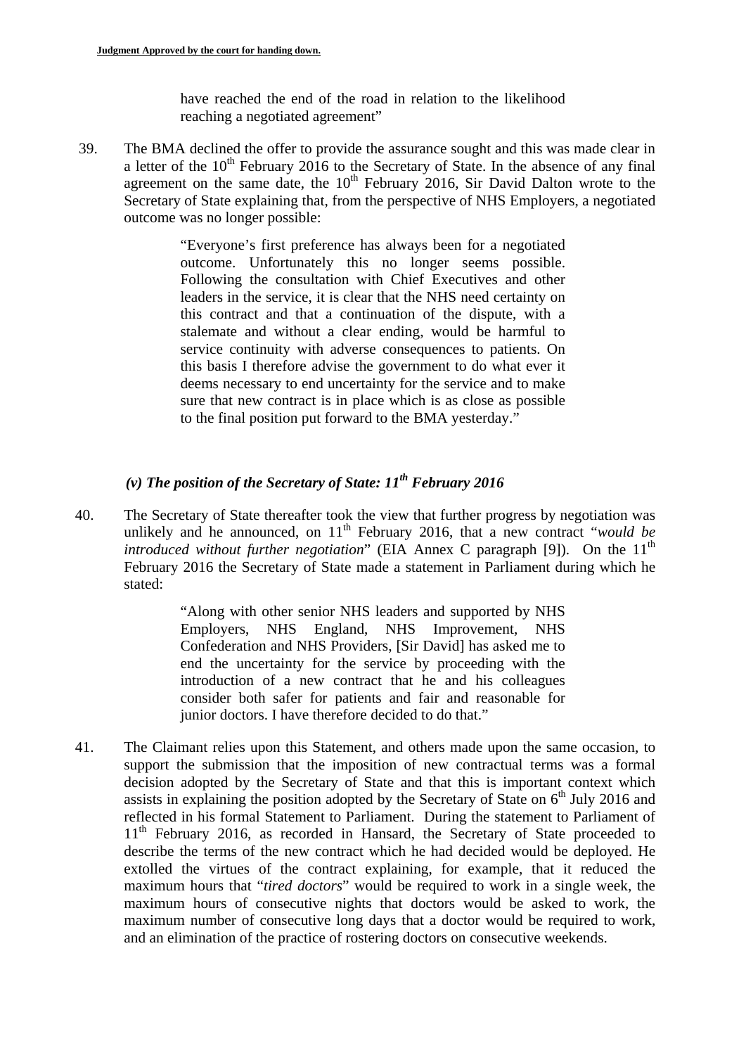have reached the end of the road in relation to the likelihood reaching a negotiated agreement"

39. The BMA declined the offer to provide the assurance sought and this was made clear in a letter of the 10th February 2016 to the Secretary of State. In the absence of any final agreement on the same date, the 10th February 2016, Sir David Dalton wrote to the Secretary of State explaining that, from the perspective of NHS Employers, a negotiated outcome was no longer possible:

> "Everyone's first preference has always been for a negotiated outcome. Unfortunately this no longer seems possible. Following the consultation with Chief Executives and other leaders in the service, it is clear that the NHS need certainty on this contract and that a continuation of the dispute, with a stalemate and without a clear ending, would be harmful to service continuity with adverse consequences to patients. On this basis I therefore advise the government to do what ever it deems necessary to end uncertainty for the service and to make sure that new contract is in place which is as close as possible to the final position put forward to the BMA yesterday."

### *(v) The position of the Secretary of State: 11th February 2016*

40. The Secretary of State thereafter took the view that further progress by negotiation was unlikely and he announced, on 11th February 2016, that a new contract "*would be introduced without further negotiation*" (EIA Annex C paragraph [9]). On the 11th February 2016 the Secretary of State made a statement in Parliament during which he stated:

> "Along with other senior NHS leaders and supported by NHS Employers, NHS England, NHS Improvement, NHS Confederation and NHS Providers, [Sir David] has asked me to end the uncertainty for the service by proceeding with the introduction of a new contract that he and his colleagues consider both safer for patients and fair and reasonable for junior doctors. I have therefore decided to do that."

41. The Claimant relies upon this Statement, and others made upon the same occasion, to support the submission that the imposition of new contractual terms was a formal decision adopted by the Secretary of State and that this is important context which assists in explaining the position adopted by the Secretary of State on 6th July 2016 and reflected in his formal Statement to Parliament. During the statement to Parliament of 11th February 2016, as recorded in Hansard, the Secretary of State proceeded to describe the terms of the new contract which he had decided would be deployed. He extolled the virtues of the contract explaining, for example, that it reduced the maximum hours that "*tired doctors*" would be required to work in a single week, the maximum hours of consecutive nights that doctors would be asked to work, the maximum number of consecutive long days that a doctor would be required to work, and an elimination of the practice of rostering doctors on consecutive weekends.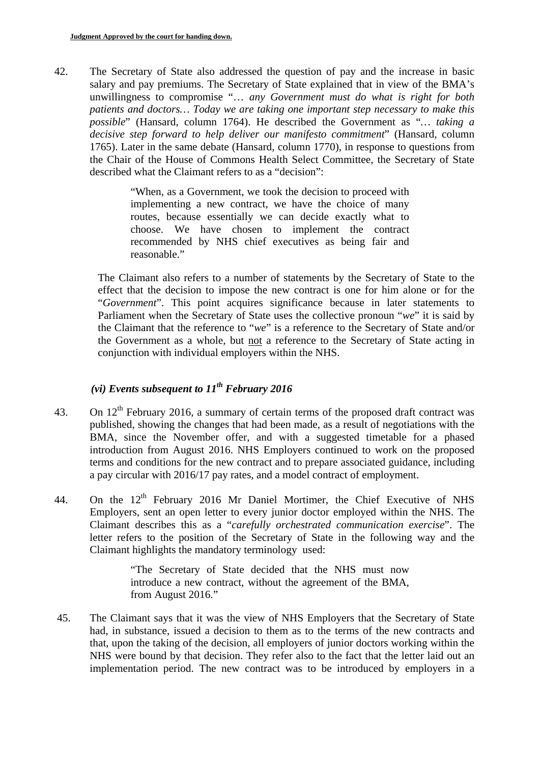42. The Secretary of State also addressed the question of pay and the increase in basic salary and pay premiums. The Secretary of State explained that in view of the BMA's unwillingness to compromise "*… any Government must do what is right for both patients and doctors… Today we are taking one important step necessary to make this possible*" (Hansard, column 1764). He described the Government as "*… taking a decisive step forward to help deliver our manifesto commitment*" (Hansard, column 1765). Later in the same debate (Hansard, column 1770), in response to questions from the Chair of the House of Commons Health Select Committee, the Secretary of State described what the Claimant refers to as a "decision":

> "When, as a Government, we took the decision to proceed with implementing a new contract, we have the choice of many routes, because essentially we can decide exactly what to choose. We have chosen to implement the contract recommended by NHS chief executives as being fair and reasonable."

The Claimant also refers to a number of statements by the Secretary of State to the effect that the decision to impose the new contract is one for him alone or for the "*Government*". This point acquires significance because in later statements to Parliament when the Secretary of State uses the collective pronoun "*we*" it is said by the Claimant that the reference to "*we*" is a reference to the Secretary of State and/or the Government as a whole, but <u>not</u> a reference to the Secretary of State acting in conjunction with individual employers within the NHS.

### *(vi) Events subsequent to 11th February 2016*

43. On 12th February 2016, a summary of certain terms of the proposed draft contract was published, showing the changes that had been made, as a result of negotiations with the BMA, since the November offer, and with a suggested timetable for a phased introduction from August 2016. NHS Employers continued to work on the proposed terms and conditions for the new contract and to prepare associated guidance, including a pay circular with 2016/17 pay rates, and a model contract of employment.

44. On the 12th February 2016 Mr Daniel Mortimer, the Chief Executive of NHS Employers, sent an open letter to every junior doctor employed within the NHS. The Claimant describes this as a "*carefully orchestrated communication exercise*". The letter refers to the position of the Secretary of State in the following way and the Claimant highlights the mandatory terminology used:

> "The Secretary of State decided that the NHS must now introduce a new contract, without the agreement of the BMA, from August 2016."

45. The Claimant says that it was the view of NHS Employers that the Secretary of State had, in substance, issued a decision to them as to the terms of the new contracts and that, upon the taking of the decision, all employers of junior doctors working within the NHS were bound by that decision. They refer also to the fact that the letter laid out an implementation period. The new contract was to be introduced by employers in a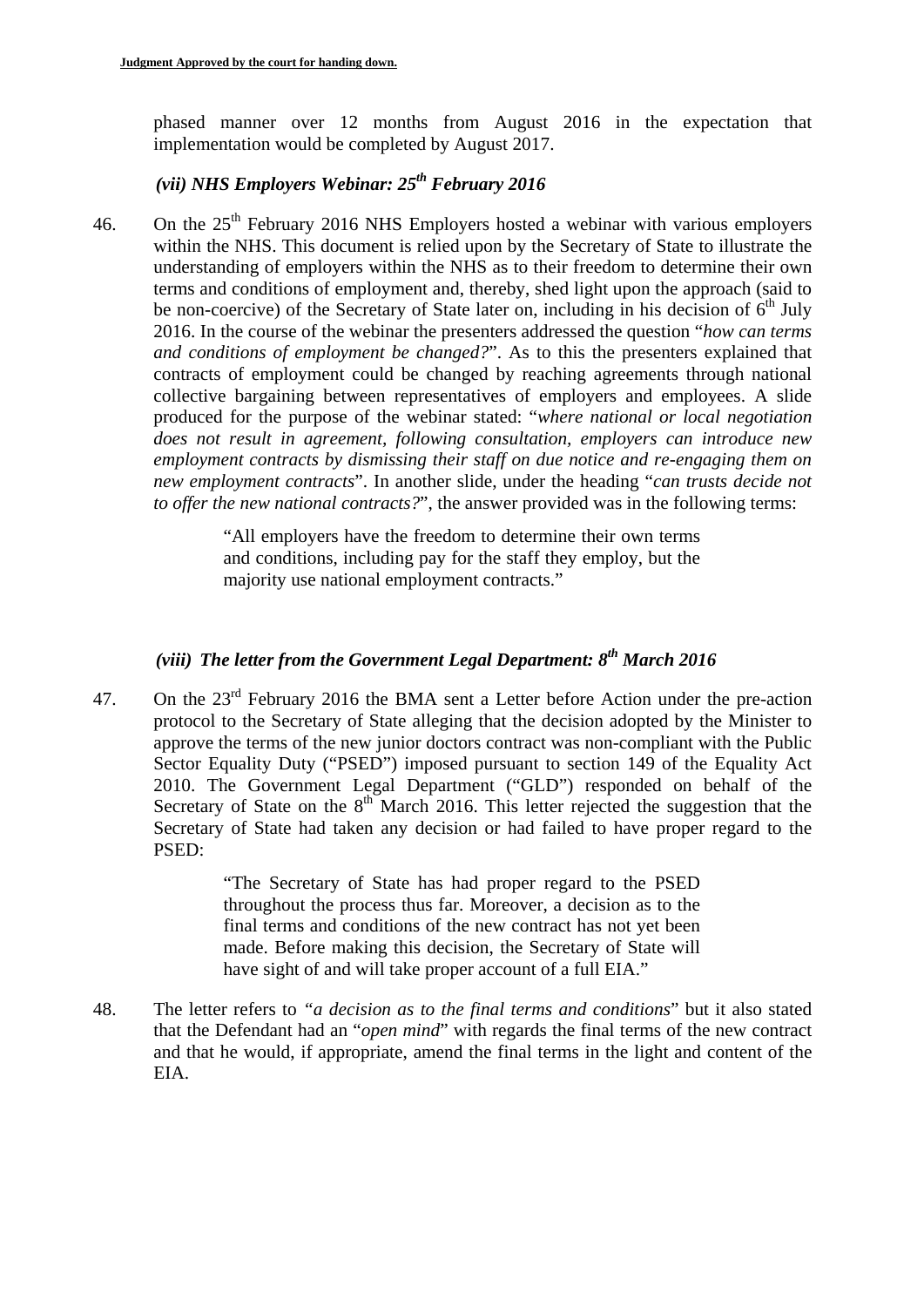phased manner over 12 months from August 2016 in the expectation that implementation would be completed by August 2017.

### *(vii) NHS Employers Webinar: 25th February 2016*

46. On the 25th February 2016 NHS Employers hosted a webinar with various employers within the NHS. This document is relied upon by the Secretary of State to illustrate the understanding of employers within the NHS as to their freedom to determine their own terms and conditions of employment and, thereby, shed light upon the approach (said to be non-coercive) of the Secretary of State later on, including in his decision of 6th July 2016. In the course of the webinar the presenters addressed the question "*how can terms and conditions of employment be changed?*". As to this the presenters explained that contracts of employment could be changed by reaching agreements through national collective bargaining between representatives of employers and employees. A slide produced for the purpose of the webinar stated: "*where national or local negotiation does not result in agreement, following consultation, employers can introduce new employment contracts by dismissing their staff on due notice and re-engaging them on new employment contracts*". In another slide, under the heading "*can trusts decide not to offer the new national contracts?*", the answer provided was in the following terms:

> "All employers have the freedom to determine their own terms and conditions, including pay for the staff they employ, but the majority use national employment contracts."

### *(viii) The letter from the Government Legal Department: 8th March 2016*

47. On the 23rd February 2016 the BMA sent a Letter before Action under the pre-action protocol to the Secretary of State alleging that the decision adopted by the Minister to approve the terms of the new junior doctors contract was non-compliant with the Public Sector Equality Duty ("PSED") imposed pursuant to section 149 of the Equality Act 2010. The Government Legal Department ("GLD") responded on behalf of the Secretary of State on the 8th March 2016. This letter rejected the suggestion that the Secretary of State had taken any decision or had failed to have proper regard to the PSED:

> "The Secretary of State has had proper regard to the PSED throughout the process thus far. Moreover, a decision as to the final terms and conditions of the new contract has not yet been made. Before making this decision, the Secretary of State will have sight of and will take proper account of a full EIA."

48. The letter refers to "*a decision as to the final terms and conditions*" but it also stated that the Defendant had an "*open mind*" with regards the final terms of the new contract and that he would, if appropriate, amend the final terms in the light and content of the EIA.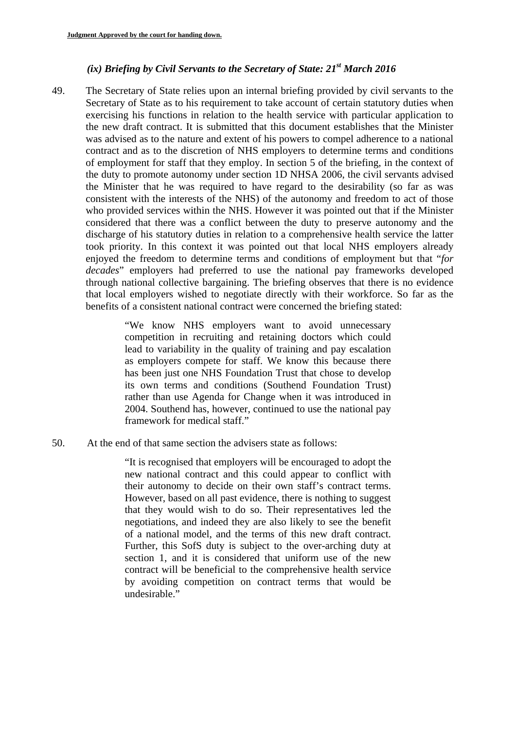### *(ix) Briefing by Civil Servants to the Secretary of State: 21st March 2016*

49. The Secretary of State relies upon an internal briefing provided by civil servants to the Secretary of State as to his requirement to take account of certain statutory duties when exercising his functions in relation to the health service with particular application to the new draft contract. It is submitted that this document establishes that the Minister was advised as to the nature and extent of his powers to compel adherence to a national contract and as to the discretion of NHS employers to determine terms and conditions of employment for staff that they employ. In section 5 of the briefing, in the context of the duty to promote autonomy under section 1D NHSA 2006, the civil servants advised the Minister that he was required to have regard to the desirability (so far as was consistent with the interests of the NHS) of the autonomy and freedom to act of those who provided services within the NHS. However it was pointed out that if the Minister considered that there was a conflict between the duty to preserve autonomy and the discharge of his statutory duties in relation to a comprehensive health service the latter took priority. In this context it was pointed out that local NHS employers already enjoyed the freedom to determine terms and conditions of employment but that "*for decades*" employers had preferred to use the national pay frameworks developed through national collective bargaining. The briefing observes that there is no evidence that local employers wished to negotiate directly with their workforce. So far as the benefits of a consistent national contract were concerned the briefing stated:

> "We know NHS employers want to avoid unnecessary competition in recruiting and retaining doctors which could lead to variability in the quality of training and pay escalation as employers compete for staff. We know this because there has been just one NHS Foundation Trust that chose to develop its own terms and conditions (Southend Foundation Trust) rather than use Agenda for Change when it was introduced in 2004. Southend has, however, continued to use the national pay framework for medical staff."

50. At the end of that same section the advisers state as follows:

> "It is recognised that employers will be encouraged to adopt the new national contract and this could appear to conflict with their autonomy to decide on their own staff's contract terms. However, based on all past evidence, there is nothing to suggest that they would wish to do so. Their representatives led the negotiations, and indeed they are also likely to see the benefit of a national model, and the terms of this new draft contract. Further, this SofS duty is subject to the over-arching duty at section 1, and it is considered that uniform use of the new contract will be beneficial to the comprehensive health service by avoiding competition on contract terms that would be undesirable."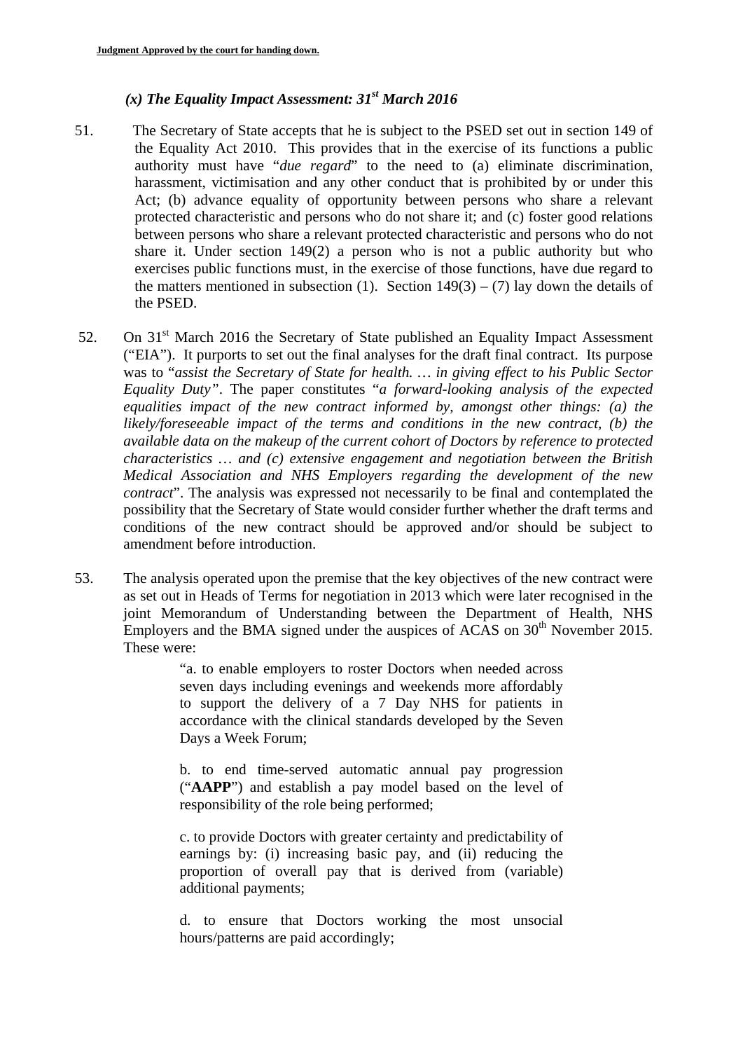### *(x) The Equality Impact Assessment: 31st March 2016*

51. The Secretary of State accepts that he is subject to the PSED set out in section 149 of the Equality Act 2010. This provides that in the exercise of its functions a public authority must have "*due regard*" to the need to (a) eliminate discrimination, harassment, victimisation and any other conduct that is prohibited by or under this Act; (b) advance equality of opportunity between persons who share a relevant protected characteristic and persons who do not share it; and (c) foster good relations between persons who share a relevant protected characteristic and persons who do not share it. Under section 149(2) a person who is not a public authority but who exercises public functions must, in the exercise of those functions, have due regard to the matters mentioned in subsection (1). Section 149(3) – (7) lay down the details of the PSED.

52. On 31st March 2016 the Secretary of State published an Equality Impact Assessment ("EIA"). It purports to set out the final analyses for the draft final contract. Its purpose was to "*assist the Secretary of State for health. … in giving effect to his Public Sector Equality Duty*". The paper constitutes "*a forward-looking analysis of the expected equalities impact of the new contract informed by, amongst other things: (a) the likely/foreseeable impact of the terms and conditions in the new contract, (b) the available data on the makeup of the current cohort of Doctors by reference to protected characteristics … and (c) extensive engagement and negotiation between the British Medical Association and NHS Employers regarding the development of the new contract*". The analysis was expressed not necessarily to be final and contemplated the possibility that the Secretary of State would consider further whether the draft terms and conditions of the new contract should be approved and/or should be subject to amendment before introduction.

53. The analysis operated upon the premise that the key objectives of the new contract were as set out in Heads of Terms for negotiation in 2013 which were later recognised in the joint Memorandum of Understanding between the Department of Health, NHS Employers and the BMA signed under the auspices of ACAS on 30th November 2015. These were:

> "a. to enable employers to roster Doctors when needed across seven days including evenings and weekends more affordably to support the delivery of a 7 Day NHS for patients in accordance with the clinical standards developed by the Seven Days a Week Forum;
>
> b. to end time-served automatic annual pay progression ("**AAPP**") and establish a pay model based on the level of responsibility of the role being performed;
>
> c. to provide Doctors with greater certainty and predictability of earnings by: (i) increasing basic pay, and (ii) reducing the proportion of overall pay that is derived from (variable) additional payments;
>
> d. to ensure that Doctors working the most unsocial hours/patterns are paid accordingly;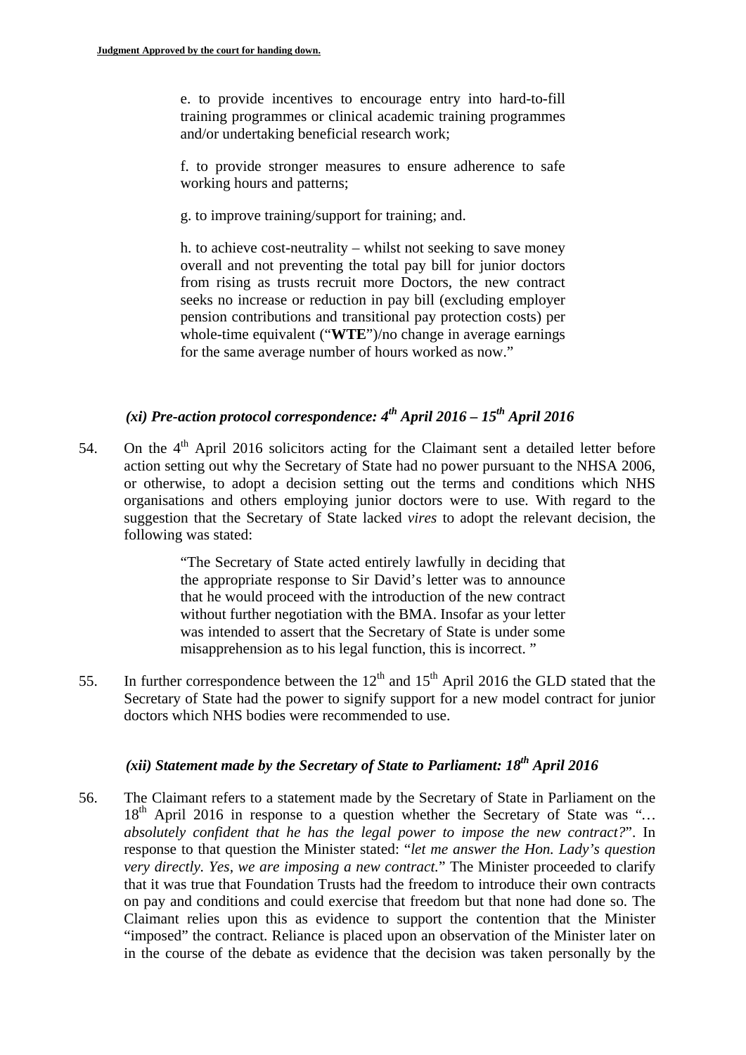e. to provide incentives to encourage entry into hard-to-fill training programmes or clinical academic training programmes and/or undertaking beneficial research work;

f. to provide stronger measures to ensure adherence to safe working hours and patterns;

g. to improve training/support for training; and.

h. to achieve cost-neutrality – whilst not seeking to save money overall and not preventing the total pay bill for junior doctors from rising as trusts recruit more Doctors, the new contract seeks no increase or reduction in pay bill (excluding employer pension contributions and transitional pay protection costs) per whole-time equivalent ("**WTE**")/no change in average earnings for the same average number of hours worked as now."

### *(xi) Pre-action protocol correspondence: 4th April 2016 – 15th April 2016*

54. On the 4th April 2016 solicitors acting for the Claimant sent a detailed letter before action setting out why the Secretary of State had no power pursuant to the NHSA 2006, or otherwise, to adopt a decision setting out the terms and conditions which NHS organisations and others employing junior doctors were to use. With regard to the suggestion that the Secretary of State lacked *vires* to adopt the relevant decision, the following was stated:

> "The Secretary of State acted entirely lawfully in deciding that the appropriate response to Sir David's letter was to announce that he would proceed with the introduction of the new contract without further negotiation with the BMA. Insofar as your letter was intended to assert that the Secretary of State is under some misapprehension as to his legal function, this is incorrect. "

55. In further correspondence between the 12th and 15th April 2016 the GLD stated that the Secretary of State had the power to signify support for a new model contract for junior doctors which NHS bodies were recommended to use.

### *(xii) Statement made by the Secretary of State to Parliament: 18th April 2016*

56. The Claimant refers to a statement made by the Secretary of State in Parliament on the 18th April 2016 in response to a question whether the Secretary of State was "*… absolutely confident that he has the legal power to impose the new contract?*". In response to that question the Minister stated: "*let me answer the Hon. Lady's question very directly. Yes, we are imposing a new contract.*" The Minister proceeded to clarify that it was true that Foundation Trusts had the freedom to introduce their own contracts on pay and conditions and could exercise that freedom but that none had done so. The Claimant relies upon this as evidence to support the contention that the Minister "imposed" the contract. Reliance is placed upon an observation of the Minister later on in the course of the debate as evidence that the decision was taken personally by the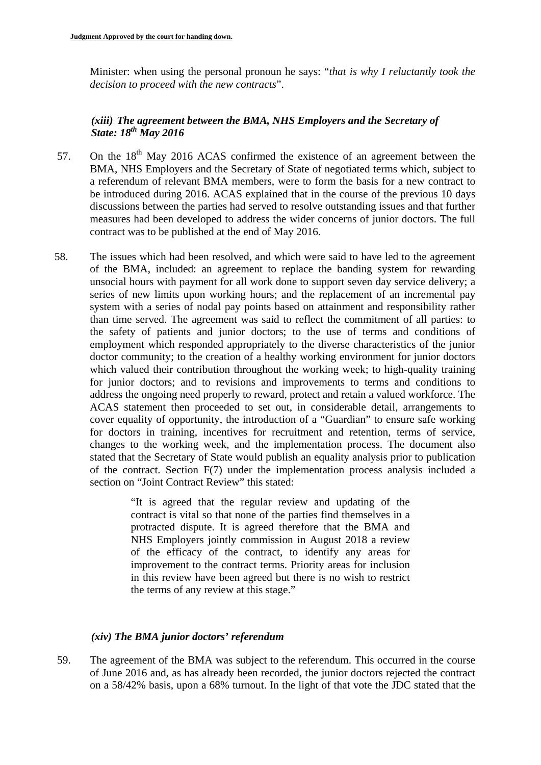Minister: when using the personal pronoun he says: "*that is why I reluctantly took the decision to proceed with the new contracts*".

### *(xiii) The agreement between the BMA, NHS Employers and the Secretary of State: 18th May 2016*

57. On the 18th May 2016 ACAS confirmed the existence of an agreement between the BMA, NHS Employers and the Secretary of State of negotiated terms which, subject to a referendum of relevant BMA members, were to form the basis for a new contract to be introduced during 2016. ACAS explained that in the course of the previous 10 days discussions between the parties had served to resolve outstanding issues and that further measures had been developed to address the wider concerns of junior doctors. The full contract was to be published at the end of May 2016.

58. The issues which had been resolved, and which were said to have led to the agreement of the BMA, included: an agreement to replace the banding system for rewarding unsocial hours with payment for all work done to support seven day service delivery; a series of new limits upon working hours; and the replacement of an incremental pay system with a series of nodal pay points based on attainment and responsibility rather than time served. The agreement was said to reflect the commitment of all parties: to the safety of patients and junior doctors; to the use of terms and conditions of employment which responded appropriately to the diverse characteristics of the junior doctor community; to the creation of a healthy working environment for junior doctors which valued their contribution throughout the working week; to high-quality training for junior doctors; and to revisions and improvements to terms and conditions to address the ongoing need properly to reward, protect and retain a valued workforce. The ACAS statement then proceeded to set out, in considerable detail, arrangements to cover equality of opportunity, the introduction of a "Guardian" to ensure safe working for doctors in training, incentives for recruitment and retention, terms of service, changes to the working week, and the implementation process. The document also stated that the Secretary of State would publish an equality analysis prior to publication of the contract. Section F(7) under the implementation process analysis included a section on "Joint Contract Review" this stated:

> "It is agreed that the regular review and updating of the contract is vital so that none of the parties find themselves in a protracted dispute. It is agreed therefore that the BMA and NHS Employers jointly commission in August 2018 a review of the efficacy of the contract, to identify any areas for improvement to the contract terms. Priority areas for inclusion in this review have been agreed but there is no wish to restrict the terms of any review at this stage."

### *(xiv) The BMA junior doctors' referendum*

59. The agreement of the BMA was subject to the referendum. This occurred in the course of June 2016 and, as has already been recorded, the junior doctors rejected the contract on a 58/42% basis, upon a 68% turnout. In the light of that vote the JDC stated that the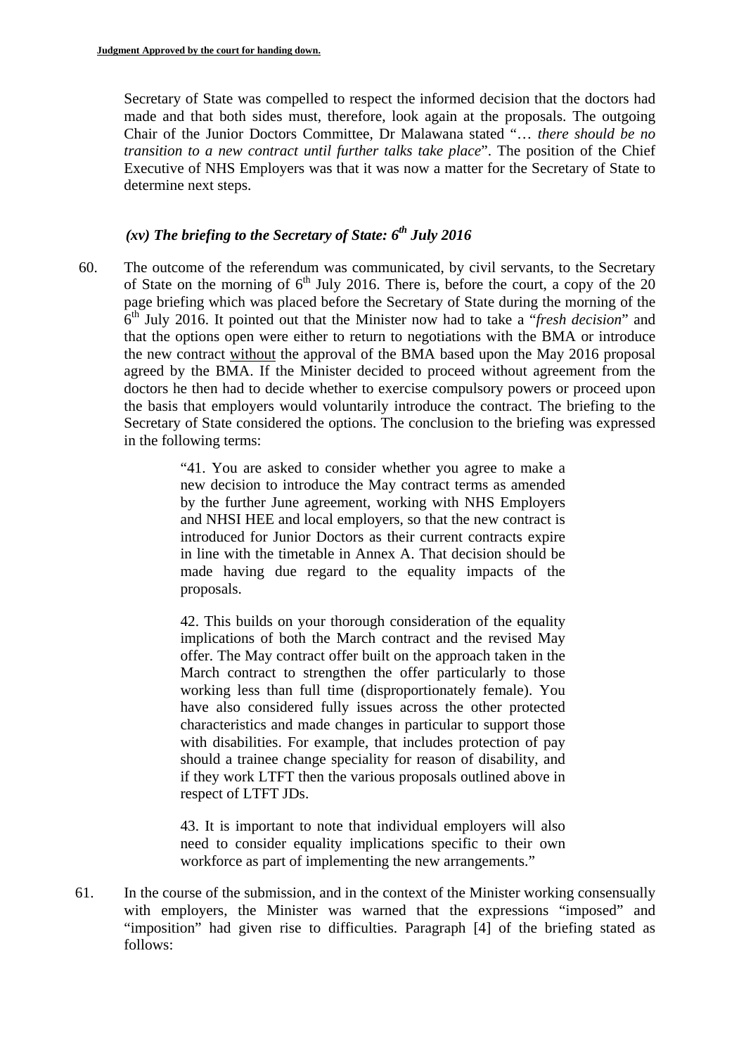Secretary of State was compelled to respect the informed decision that the doctors had made and that both sides must, therefore, look again at the proposals. The outgoing Chair of the Junior Doctors Committee, Dr Malawana stated "… *there should be no transition to a new contract until further talks take place*". The position of the Chief Executive of NHS Employers was that it was now a matter for the Secretary of State to determine next steps.

### *(xv) The briefing to the Secretary of State: 6th July 2016*

60. The outcome of the referendum was communicated, by civil servants, to the Secretary of State on the morning of 6th July 2016. There is, before the court, a copy of the 20 page briefing which was placed before the Secretary of State during the morning of the 6th July 2016. It pointed out that the Minister now had to take a "*fresh decision*" and that the options open were either to return to negotiations with the BMA or introduce the new contract <u>without</u> the approval of the BMA based upon the May 2016 proposal agreed by the BMA. If the Minister decided to proceed without agreement from the doctors he then had to decide whether to exercise compulsory powers or proceed upon the basis that employers would voluntarily introduce the contract. The briefing to the Secretary of State considered the options. The conclusion to the briefing was expressed in the following terms:

> "41. You are asked to consider whether you agree to make a new decision to introduce the May contract terms as amended by the further June agreement, working with NHS Employers and NHSI HEE and local employers, so that the new contract is introduced for Junior Doctors as their current contracts expire in line with the timetable in Annex A. That decision should be made having due regard to the equality impacts of the proposals.
>
> 42. This builds on your thorough consideration of the equality implications of both the March contract and the revised May offer. The May contract offer built on the approach taken in the March contract to strengthen the offer particularly to those working less than full time (disproportionately female). You have also considered fully issues across the other protected characteristics and made changes in particular to support those with disabilities. For example, that includes protection of pay should a trainee change speciality for reason of disability, and if they work LTFT then the various proposals outlined above in respect of LTFT JDs.
>
> 43. It is important to note that individual employers will also need to consider equality implications specific to their own workforce as part of implementing the new arrangements."

61. In the course of the submission, and in the context of the Minister working consensually with employers, the Minister was warned that the expressions "imposed" and "imposition" had given rise to difficulties. Paragraph [4] of the briefing stated as follows: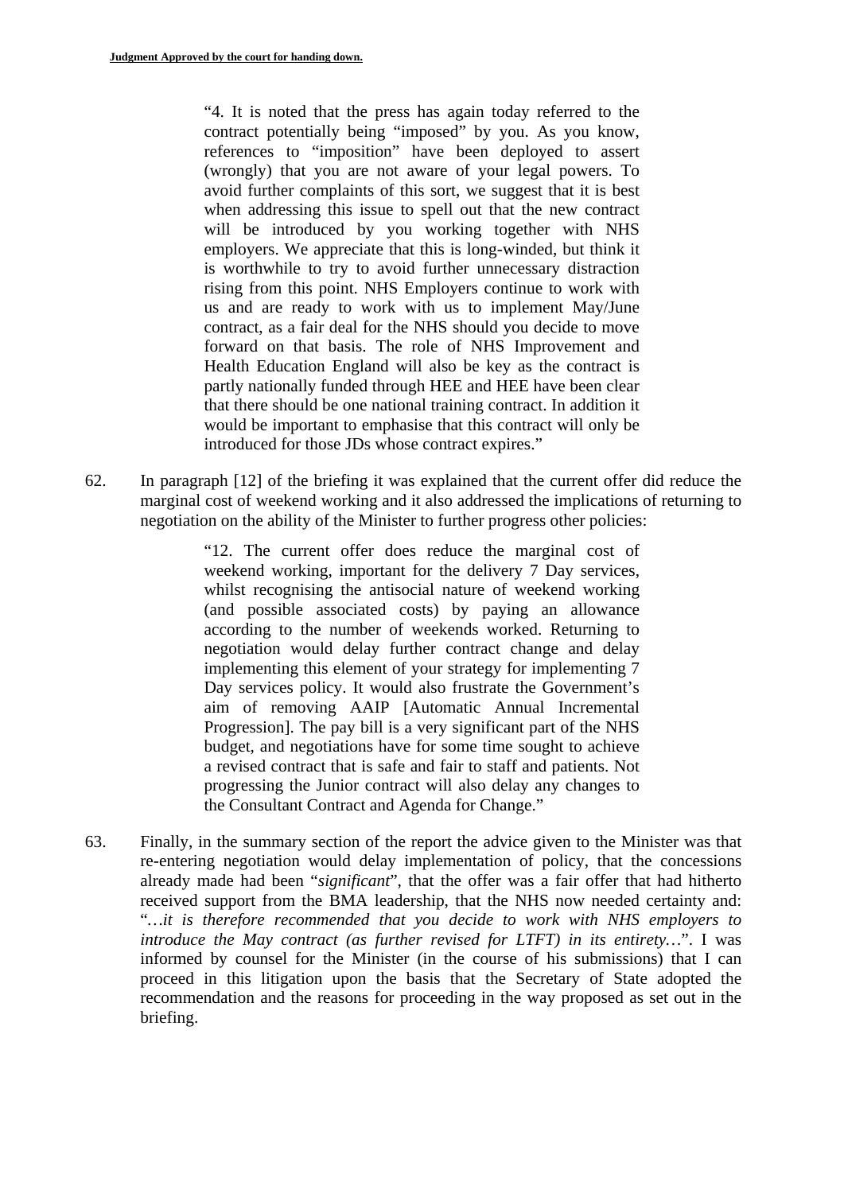> "4. It is noted that the press has again today referred to the contract potentially being "imposed" by you. As you know, references to "imposition" have been deployed to assert (wrongly) that you are not aware of your legal powers. To avoid further complaints of this sort, we suggest that it is best when addressing this issue to spell out that the new contract will be introduced by you working together with NHS employers. We appreciate that this is long-winded, but think it is worthwhile to try to avoid further unnecessary distraction rising from this point. NHS Employers continue to work with us and are ready to work with us to implement May/June contract, as a fair deal for the NHS should you decide to move forward on that basis. The role of NHS Improvement and Health Education England will also be key as the contract is partly nationally funded through HEE and HEE have been clear that there should be one national training contract. In addition it would be important to emphasise that this contract will only be introduced for those JDs whose contract expires."

62. In paragraph [12] of the briefing it was explained that the current offer did reduce the marginal cost of weekend working and it also addressed the implications of returning to negotiation on the ability of the Minister to further progress other policies:

> "12. The current offer does reduce the marginal cost of weekend working, important for the delivery 7 Day services, whilst recognising the antisocial nature of weekend working (and possible associated costs) by paying an allowance according to the number of weekends worked. Returning to negotiation would delay further contract change and delay implementing this element of your strategy for implementing 7 Day services policy. It would also frustrate the Government's aim of removing AAIP [Automatic Annual Incremental Progression]. The pay bill is a very significant part of the NHS budget, and negotiations have for some time sought to achieve a revised contract that is safe and fair to staff and patients. Not progressing the Junior contract will also delay any changes to the Consultant Contract and Agenda for Change."

63. Finally, in the summary section of the report the advice given to the Minister was that re-entering negotiation would delay implementation of policy, that the concessions already made had been "*significant*", that the offer was a fair offer that had hitherto received support from the BMA leadership, that the NHS now needed certainty and: "*…it is therefore recommended that you decide to work with NHS employers to introduce the May contract (as further revised for LTFT) in its entirety…*". I was informed by counsel for the Minister (in the course of his submissions) that I can proceed in this litigation upon the basis that the Secretary of State adopted the recommendation and the reasons for proceeding in the way proposed as set out in the briefing.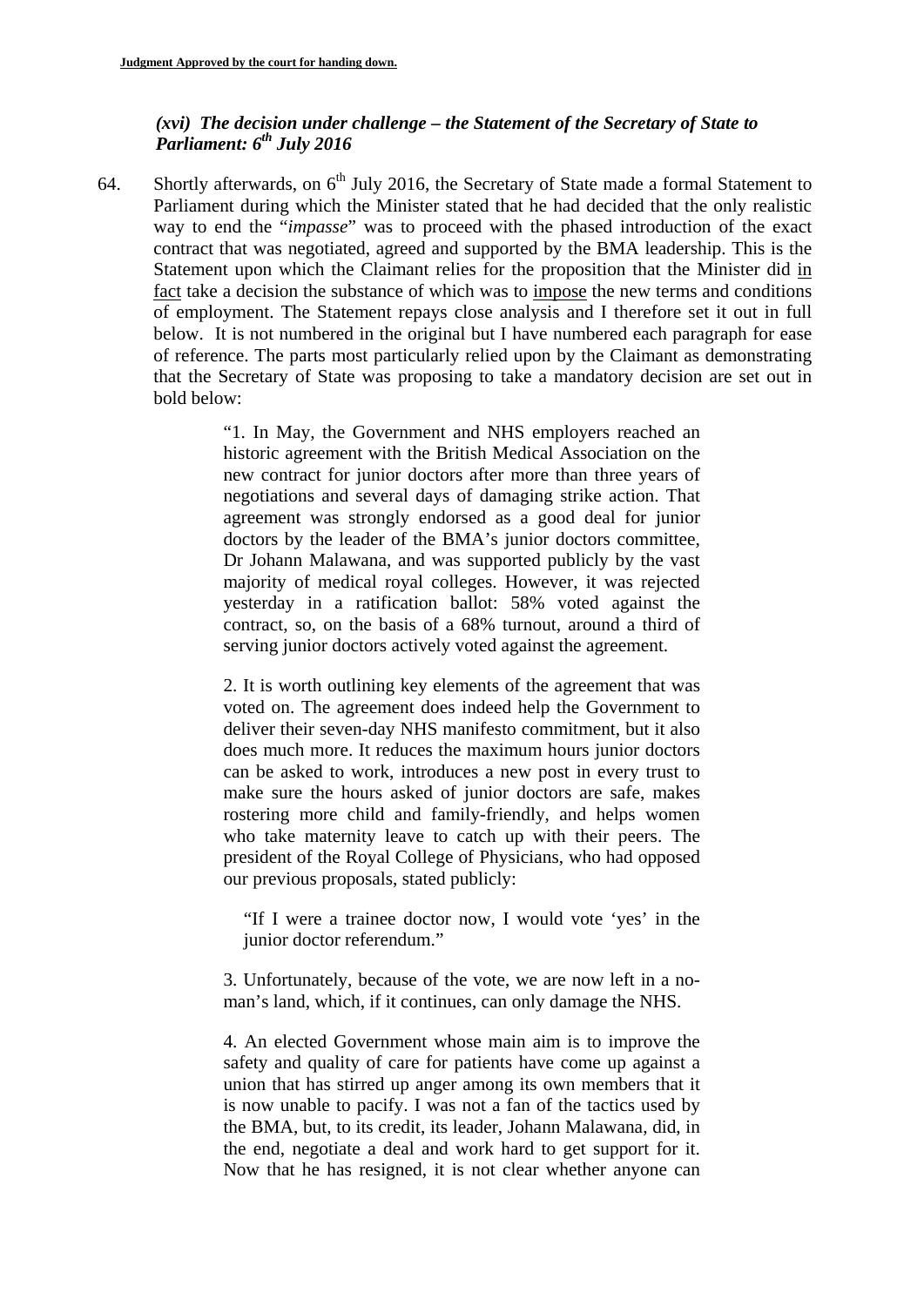### *(xvi) The decision under challenge – the Statement of the Secretary of State to Parliament: 6th July 2016*

64. Shortly afterwards, on 6th July 2016, the Secretary of State made a formal Statement to Parliament during which the Minister stated that he had decided that the only realistic way to end the "*impasse*" was to proceed with the phased introduction of the exact contract that was negotiated, agreed and supported by the BMA leadership. This is the Statement upon which the Claimant relies for the proposition that the Minister did in fact take a decision the substance of which was to impose the new terms and conditions of employment. The Statement repays close analysis and I therefore set it out in full below. It is not numbered in the original but I have numbered each paragraph for ease of reference. The parts most particularly relied upon by the Claimant as demonstrating that the Secretary of State was proposing to take a mandatory decision are set out in bold below:

> "1. In May, the Government and NHS employers reached an historic agreement with the British Medical Association on the new contract for junior doctors after more than three years of negotiations and several days of damaging strike action. That agreement was strongly endorsed as a good deal for junior doctors by the leader of the BMA's junior doctors committee, Dr Johann Malawana, and was supported publicly by the vast majority of medical royal colleges. However, it was rejected yesterday in a ratification ballot: 58% voted against the contract, so, on the basis of a 68% turnout, around a third of serving junior doctors actively voted against the agreement.
>
> 2. It is worth outlining key elements of the agreement that was voted on. The agreement does indeed help the Government to deliver their seven-day NHS manifesto commitment, but it also does much more. It reduces the maximum hours junior doctors can be asked to work, introduces a new post in every trust to make sure the hours asked of junior doctors are safe, makes rostering more child and family-friendly, and helps women who take maternity leave to catch up with their peers. The president of the Royal College of Physicians, who had opposed our previous proposals, stated publicly:
>
> > "If I were a trainee doctor now, I would vote 'yes' in the junior doctor referendum."
>
> 3. Unfortunately, because of the vote, we are now left in a no-man's land, which, if it continues, can only damage the NHS.
>
> 4. An elected Government whose main aim is to improve the safety and quality of care for patients have come up against a union that has stirred up anger among its own members that it is now unable to pacify. I was not a fan of the tactics used by the BMA, but, to its credit, its leader, Johann Malawana, did, in the end, negotiate a deal and work hard to get support for it. Now that he has resigned, it is not clear whether anyone can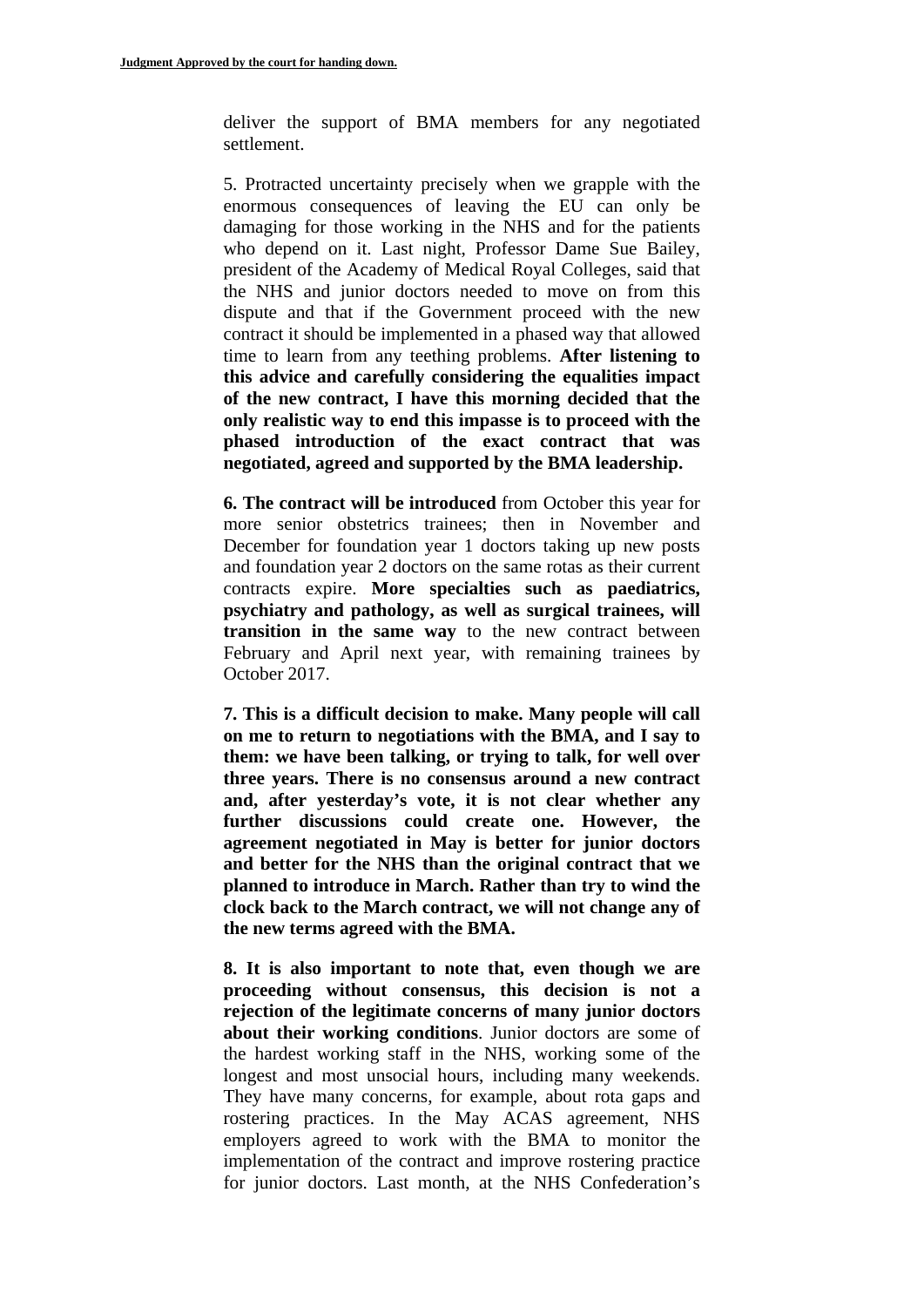deliver the support of BMA members for any negotiated settlement.

5. Protracted uncertainty precisely when we grapple with the enormous consequences of leaving the EU can only be damaging for those working in the NHS and for the patients who depend on it. Last night, Professor Dame Sue Bailey, president of the Academy of Medical Royal Colleges, said that the NHS and junior doctors needed to move on from this dispute and that if the Government proceed with the new contract it should be implemented in a phased way that allowed time to learn from any teething problems. **After listening to this advice and carefully considering the equalities impact of the new contract, I have this morning decided that the only realistic way to end this impasse is to proceed with the phased introduction of the exact contract that was negotiated, agreed and supported by the BMA leadership.**

**6. The contract will be introduced** from October this year for more senior obstetrics trainees; then in November and December for foundation year 1 doctors taking up new posts and foundation year 2 doctors on the same rotas as their current contracts expire. **More specialties such as paediatrics, psychiatry and pathology, as well as surgical trainees, will transition in the same way** to the new contract between February and April next year, with remaining trainees by October 2017.

**7. This is a difficult decision to make. Many people will call on me to return to negotiations with the BMA, and I say to them: we have been talking, or trying to talk, for well over three years. There is no consensus around a new contract and, after yesterday's vote, it is not clear whether any further discussions could create one. However, the agreement negotiated in May is better for junior doctors and better for the NHS than the original contract that we planned to introduce in March. Rather than try to wind the clock back to the March contract, we will not change any of the new terms agreed with the BMA.**

**8. It is also important to note that, even though we are proceeding without consensus, this decision is not a rejection of the legitimate concerns of many junior doctors about their working conditions**. Junior doctors are some of the hardest working staff in the NHS, working some of the longest and most unsocial hours, including many weekends. They have many concerns, for example, about rota gaps and rostering practices. In the May ACAS agreement, NHS employers agreed to work with the BMA to monitor the implementation of the contract and improve rostering practice for junior doctors. Last month, at the NHS Confederation's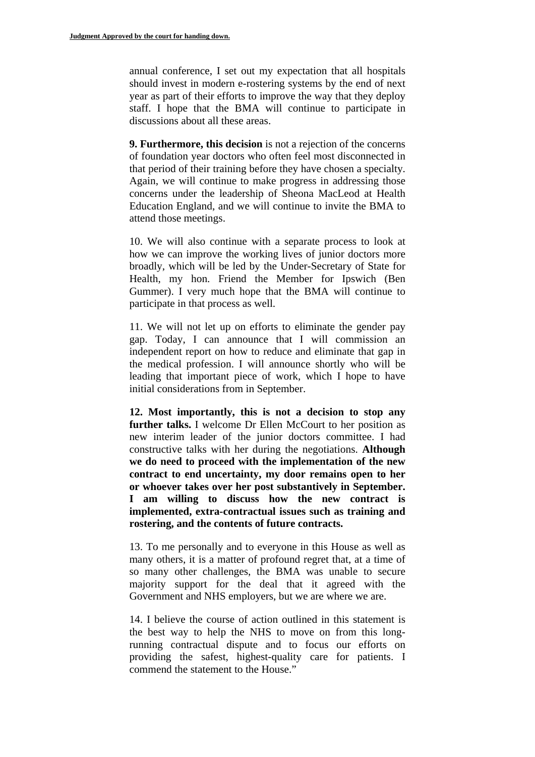annual conference, I set out my expectation that all hospitals should invest in modern e-rostering systems by the end of next year as part of their efforts to improve the way that they deploy staff. I hope that the BMA will continue to participate in discussions about all these areas.

**9. Furthermore, this decision** is not a rejection of the concerns of foundation year doctors who often feel most disconnected in that period of their training before they have chosen a specialty. Again, we will continue to make progress in addressing those concerns under the leadership of Sheona MacLeod at Health Education England, and we will continue to invite the BMA to attend those meetings.

10. We will also continue with a separate process to look at how we can improve the working lives of junior doctors more broadly, which will be led by the Under-Secretary of State for Health, my hon. Friend the Member for Ipswich (Ben Gummer). I very much hope that the BMA will continue to participate in that process as well.

11. We will not let up on efforts to eliminate the gender pay gap. Today, I can announce that I will commission an independent report on how to reduce and eliminate that gap in the medical profession. I will announce shortly who will be leading that important piece of work, which I hope to have initial considerations from in September.

**12. Most importantly, this is not a decision to stop any further talks.** I welcome Dr Ellen McCourt to her position as new interim leader of the junior doctors committee. I had constructive talks with her during the negotiations. **Although we do need to proceed with the implementation of the new contract to end uncertainty, my door remains open to her or whoever takes over her post substantively in September. I am willing to discuss how the new contract is implemented, extra-contractual issues such as training and rostering, and the contents of future contracts.**

13. To me personally and to everyone in this House as well as many others, it is a matter of profound regret that, at a time of so many other challenges, the BMA was unable to secure majority support for the deal that it agreed with the Government and NHS employers, but we are where we are.

14. I believe the course of action outlined in this statement is the best way to help the NHS to move on from this long-running contractual dispute and to focus our efforts on providing the safest, highest-quality care for patients. I commend the statement to the House."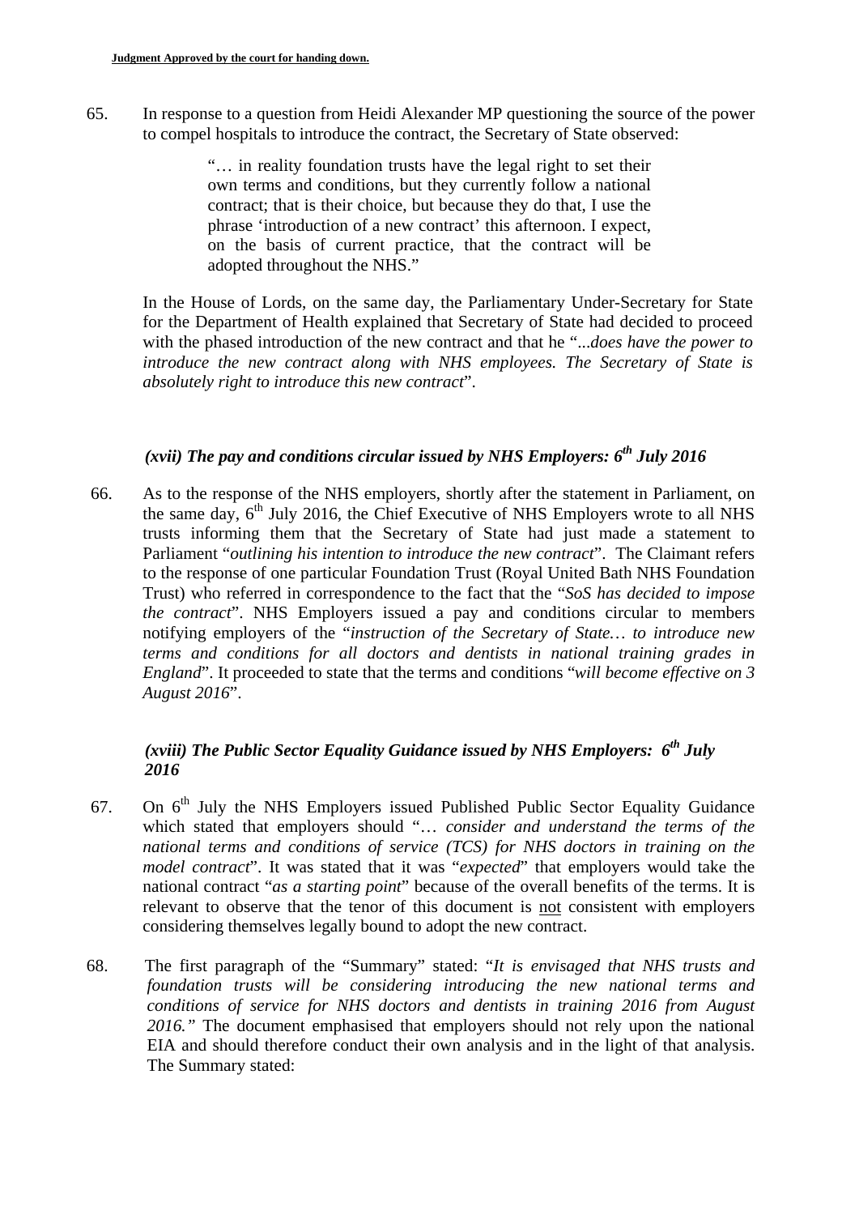65. In response to a question from Heidi Alexander MP questioning the source of the power to compel hospitals to introduce the contract, the Secretary of State observed:

> "… in reality foundation trusts have the legal right to set their own terms and conditions, but they currently follow a national contract; that is their choice, but because they do that, I use the phrase 'introduction of a new contract' this afternoon. I expect, on the basis of current practice, that the contract will be adopted throughout the NHS."

In the House of Lords, on the same day, the Parliamentary Under-Secretary for State for the Department of Health explained that Secretary of State had decided to proceed with the phased introduction of the new contract and that he "*...does have the power to introduce the new contract along with NHS employees. The Secretary of State is absolutely right to introduce this new contract*".

### *(xvii) The pay and conditions circular issued by NHS Employers: 6th July 2016*

66. As to the response of the NHS employers, shortly after the statement in Parliament, on the same day, 6th July 2016, the Chief Executive of NHS Employers wrote to all NHS trusts informing them that the Secretary of State had just made a statement to Parliament "*outlining his intention to introduce the new contract*". The Claimant refers to the response of one particular Foundation Trust (Royal United Bath NHS Foundation Trust) who referred in correspondence to the fact that the "*SoS has decided to impose the contract*". NHS Employers issued a pay and conditions circular to members notifying employers of the "*instruction of the Secretary of State… to introduce new terms and conditions for all doctors and dentists in national training grades in England*". It proceeded to state that the terms and conditions "*will become effective on 3 August 2016*".

### *(xviii) The Public Sector Equality Guidance issued by NHS Employers: 6th July 2016*

67. On 6th July the NHS Employers issued Published Public Sector Equality Guidance which stated that employers should "… *consider and understand the terms of the national terms and conditions of service (TCS) for NHS doctors in training on the model contract*". It was stated that it was "*expected*" that employers would take the national contract "*as a starting point*" because of the overall benefits of the terms. It is relevant to observe that the tenor of this document is <u>not</u> consistent with employers considering themselves legally bound to adopt the new contract.

68. The first paragraph of the "Summary" stated: "*It is envisaged that NHS trusts and foundation trusts will be considering introducing the new national terms and conditions of service for NHS doctors and dentists in training 2016 from August 2016."* The document emphasised that employers should not rely upon the national EIA and should therefore conduct their own analysis and in the light of that analysis. The Summary stated: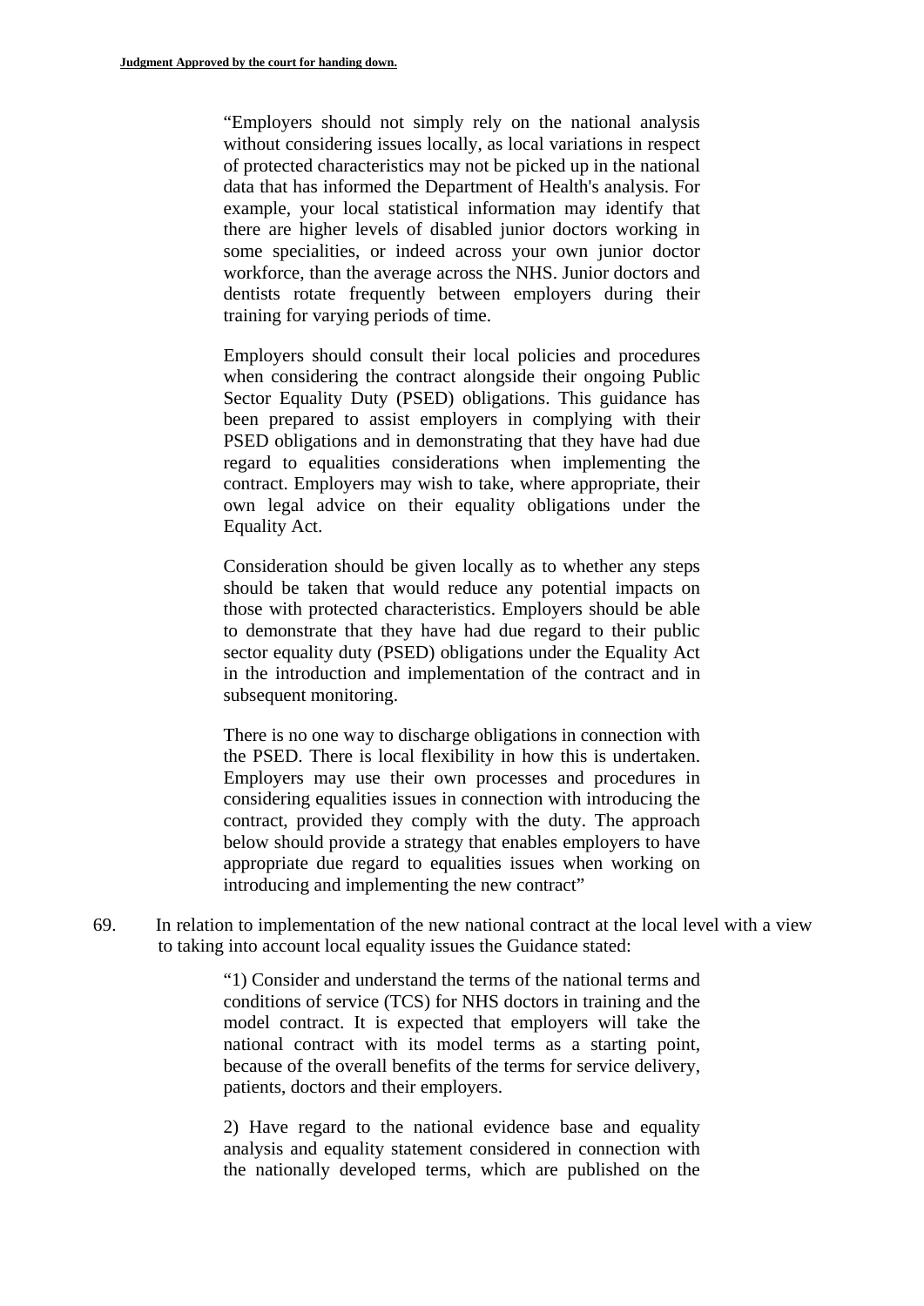> "Employers should not simply rely on the national analysis without considering issues locally, as local variations in respect of protected characteristics may not be picked up in the national data that has informed the Department of Health's analysis. For example, your local statistical information may identify that there are higher levels of disabled junior doctors working in some specialities, or indeed across your own junior doctor workforce, than the average across the NHS. Junior doctors and dentists rotate frequently between employers during their training for varying periods of time.
>
> Employers should consult their local policies and procedures when considering the contract alongside their ongoing Public Sector Equality Duty (PSED) obligations. This guidance has been prepared to assist employers in complying with their PSED obligations and in demonstrating that they have had due regard to equalities considerations when implementing the contract. Employers may wish to take, where appropriate, their own legal advice on their equality obligations under the Equality Act.
>
> Consideration should be given locally as to whether any steps should be taken that would reduce any potential impacts on those with protected characteristics. Employers should be able to demonstrate that they have had due regard to their public sector equality duty (PSED) obligations under the Equality Act in the introduction and implementation of the contract and in subsequent monitoring.
>
> There is no one way to discharge obligations in connection with the PSED. There is local flexibility in how this is undertaken. Employers may use their own processes and procedures in considering equalities issues in connection with introducing the contract, provided they comply with the duty. The approach below should provide a strategy that enables employers to have appropriate due regard to equalities issues when working on introducing and implementing the new contract"

69. In relation to implementation of the new national contract at the local level with a view to taking into account local equality issues the Guidance stated:

> "1) Consider and understand the terms of the national terms and conditions of service (TCS) for NHS doctors in training and the model contract. It is expected that employers will take the national contract with its model terms as a starting point, because of the overall benefits of the terms for service delivery, patients, doctors and their employers.
>
> 2) Have regard to the national evidence base and equality analysis and equality statement considered in connection with the nationally developed terms, which are published on the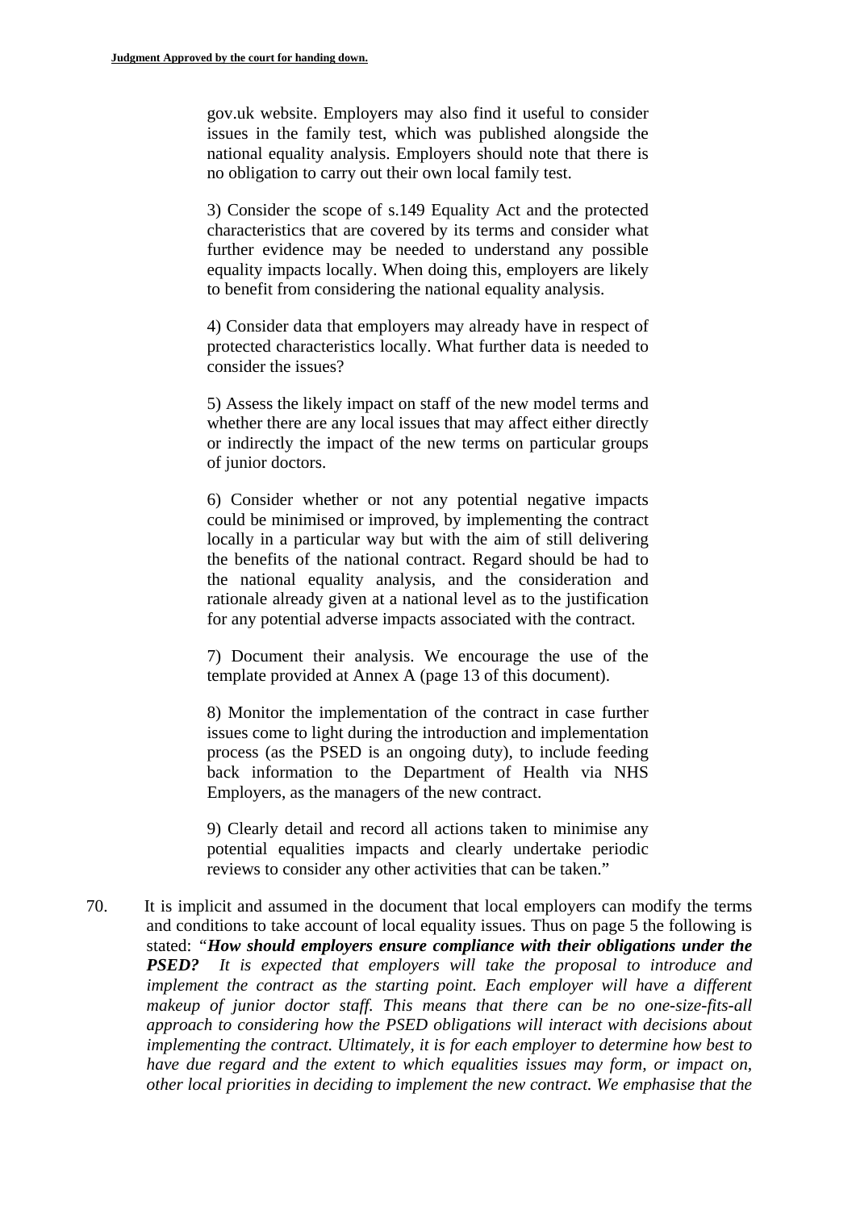> gov.uk website. Employers may also find it useful to consider issues in the family test, which was published alongside the national equality analysis. Employers should note that there is no obligation to carry out their own local family test.
>
> 3) Consider the scope of s.149 Equality Act and the protected characteristics that are covered by its terms and consider what further evidence may be needed to understand any possible equality impacts locally. When doing this, employers are likely to benefit from considering the national equality analysis.
>
> 4) Consider data that employers may already have in respect of protected characteristics locally. What further data is needed to consider the issues?
>
> 5) Assess the likely impact on staff of the new model terms and whether there are any local issues that may affect either directly or indirectly the impact of the new terms on particular groups of junior doctors.
>
> 6) Consider whether or not any potential negative impacts could be minimised or improved, by implementing the contract locally in a particular way but with the aim of still delivering the benefits of the national contract. Regard should be had to the national equality analysis, and the consideration and rationale already given at a national level as to the justification for any potential adverse impacts associated with the contract.
>
> 7) Document their analysis. We encourage the use of the template provided at Annex A (page 13 of this document).
>
> 8) Monitor the implementation of the contract in case further issues come to light during the introduction and implementation process (as the PSED is an ongoing duty), to include feeding back information to the Department of Health via NHS Employers, as the managers of the new contract.
>
> 9) Clearly detail and record all actions taken to minimise any potential equalities impacts and clearly undertake periodic reviews to consider any other activities that can be taken."

70. It is implicit and assumed in the document that local employers can modify the terms and conditions to take account of local equality issues. Thus on page 5 the following is stated: "***How should employers ensure compliance with their obligations under the PSED?*** *It is expected that employers will take the proposal to introduce and implement the contract as the starting point. Each employer will have a different makeup of junior doctor staff. This means that there can be no one-size-fits-all approach to considering how the PSED obligations will interact with decisions about implementing the contract. Ultimately, it is for each employer to determine how best to have due regard and the extent to which equalities issues may form, or impact on, other local priorities in deciding to implement the new contract. We emphasise that the*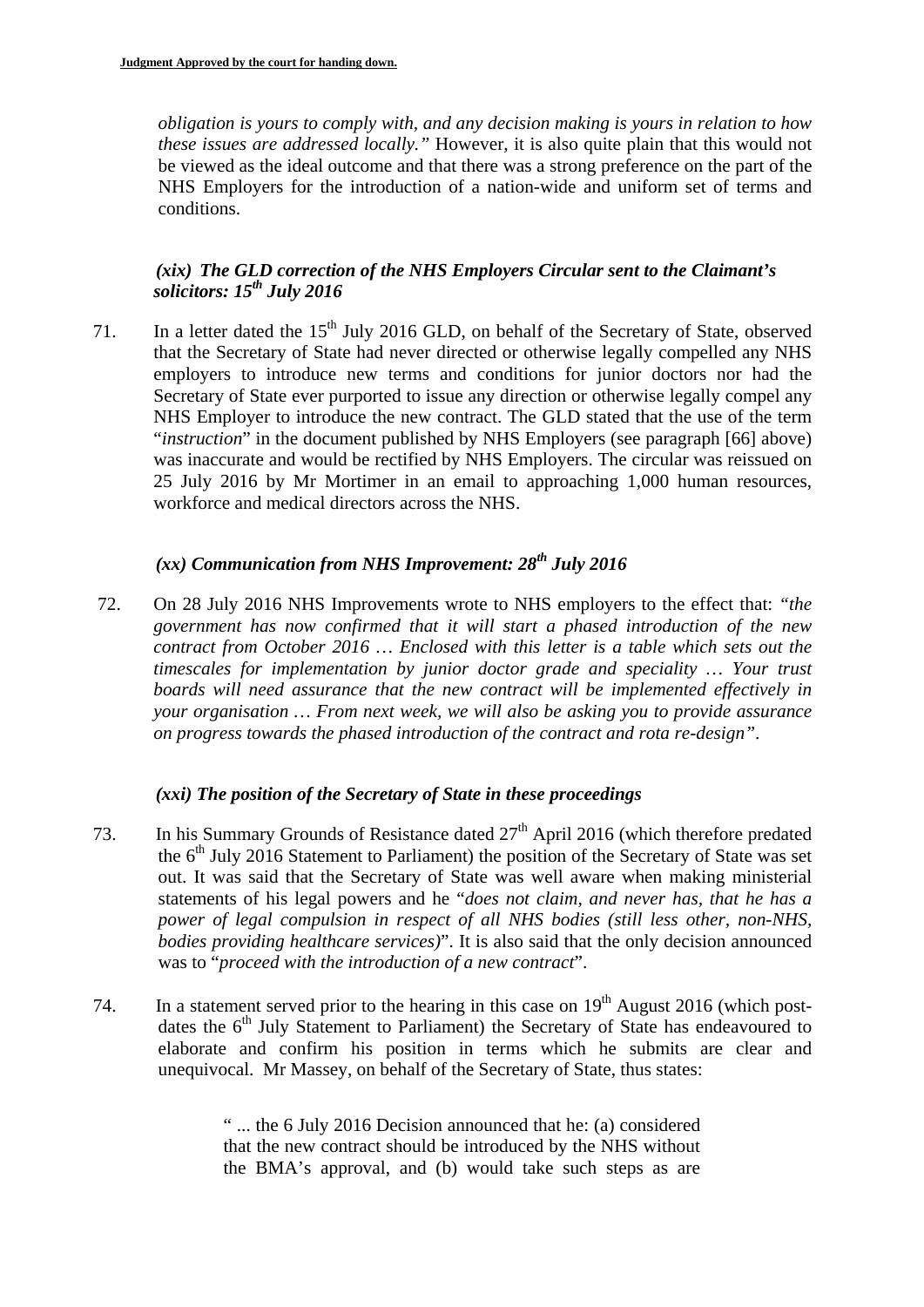*obligation is yours to comply with, and any decision making is yours in relation to how these issues are addressed locally."* However, it is also quite plain that this would not be viewed as the ideal outcome and that there was a strong preference on the part of the NHS Employers for the introduction of a nation-wide and uniform set of terms and conditions.

### *(xix) The GLD correction of the NHS Employers Circular sent to the Claimant's solicitors: 15th July 2016*

71. In a letter dated the 15th July 2016 GLD, on behalf of the Secretary of State, observed that the Secretary of State had never directed or otherwise legally compelled any NHS employers to introduce new terms and conditions for junior doctors nor had the Secretary of State ever purported to issue any direction or otherwise legally compel any NHS Employer to introduce the new contract. The GLD stated that the use of the term "*instruction*" in the document published by NHS Employers (see paragraph [66] above) was inaccurate and would be rectified by NHS Employers. The circular was reissued on 25 July 2016 by Mr Mortimer in an email to approaching 1,000 human resources, workforce and medical directors across the NHS.

### *(xx) Communication from NHS Improvement: 28th July 2016*

72. On 28 July 2016 NHS Improvements wrote to NHS employers to the effect that: *"the government has now confirmed that it will start a phased introduction of the new contract from October 2016 … Enclosed with this letter is a table which sets out the timescales for implementation by junior doctor grade and speciality … Your trust boards will need assurance that the new contract will be implemented effectively in your organisation … From next week, we will also be asking you to provide assurance on progress towards the phased introduction of the contract and rota re-design"*.

### *(xxi) The position of the Secretary of State in these proceedings*

73. In his Summary Grounds of Resistance dated 27th April 2016 (which therefore predated the 6th July 2016 Statement to Parliament) the position of the Secretary of State was set out. It was said that the Secretary of State was well aware when making ministerial statements of his legal powers and he "*does not claim, and never has, that he has a power of legal compulsion in respect of all NHS bodies (still less other, non-NHS, bodies providing healthcare services)*". It is also said that the only decision announced was to "*proceed with the introduction of a new contract*".

74. In a statement served prior to the hearing in this case on 19th August 2016 (which post-dates the 6th July Statement to Parliament) the Secretary of State has endeavoured to elaborate and confirm his position in terms which he submits are clear and unequivocal. Mr Massey, on behalf of the Secretary of State, thus states:

> " ... the 6 July 2016 Decision announced that he: (a) considered that the new contract should be introduced by the NHS without the BMA's approval, and (b) would take such steps as are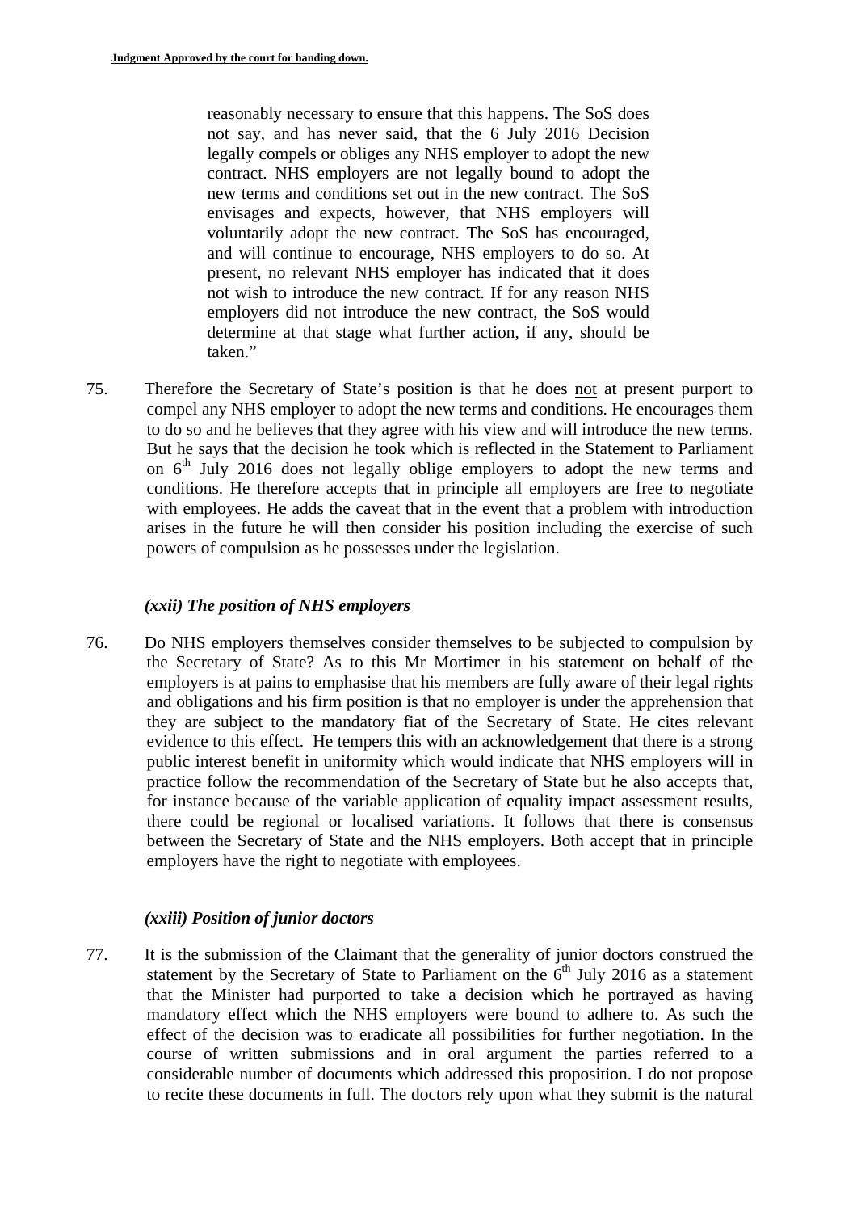> reasonably necessary to ensure that this happens. The SoS does not say, and has never said, that the 6 July 2016 Decision legally compels or obliges any NHS employer to adopt the new contract. NHS employers are not legally bound to adopt the new terms and conditions set out in the new contract. The SoS envisages and expects, however, that NHS employers will voluntarily adopt the new contract. The SoS has encouraged, and will continue to encourage, NHS employers to do so. At present, no relevant NHS employer has indicated that it does not wish to introduce the new contract. If for any reason NHS employers did not introduce the new contract, the SoS would determine at that stage what further action, if any, should be taken."

75. Therefore the Secretary of State's position is that he does not at present purport to compel any NHS employer to adopt the new terms and conditions. He encourages them to do so and he believes that they agree with his view and will introduce the new terms. But he says that the decision he took which is reflected in the Statement to Parliament on 6th July 2016 does not legally oblige employers to adopt the new terms and conditions. He therefore accepts that in principle all employers are free to negotiate with employees. He adds the caveat that in the event that a problem with introduction arises in the future he will then consider his position including the exercise of such powers of compulsion as he possesses under the legislation.

### *(xxii) The position of NHS employers*

76. Do NHS employers themselves consider themselves to be subjected to compulsion by the Secretary of State? As to this Mr Mortimer in his statement on behalf of the employers is at pains to emphasise that his members are fully aware of their legal rights and obligations and his firm position is that no employer is under the apprehension that they are subject to the mandatory fiat of the Secretary of State. He cites relevant evidence to this effect. He tempers this with an acknowledgement that there is a strong public interest benefit in uniformity which would indicate that NHS employers will in practice follow the recommendation of the Secretary of State but he also accepts that, for instance because of the variable application of equality impact assessment results, there could be regional or localised variations. It follows that there is consensus between the Secretary of State and the NHS employers. Both accept that in principle employers have the right to negotiate with employees.

### *(xxiii) Position of junior doctors*

77. It is the submission of the Claimant that the generality of junior doctors construed the statement by the Secretary of State to Parliament on the 6th July 2016 as a statement that the Minister had purported to take a decision which he portrayed as having mandatory effect which the NHS employers were bound to adhere to. As such the effect of the decision was to eradicate all possibilities for further negotiation. In the course of written submissions and in oral argument the parties referred to a considerable number of documents which addressed this proposition. I do not propose to recite these documents in full. The doctors rely upon what they submit is the natural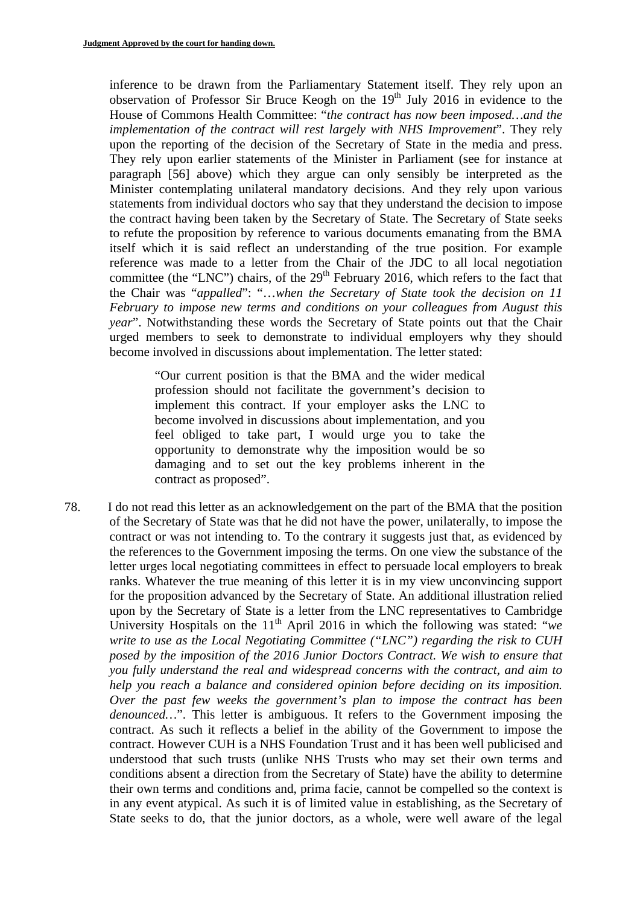inference to be drawn from the Parliamentary Statement itself. They rely upon an observation of Professor Sir Bruce Keogh on the 19th July 2016 in evidence to the House of Commons Health Committee: "*the contract has now been imposed…and the implementation of the contract will rest largely with NHS Improvement*". They rely upon the reporting of the decision of the Secretary of State in the media and press. They rely upon earlier statements of the Minister in Parliament (see for instance at paragraph [56] above) which they argue can only sensibly be interpreted as the Minister contemplating unilateral mandatory decisions. And they rely upon various statements from individual doctors who say that they understand the decision to impose the contract having been taken by the Secretary of State. The Secretary of State seeks to refute the proposition by reference to various documents emanating from the BMA itself which it is said reflect an understanding of the true position. For example reference was made to a letter from the Chair of the JDC to all local negotiation committee (the "LNC") chairs, of the 29th February 2016, which refers to the fact that the Chair was "*appalled*": "…*when the Secretary of State took the decision on 11 February to impose new terms and conditions on your colleagues from August this year*". Notwithstanding these words the Secretary of State points out that the Chair urged members to seek to demonstrate to individual employers why they should become involved in discussions about implementation. The letter stated:

> "Our current position is that the BMA and the wider medical profession should not facilitate the government's decision to implement this contract. If your employer asks the LNC to become involved in discussions about implementation, and you feel obliged to take part, I would urge you to take the opportunity to demonstrate why the imposition would be so damaging and to set out the key problems inherent in the contract as proposed".

78. I do not read this letter as an acknowledgement on the part of the BMA that the position of the Secretary of State was that he did not have the power, unilaterally, to impose the contract or was not intending to. To the contrary it suggests just that, as evidenced by the references to the Government imposing the terms. On one view the substance of the letter urges local negotiating committees in effect to persuade local employers to break ranks. Whatever the true meaning of this letter it is in my view unconvincing support for the proposition advanced by the Secretary of State. An additional illustration relied upon by the Secretary of State is a letter from the LNC representatives to Cambridge University Hospitals on the 11th April 2016 in which the following was stated: "*we write to use as the Local Negotiating Committee ("LNC") regarding the risk to CUH posed by the imposition of the 2016 Junior Doctors Contract. We wish to ensure that you fully understand the real and widespread concerns with the contract, and aim to help you reach a balance and considered opinion before deciding on its imposition. Over the past few weeks the government's plan to impose the contract has been denounced…*". This letter is ambiguous. It refers to the Government imposing the contract. As such it reflects a belief in the ability of the Government to impose the contract. However CUH is a NHS Foundation Trust and it has been well publicised and understood that such trusts (unlike NHS Trusts who may set their own terms and conditions absent a direction from the Secretary of State) have the ability to determine their own terms and conditions and, prima facie, cannot be compelled so the context is in any event atypical. As such it is of limited value in establishing, as the Secretary of State seeks to do, that the junior doctors, as a whole, were well aware of the legal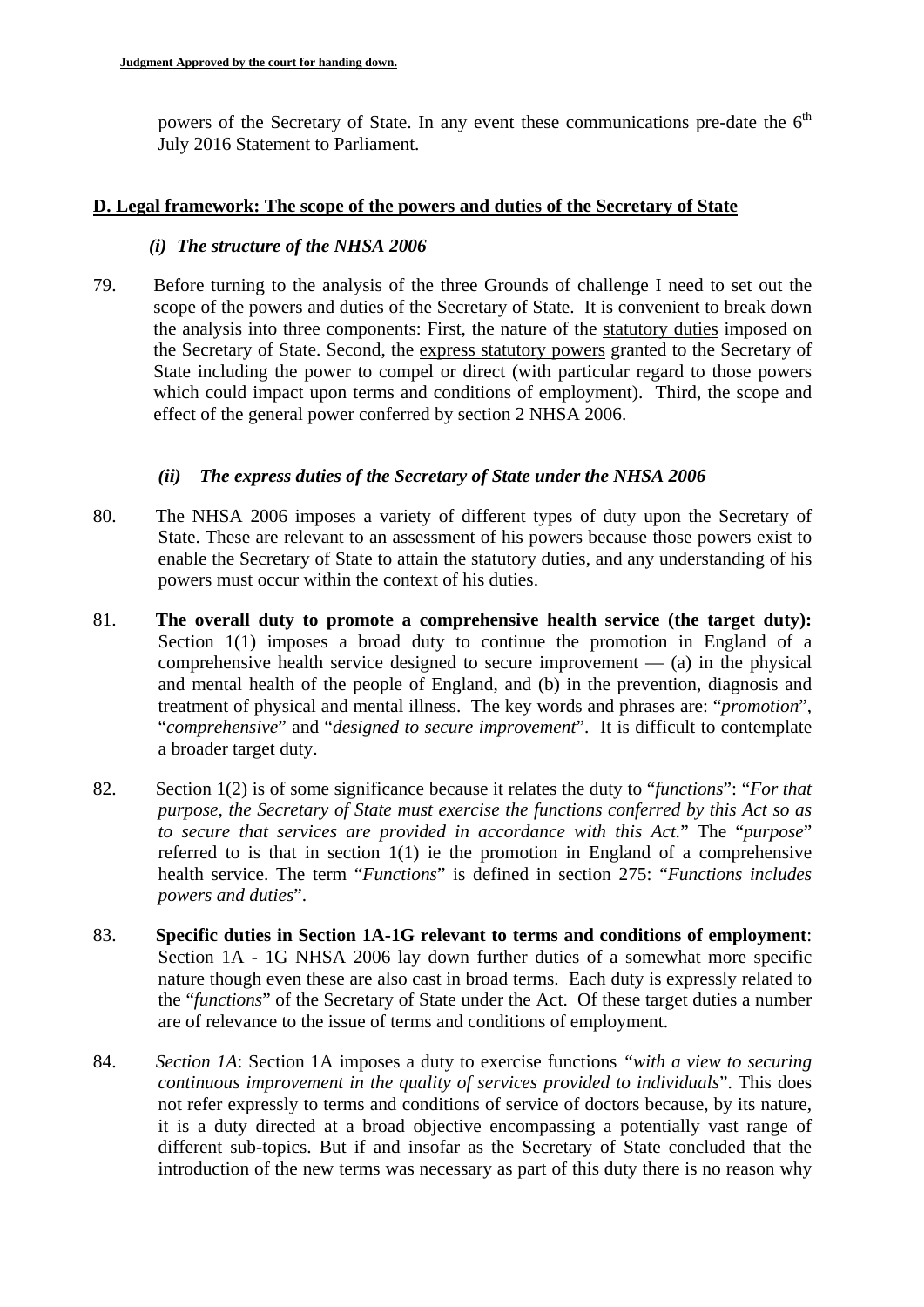powers of the Secretary of State. In any event these communications pre-date the 6th July 2016 Statement to Parliament.

## D. Legal framework: The scope of the powers and duties of the Secretary of State

### *(i) The structure of the NHSA 2006*

79. Before turning to the analysis of the three Grounds of challenge I need to set out the scope of the powers and duties of the Secretary of State. It is convenient to break down the analysis into three components: First, the nature of the statutory duties imposed on the Secretary of State. Second, the express statutory powers granted to the Secretary of State including the power to compel or direct (with particular regard to those powers which could impact upon terms and conditions of employment). Third, the scope and effect of the general power conferred by section 2 NHSA 2006.

### *(ii) The express duties of the Secretary of State under the NHSA 2006*

80. The NHSA 2006 imposes a variety of different types of duty upon the Secretary of State. These are relevant to an assessment of his powers because those powers exist to enable the Secretary of State to attain the statutory duties, and any understanding of his powers must occur within the context of his duties.

81. **The overall duty to promote a comprehensive health service (the target duty):** Section 1(1) imposes a broad duty to continue the promotion in England of a comprehensive health service designed to secure improvement — (a) in the physical and mental health of the people of England, and (b) in the prevention, diagnosis and treatment of physical and mental illness. The key words and phrases are: "*promotion*", "*comprehensive*" and "*designed to secure improvement*". It is difficult to contemplate a broader target duty.

82. Section 1(2) is of some significance because it relates the duty to "*functions*": "*For that purpose, the Secretary of State must exercise the functions conferred by this Act so as to secure that services are provided in accordance with this Act.*" The "*purpose*" referred to is that in section 1(1) ie the promotion in England of a comprehensive health service. The term "*Functions*" is defined in section 275: "*Functions includes powers and duties*".

83. **Specific duties in Section 1A-1G relevant to terms and conditions of employment**: Section 1A - 1G NHSA 2006 lay down further duties of a somewhat more specific nature though even these are also cast in broad terms. Each duty is expressly related to the "*functions*" of the Secretary of State under the Act. Of these target duties a number are of relevance to the issue of terms and conditions of employment.

84. *Section 1A*: Section 1A imposes a duty to exercise functions "*with a view to securing continuous improvement in the quality of services provided to individuals*". This does not refer expressly to terms and conditions of service of doctors because, by its nature, it is a duty directed at a broad objective encompassing a potentially vast range of different sub-topics. But if and insofar as the Secretary of State concluded that the introduction of the new terms was necessary as part of this duty there is no reason why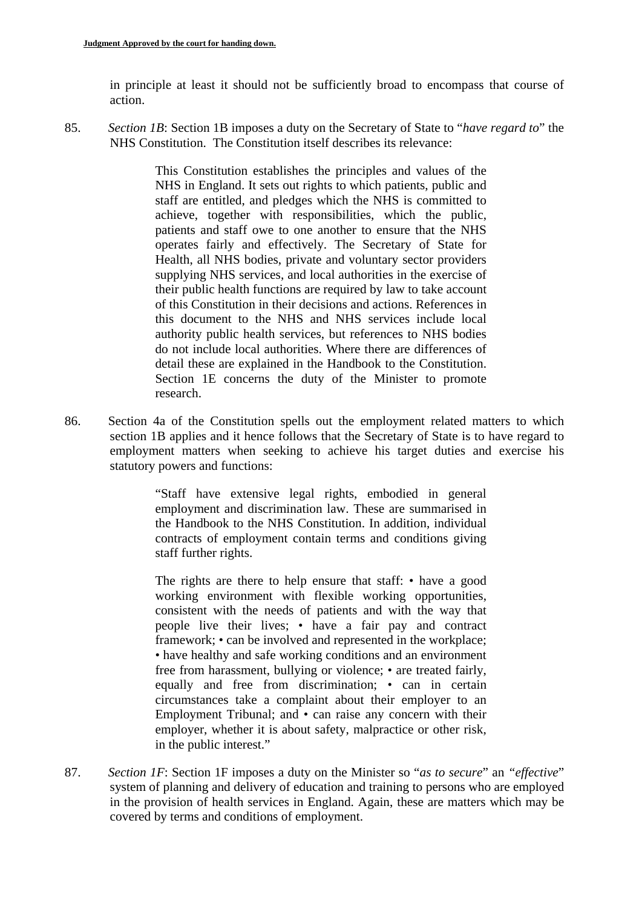in principle at least it should not be sufficiently broad to encompass that course of action.

85. *Section 1B*: Section 1B imposes a duty on the Secretary of State to "*have regard to*" the NHS Constitution. The Constitution itself describes its relevance:

> This Constitution establishes the principles and values of the NHS in England. It sets out rights to which patients, public and staff are entitled, and pledges which the NHS is committed to achieve, together with responsibilities, which the public, patients and staff owe to one another to ensure that the NHS operates fairly and effectively. The Secretary of State for Health, all NHS bodies, private and voluntary sector providers supplying NHS services, and local authorities in the exercise of their public health functions are required by law to take account of this Constitution in their decisions and actions. References in this document to the NHS and NHS services include local authority public health services, but references to NHS bodies do not include local authorities. Where there are differences of detail these are explained in the Handbook to the Constitution. Section 1E concerns the duty of the Minister to promote research.

86. Section 4a of the Constitution spells out the employment related matters to which section 1B applies and it hence follows that the Secretary of State is to have regard to employment matters when seeking to achieve his target duties and exercise his statutory powers and functions:

> "Staff have extensive legal rights, embodied in general employment and discrimination law. These are summarised in the Handbook to the NHS Constitution. In addition, individual contracts of employment contain terms and conditions giving staff further rights.
>
> The rights are there to help ensure that staff: • have a good working environment with flexible working opportunities, consistent with the needs of patients and with the way that people live their lives; • have a fair pay and contract framework; • can be involved and represented in the workplace; • have healthy and safe working conditions and an environment free from harassment, bullying or violence; • are treated fairly, equally and free from discrimination; • can in certain circumstances take a complaint about their employer to an Employment Tribunal; and • can raise any concern with their employer, whether it is about safety, malpractice or other risk, in the public interest."

87. *Section 1F*: Section 1F imposes a duty on the Minister so "*as to secure*" an "*effective*" system of planning and delivery of education and training to persons who are employed in the provision of health services in England. Again, these are matters which may be covered by terms and conditions of employment.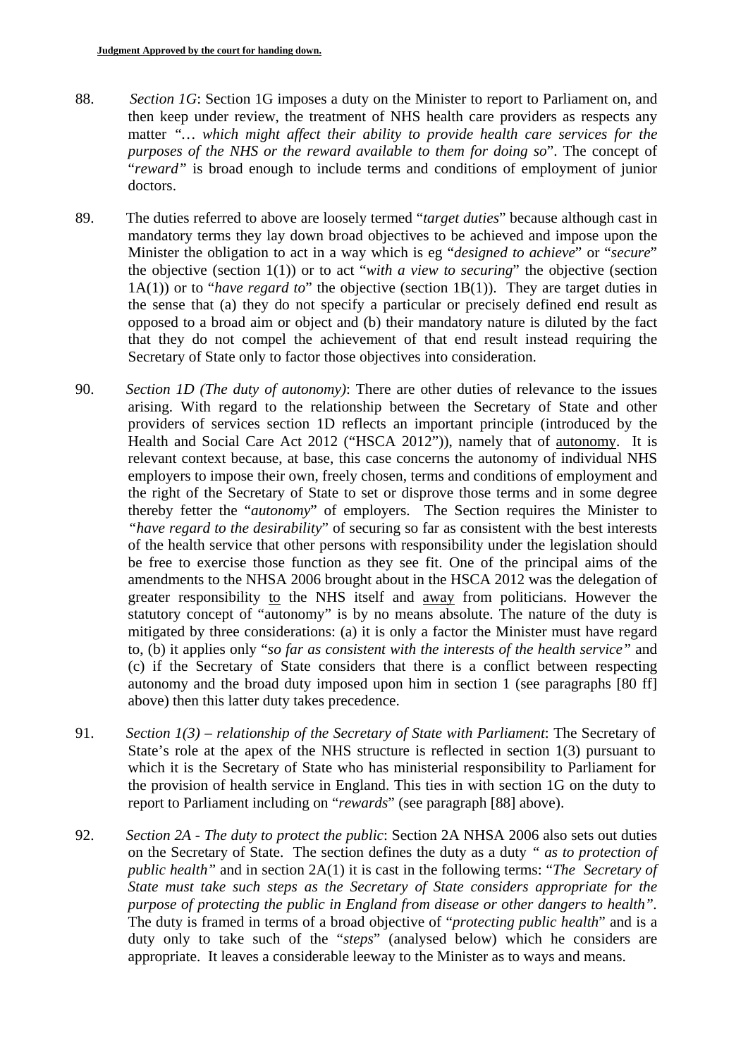88. *Section 1G*: Section 1G imposes a duty on the Minister to report to Parliament on, and then keep under review, the treatment of NHS health care providers as respects any matter *"… which might affect their ability to provide health care services for the purposes of the NHS or the reward available to them for doing so*". The concept of "*reward"* is broad enough to include terms and conditions of employment of junior doctors.

89. The duties referred to above are loosely termed "*target duties*" because although cast in mandatory terms they lay down broad objectives to be achieved and impose upon the Minister the obligation to act in a way which is eg "*designed to achieve*" or "*secure*" the objective (section 1(1)) or to act "*with a view to securing*" the objective (section 1A(1)) or to "*have regard to*" the objective (section 1B(1)). They are target duties in the sense that (a) they do not specify a particular or precisely defined end result as opposed to a broad aim or object and (b) their mandatory nature is diluted by the fact that they do not compel the achievement of that end result instead requiring the Secretary of State only to factor those objectives into consideration.

90. *Section 1D (The duty of autonomy)*: There are other duties of relevance to the issues arising. With regard to the relationship between the Secretary of State and other providers of services section 1D reflects an important principle (introduced by the Health and Social Care Act 2012 ("HSCA 2012")), namely that of <u>autonomy</u>. It is relevant context because, at base, this case concerns the autonomy of individual NHS employers to impose their own, freely chosen, terms and conditions of employment and the right of the Secretary of State to set or disprove those terms and in some degree thereby fetter the "*autonomy*" of employers. The Section requires the Minister to *"have regard to the desirability*" of securing so far as consistent with the best interests of the health service that other persons with responsibility under the legislation should be free to exercise those function as they see fit. One of the principal aims of the amendments to the NHSA 2006 brought about in the HSCA 2012 was the delegation of greater responsibility <u>to</u> the NHS itself and <u>away</u> from politicians. However the statutory concept of "autonomy" is by no means absolute. The nature of the duty is mitigated by three considerations: (a) it is only a factor the Minister must have regard to, (b) it applies only "*so far as consistent with the interests of the health service"* and (c) if the Secretary of State considers that there is a conflict between respecting autonomy and the broad duty imposed upon him in section 1 (see paragraphs [80 ff] above) then this latter duty takes precedence.

91. *Section 1(3) – relationship of the Secretary of State with Parliament*: The Secretary of State's role at the apex of the NHS structure is reflected in section 1(3) pursuant to which it is the Secretary of State who has ministerial responsibility to Parliament for the provision of health service in England. This ties in with section 1G on the duty to report to Parliament including on "*rewards*" (see paragraph [88] above).

92. *Section 2A - The duty to protect the public*: Section 2A NHSA 2006 also sets out duties on the Secretary of State. The section defines the duty as a duty *" as to protection of public health"* and in section 2A(1) it is cast in the following terms: "*The Secretary of State must take such steps as the Secretary of State considers appropriate for the purpose of protecting the public in England from disease or other dangers to health"*. The duty is framed in terms of a broad objective of "*protecting public health*" and is a duty only to take such of the "*steps*" (analysed below) which he considers are appropriate. It leaves a considerable leeway to the Minister as to ways and means.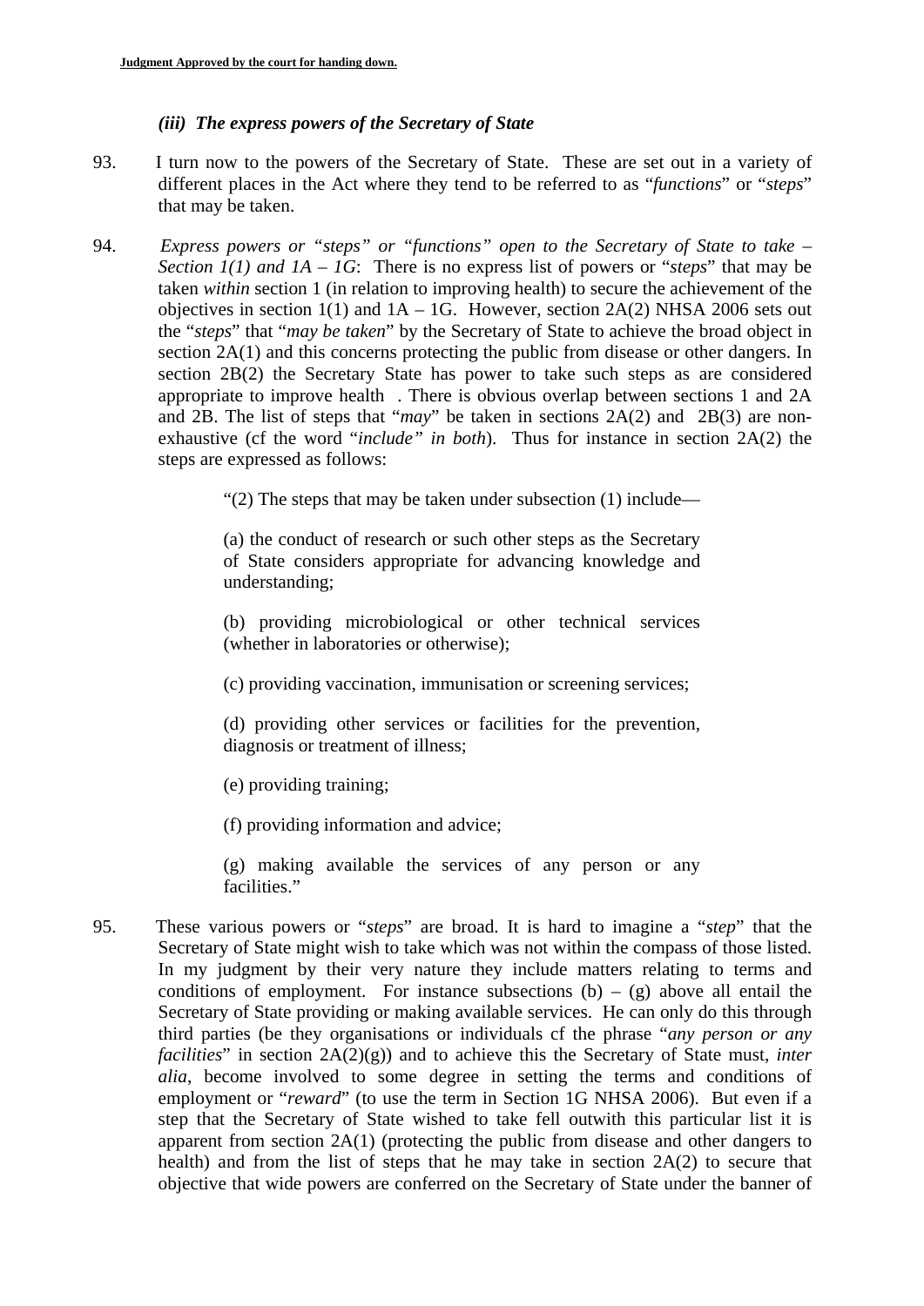### *(iii) The express powers of the Secretary of State*

93. I turn now to the powers of the Secretary of State. These are set out in a variety of different places in the Act where they tend to be referred to as "*functions*" or "*steps*" that may be taken.

94. *Express powers or "steps" or "functions" open to the Secretary of State to take – Section 1(1) and 1A – 1G*: There is no express list of powers or "*steps*" that may be taken *within* section 1 (in relation to improving health) to secure the achievement of the objectives in section 1(1) and 1A – 1G. However, section 2A(2) NHSA 2006 sets out the "*steps*" that "*may be taken*" by the Secretary of State to achieve the broad object in section 2A(1) and this concerns protecting the public from disease or other dangers. In section 2B(2) the Secretary State has power to take such steps as are considered appropriate to improve health . There is obvious overlap between sections 1 and 2A and 2B. The list of steps that "*may*" be taken in sections 2A(2) and 2B(3) are non-exhaustive (cf the word "*include" in both*). Thus for instance in section 2A(2) the steps are expressed as follows:

> "(2) The steps that may be taken under subsection (1) include—
>
> (a) the conduct of research or such other steps as the Secretary of State considers appropriate for advancing knowledge and understanding;
>
> (b) providing microbiological or other technical services (whether in laboratories or otherwise);
>
> (c) providing vaccination, immunisation or screening services;
>
> (d) providing other services or facilities for the prevention, diagnosis or treatment of illness;
>
> (e) providing training;
>
> (f) providing information and advice;
>
> (g) making available the services of any person or any facilities."

95. These various powers or "*steps*" are broad. It is hard to imagine a "*step*" that the Secretary of State might wish to take which was not within the compass of those listed. In my judgment by their very nature they include matters relating to terms and conditions of employment. For instance subsections (b) – (g) above all entail the Secretary of State providing or making available services. He can only do this through third parties (be they organisations or individuals cf the phrase "*any person or any facilities*" in section 2A(2)(g)) and to achieve this the Secretary of State must, *inter alia*, become involved to some degree in setting the terms and conditions of employment or "*reward*" (to use the term in Section 1G NHSA 2006). But even if a step that the Secretary of State wished to take fell outwith this particular list it is apparent from section 2A(1) (protecting the public from disease and other dangers to health) and from the list of steps that he may take in section 2A(2) to secure that objective that wide powers are conferred on the Secretary of State under the banner of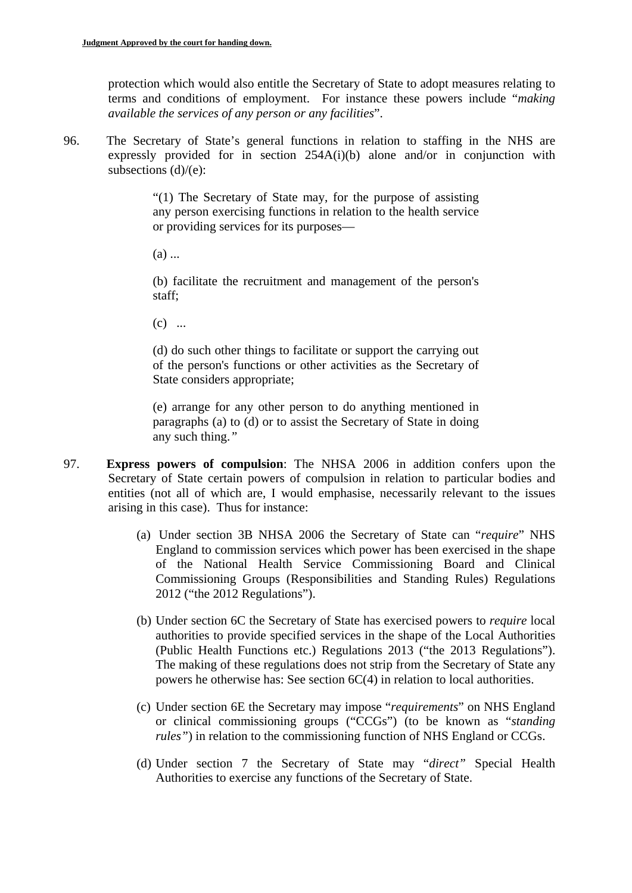protection which would also entitle the Secretary of State to adopt measures relating to terms and conditions of employment. For instance these powers include "*making available the services of any person or any facilities*".

96. The Secretary of State's general functions in relation to staffing in the NHS are expressly provided for in section 254A(i)(b) alone and/or in conjunction with subsections (d)/(e):

> "(1) The Secretary of State may, for the purpose of assisting any person exercising functions in relation to the health service or providing services for its purposes—
>
> (a) ...
>
> (b) facilitate the recruitment and management of the person's staff;
>
> (c) ...
>
> (d) do such other things to facilitate or support the carrying out of the person's functions or other activities as the Secretary of State considers appropriate;
>
> (e) arrange for any other person to do anything mentioned in paragraphs (a) to (d) or to assist the Secretary of State in doing any such thing.*"*

97. **Express powers of compulsion**: The NHSA 2006 in addition confers upon the Secretary of State certain powers of compulsion in relation to particular bodies and entities (not all of which are, I would emphasise, necessarily relevant to the issues arising in this case). Thus for instance:

    (a) Under section 3B NHSA 2006 the Secretary of State can "*require*" NHS England to commission services which power has been exercised in the shape of the National Health Service Commissioning Board and Clinical Commissioning Groups (Responsibilities and Standing Rules) Regulations 2012 ("the 2012 Regulations").

    (b) Under section 6C the Secretary of State has exercised powers to *require* local authorities to provide specified services in the shape of the Local Authorities (Public Health Functions etc.) Regulations 2013 ("the 2013 Regulations"). The making of these regulations does not strip from the Secretary of State any powers he otherwise has: See section 6C(4) in relation to local authorities.

    (c) Under section 6E the Secretary may impose "*requirements*" on NHS England or clinical commissioning groups ("CCGs") (to be known as "*standing rules"*) in relation to the commissioning function of NHS England or CCGs.

    (d) Under section 7 the Secretary of State may "*direct"* Special Health Authorities to exercise any functions of the Secretary of State.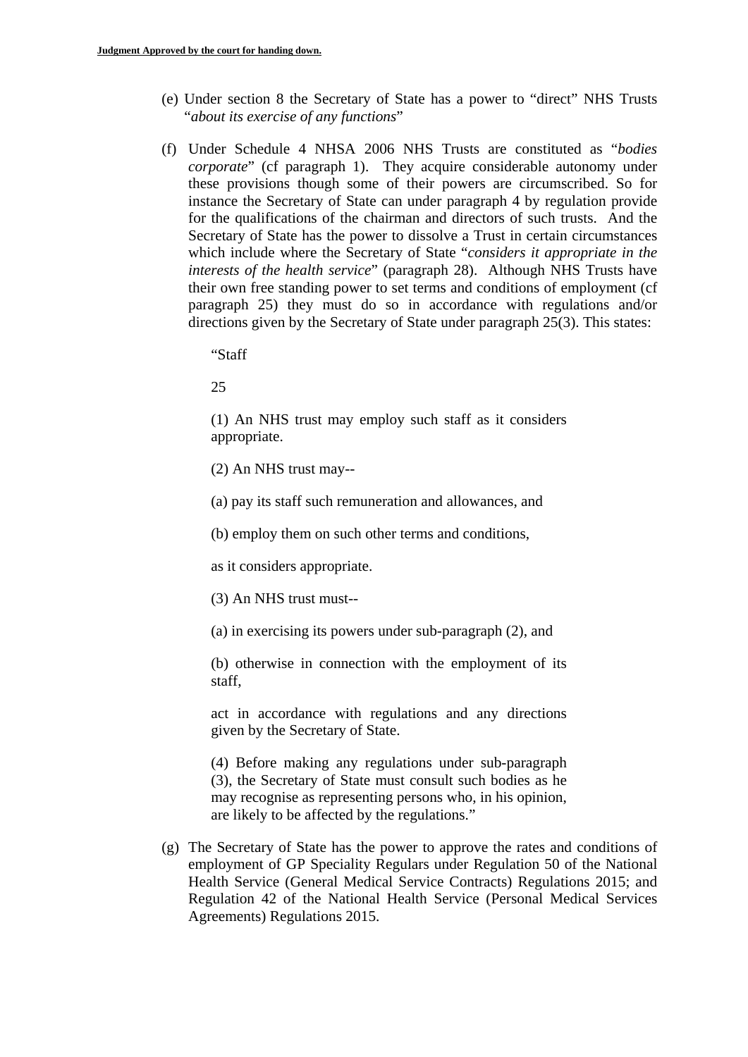(e) Under section 8 the Secretary of State has a power to "direct" NHS Trusts "*about its exercise of any functions*"

(f) Under Schedule 4 NHSA 2006 NHS Trusts are constituted as "*bodies corporate*" (cf paragraph 1). They acquire considerable autonomy under these provisions though some of their powers are circumscribed. So for instance the Secretary of State can under paragraph 4 by regulation provide for the qualifications of the chairman and directors of such trusts. And the Secretary of State has the power to dissolve a Trust in certain circumstances which include where the Secretary of State "*considers it appropriate in the interests of the health service*" (paragraph 28). Although NHS Trusts have their own free standing power to set terms and conditions of employment (cf paragraph 25) they must do so in accordance with regulations and/or directions given by the Secretary of State under paragraph 25(3). This states:

> "Staff
>
> 25
>
> (1) An NHS trust may employ such staff as it considers appropriate.
>
> (2) An NHS trust may--
>
> (a) pay its staff such remuneration and allowances, and
>
> (b) employ them on such other terms and conditions,
>
> as it considers appropriate.
>
> (3) An NHS trust must--
>
> (a) in exercising its powers under sub-paragraph (2), and
>
> (b) otherwise in connection with the employment of its staff,
>
> act in accordance with regulations and any directions given by the Secretary of State.
>
> (4) Before making any regulations under sub-paragraph (3), the Secretary of State must consult such bodies as he may recognise as representing persons who, in his opinion, are likely to be affected by the regulations."

(g) The Secretary of State has the power to approve the rates and conditions of employment of GP Speciality Regulars under Regulation 50 of the National Health Service (General Medical Service Contracts) Regulations 2015; and Regulation 42 of the National Health Service (Personal Medical Services Agreements) Regulations 2015.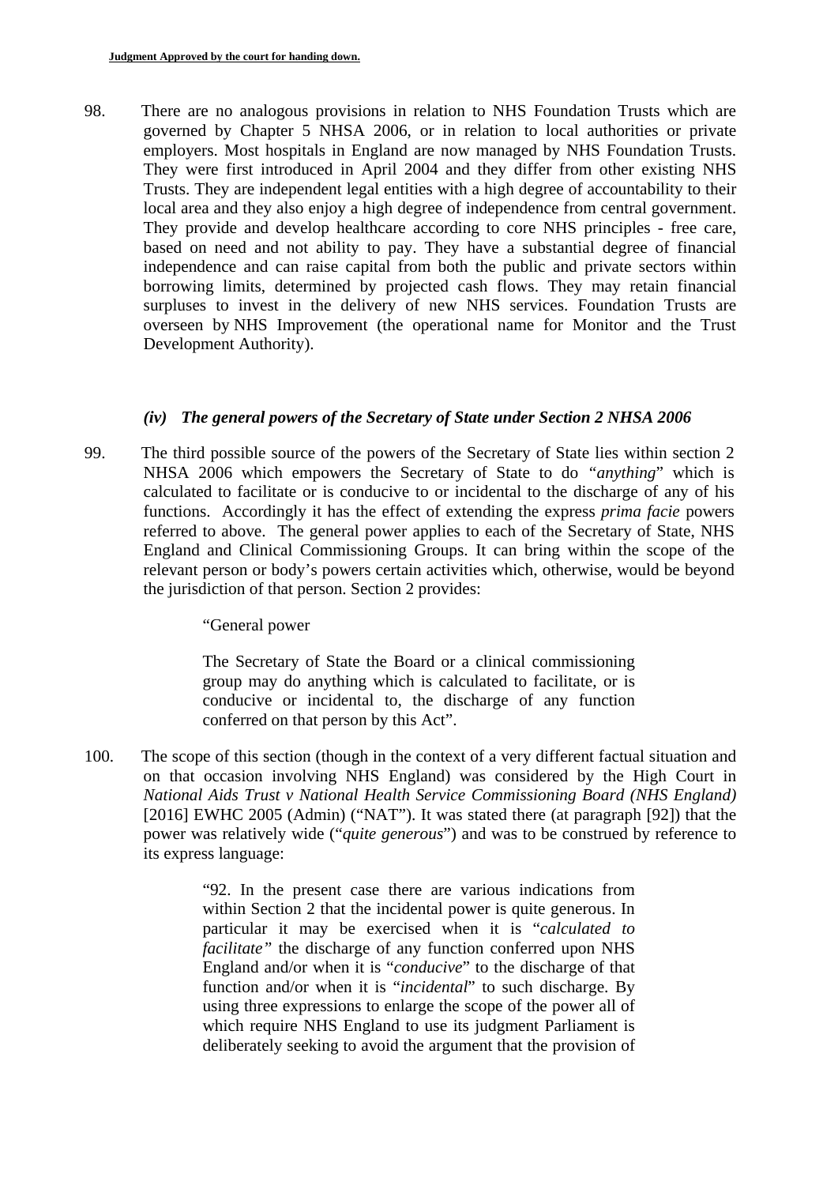98. There are no analogous provisions in relation to NHS Foundation Trusts which are governed by Chapter 5 NHSA 2006, or in relation to local authorities or private employers. Most hospitals in England are now managed by NHS Foundation Trusts. They were first introduced in April 2004 and they differ from other existing NHS Trusts. They are independent legal entities with a high degree of accountability to their local area and they also enjoy a high degree of independence from central government. They provide and develop healthcare according to core NHS principles - free care, based on need and not ability to pay. They have a substantial degree of financial independence and can raise capital from both the public and private sectors within borrowing limits, determined by projected cash flows. They may retain financial surpluses to invest in the delivery of new NHS services. Foundation Trusts are overseen by NHS Improvement (the operational name for Monitor and the Trust Development Authority).

### *(iv) The general powers of the Secretary of State under Section 2 NHSA 2006*

99. The third possible source of the powers of the Secretary of State lies within section 2 NHSA 2006 which empowers the Secretary of State to do "*anything*" which is calculated to facilitate or is conducive to or incidental to the discharge of any of his functions. Accordingly it has the effect of extending the express *prima facie* powers referred to above. The general power applies to each of the Secretary of State, NHS England and Clinical Commissioning Groups. It can bring within the scope of the relevant person or body's powers certain activities which, otherwise, would be beyond the jurisdiction of that person. Section 2 provides:

> "General power
>
> The Secretary of State the Board or a clinical commissioning group may do anything which is calculated to facilitate, or is conducive or incidental to, the discharge of any function conferred on that person by this Act".

100. The scope of this section (though in the context of a very different factual situation and on that occasion involving NHS England) was considered by the High Court in *National Aids Trust v National Health Service Commissioning Board (NHS England)* [2016] EWHC 2005 (Admin) ("NAT"). It was stated there (at paragraph [92]) that the power was relatively wide ("*quite generous*") and was to be construed by reference to its express language:

> "92. In the present case there are various indications from within Section 2 that the incidental power is quite generous. In particular it may be exercised when it is "*calculated to facilitate"* the discharge of any function conferred upon NHS England and/or when it is "*conducive*" to the discharge of that function and/or when it is "*incidental*" to such discharge. By using three expressions to enlarge the scope of the power all of which require NHS England to use its judgment Parliament is deliberately seeking to avoid the argument that the provision of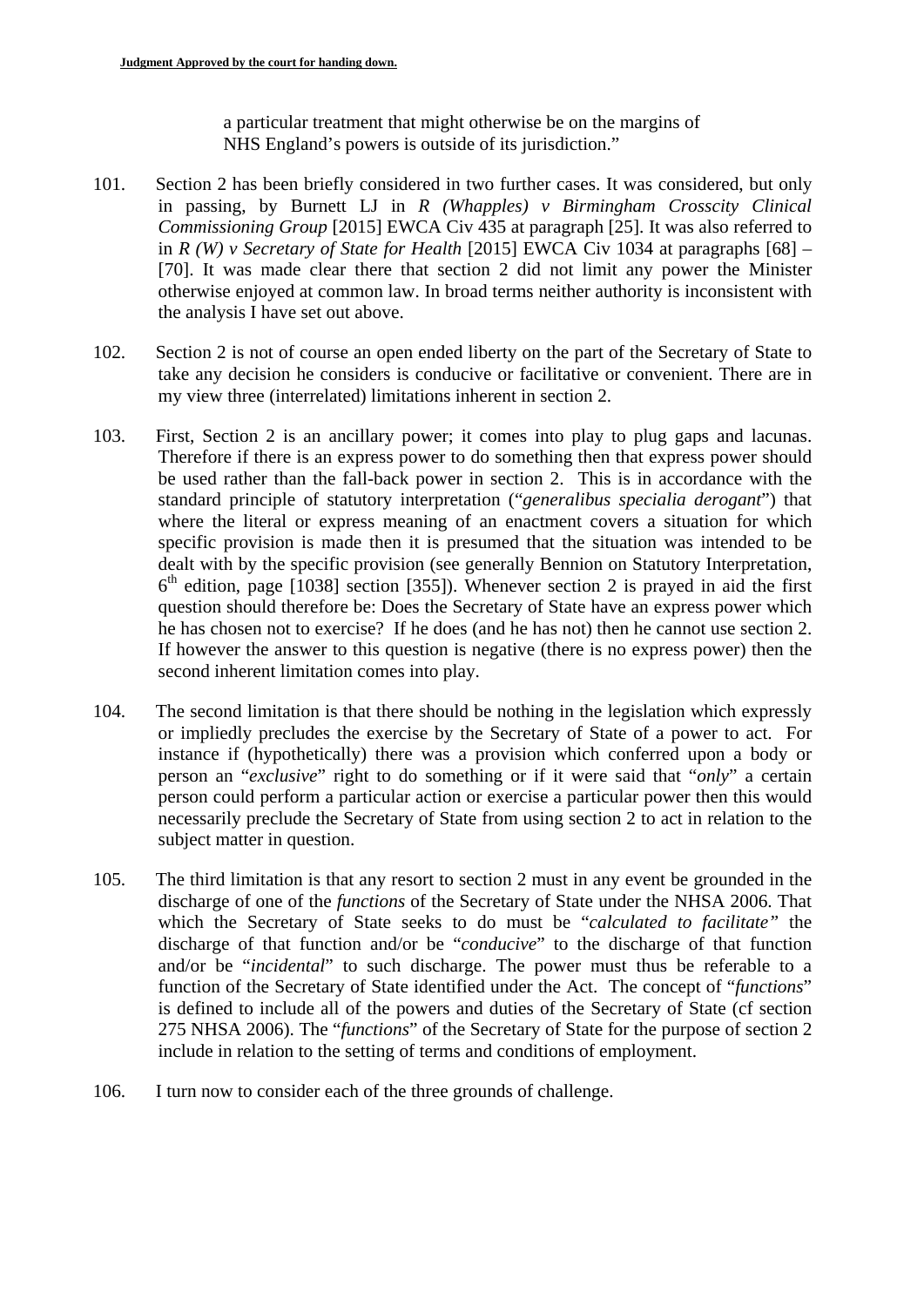a particular treatment that might otherwise be on the margins of NHS England's powers is outside of its jurisdiction."

101. Section 2 has been briefly considered in two further cases. It was considered, but only in passing, by Burnett LJ in *R (Whapples) v Birmingham Crosscity Clinical Commissioning Group* [2015] EWCA Civ 435 at paragraph [25]. It was also referred to in *R (W) v Secretary of State for Health* [2015] EWCA Civ 1034 at paragraphs [68] – [70]. It was made clear there that section 2 did not limit any power the Minister otherwise enjoyed at common law. In broad terms neither authority is inconsistent with the analysis I have set out above.

102. Section 2 is not of course an open ended liberty on the part of the Secretary of State to take any decision he considers is conducive or facilitative or convenient. There are in my view three (interrelated) limitations inherent in section 2.

103. First, Section 2 is an ancillary power; it comes into play to plug gaps and lacunas. Therefore if there is an express power to do something then that express power should be used rather than the fall-back power in section 2. This is in accordance with the standard principle of statutory interpretation ("*generalibus specialia derogant*") that where the literal or express meaning of an enactment covers a situation for which specific provision is made then it is presumed that the situation was intended to be dealt with by the specific provision (see generally Bennion on Statutory Interpretation, 6th edition, page [1038] section [355]). Whenever section 2 is prayed in aid the first question should therefore be: Does the Secretary of State have an express power which he has chosen not to exercise? If he does (and he has not) then he cannot use section 2. If however the answer to this question is negative (there is no express power) then the second inherent limitation comes into play.

104. The second limitation is that there should be nothing in the legislation which expressly or impliedly precludes the exercise by the Secretary of State of a power to act. For instance if (hypothetically) there was a provision which conferred upon a body or person an "*exclusive*" right to do something or if it were said that "*only*" a certain person could perform a particular action or exercise a particular power then this would necessarily preclude the Secretary of State from using section 2 to act in relation to the subject matter in question.

105. The third limitation is that any resort to section 2 must in any event be grounded in the discharge of one of the *functions* of the Secretary of State under the NHSA 2006. That which the Secretary of State seeks to do must be "*calculated to facilitate*" the discharge of that function and/or be "*conducive*" to the discharge of that function and/or be "*incidental*" to such discharge. The power must thus be referable to a function of the Secretary of State identified under the Act. The concept of "*functions*" is defined to include all of the powers and duties of the Secretary of State (cf section 275 NHSA 2006). The "*functions*" of the Secretary of State for the purpose of section 2 include in relation to the setting of terms and conditions of employment.

106. I turn now to consider each of the three grounds of challenge.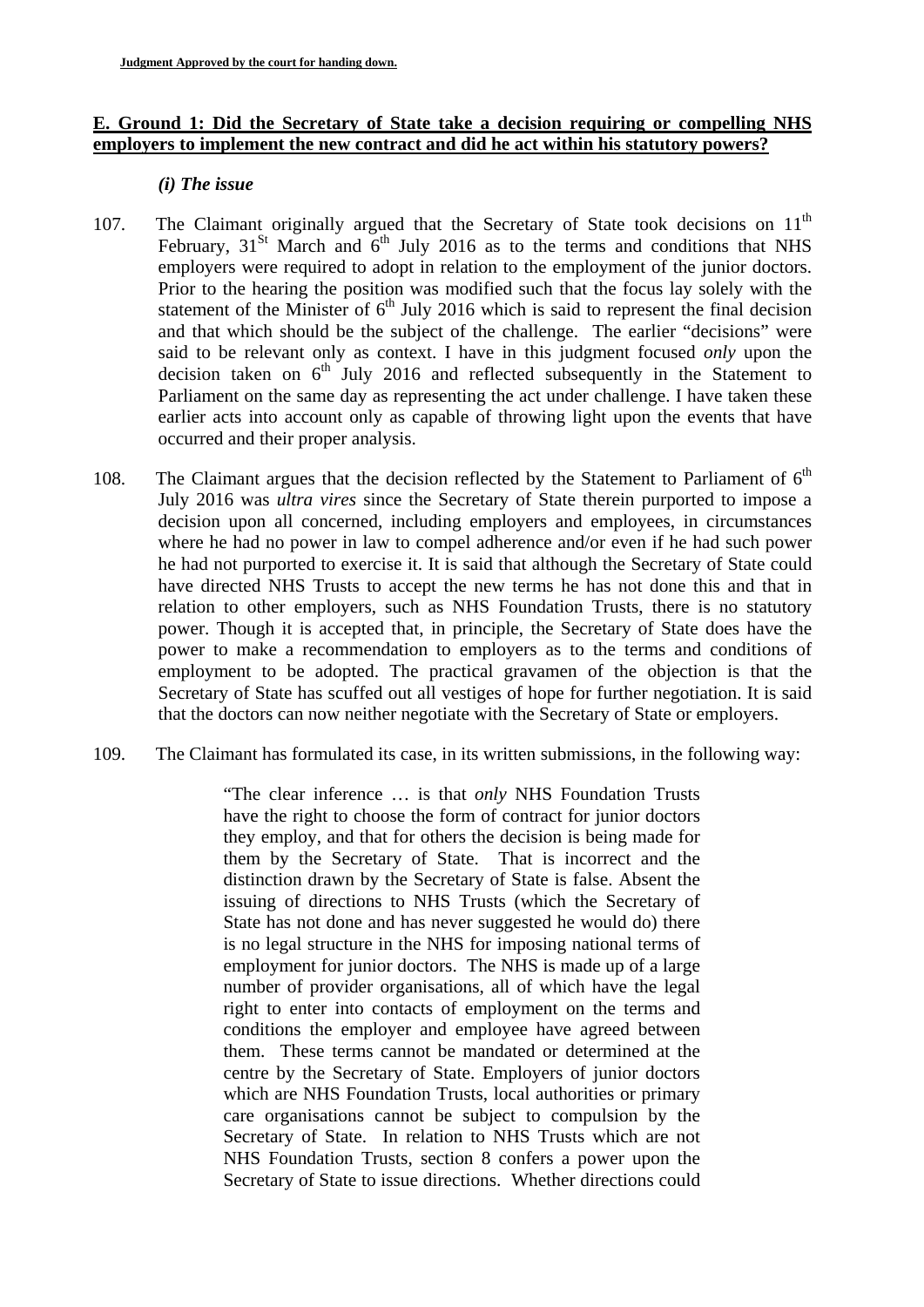## E. Ground 1: Did the Secretary of State take a decision requiring or compelling NHS employers to implement the new contract and did he act within his statutory powers?

### *(i) The issue*

107. The Claimant originally argued that the Secretary of State took decisions on 11th February, 31St March and 6th July 2016 as to the terms and conditions that NHS employers were required to adopt in relation to the employment of the junior doctors. Prior to the hearing the position was modified such that the focus lay solely with the statement of the Minister of 6th July 2016 which is said to represent the final decision and that which should be the subject of the challenge. The earlier "decisions" were said to be relevant only as context. I have in this judgment focused *only* upon the decision taken on 6th July 2016 and reflected subsequently in the Statement to Parliament on the same day as representing the act under challenge. I have taken these earlier acts into account only as capable of throwing light upon the events that have occurred and their proper analysis.

108. The Claimant argues that the decision reflected by the Statement to Parliament of 6th July 2016 was *ultra vires* since the Secretary of State therein purported to impose a decision upon all concerned, including employers and employees, in circumstances where he had no power in law to compel adherence and/or even if he had such power he had not purported to exercise it. It is said that although the Secretary of State could have directed NHS Trusts to accept the new terms he has not done this and that in relation to other employers, such as NHS Foundation Trusts, there is no statutory power. Though it is accepted that, in principle, the Secretary of State does have the power to make a recommendation to employers as to the terms and conditions of employment to be adopted. The practical gravamen of the objection is that the Secretary of State has scuffed out all vestiges of hope for further negotiation. It is said that the doctors can now neither negotiate with the Secretary of State or employers.

109. The Claimant has formulated its case, in its written submissions, in the following way:

> "The clear inference … is that *only* NHS Foundation Trusts have the right to choose the form of contract for junior doctors they employ, and that for others the decision is being made for them by the Secretary of State. That is incorrect and the distinction drawn by the Secretary of State is false. Absent the issuing of directions to NHS Trusts (which the Secretary of State has not done and has never suggested he would do) there is no legal structure in the NHS for imposing national terms of employment for junior doctors. The NHS is made up of a large number of provider organisations, all of which have the legal right to enter into contacts of employment on the terms and conditions the employer and employee have agreed between them. These terms cannot be mandated or determined at the centre by the Secretary of State. Employers of junior doctors which are NHS Foundation Trusts, local authorities or primary care organisations cannot be subject to compulsion by the Secretary of State. In relation to NHS Trusts which are not NHS Foundation Trusts, section 8 confers a power upon the Secretary of State to issue directions. Whether directions could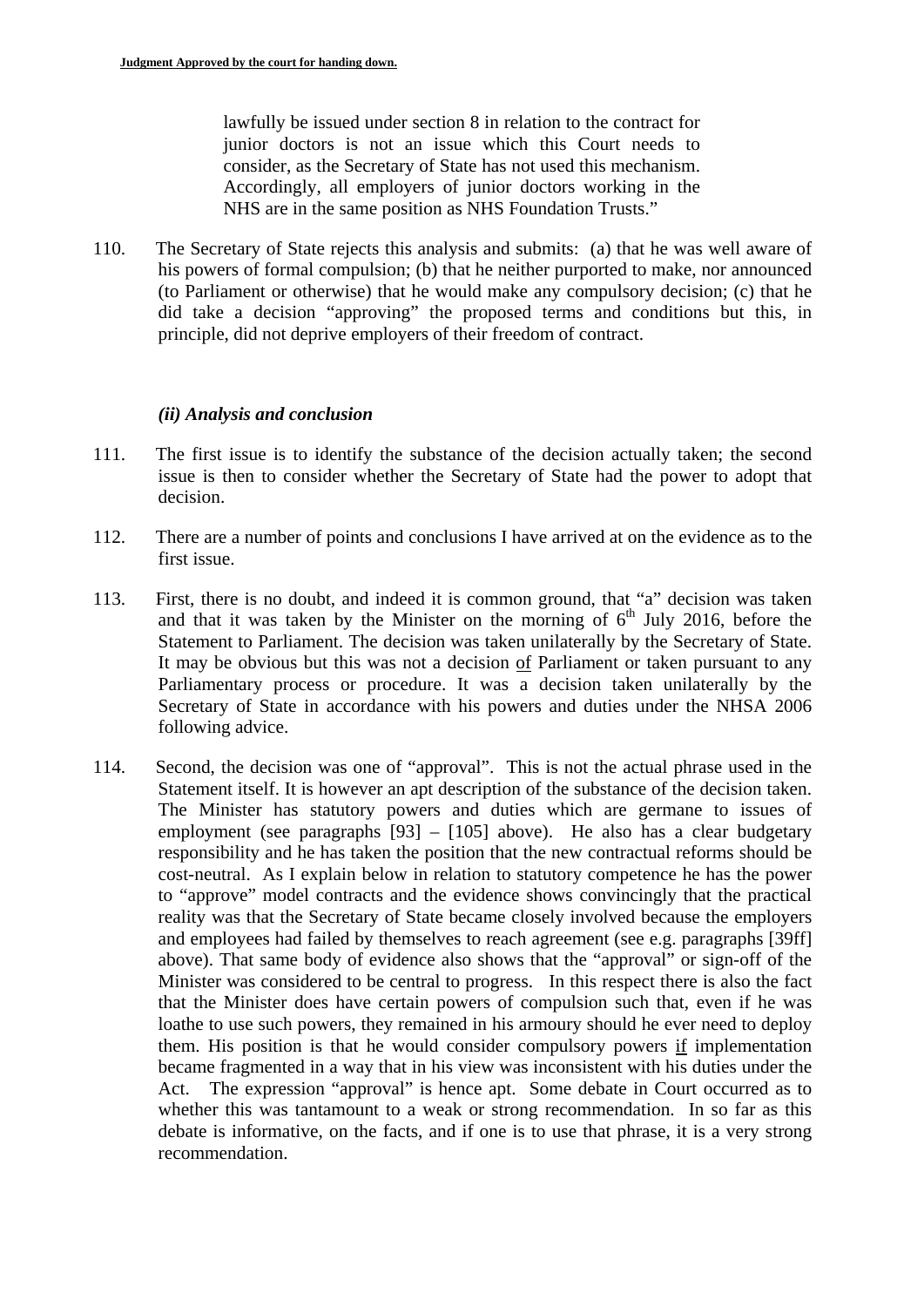lawfully be issued under section 8 in relation to the contract for junior doctors is not an issue which this Court needs to consider, as the Secretary of State has not used this mechanism. Accordingly, all employers of junior doctors working in the NHS are in the same position as NHS Foundation Trusts."

110. The Secretary of State rejects this analysis and submits: (a) that he was well aware of his powers of formal compulsion; (b) that he neither purported to make, nor announced (to Parliament or otherwise) that he would make any compulsory decision; (c) that he did take a decision "approving" the proposed terms and conditions but this, in principle, did not deprive employers of their freedom of contract.

### *(ii) Analysis and conclusion*

111. The first issue is to identify the substance of the decision actually taken; the second issue is then to consider whether the Secretary of State had the power to adopt that decision.

112. There are a number of points and conclusions I have arrived at on the evidence as to the first issue.

113. First, there is no doubt, and indeed it is common ground, that "a" decision was taken and that it was taken by the Minister on the morning of 6th July 2016, before the Statement to Parliament. The decision was taken unilaterally by the Secretary of State. It may be obvious but this was not a decision of Parliament or taken pursuant to any Parliamentary process or procedure. It was a decision taken unilaterally by the Secretary of State in accordance with his powers and duties under the NHSA 2006 following advice.

114. Second, the decision was one of "approval". This is not the actual phrase used in the Statement itself. It is however an apt description of the substance of the decision taken. The Minister has statutory powers and duties which are germane to issues of employment (see paragraphs [93] – [105] above). He also has a clear budgetary responsibility and he has taken the position that the new contractual reforms should be cost-neutral. As I explain below in relation to statutory competence he has the power to "approve" model contracts and the evidence shows convincingly that the practical reality was that the Secretary of State became closely involved because the employers and employees had failed by themselves to reach agreement (see e.g. paragraphs [39ff] above). That same body of evidence also shows that the "approval" or sign-off of the Minister was considered to be central to progress. In this respect there is also the fact that the Minister does have certain powers of compulsion such that, even if he was loathe to use such powers, they remained in his armoury should he ever need to deploy them. His position is that he would consider compulsory powers if implementation became fragmented in a way that in his view was inconsistent with his duties under the Act. The expression "approval" is hence apt. Some debate in Court occurred as to whether this was tantamount to a weak or strong recommendation. In so far as this debate is informative, on the facts, and if one is to use that phrase, it is a very strong recommendation.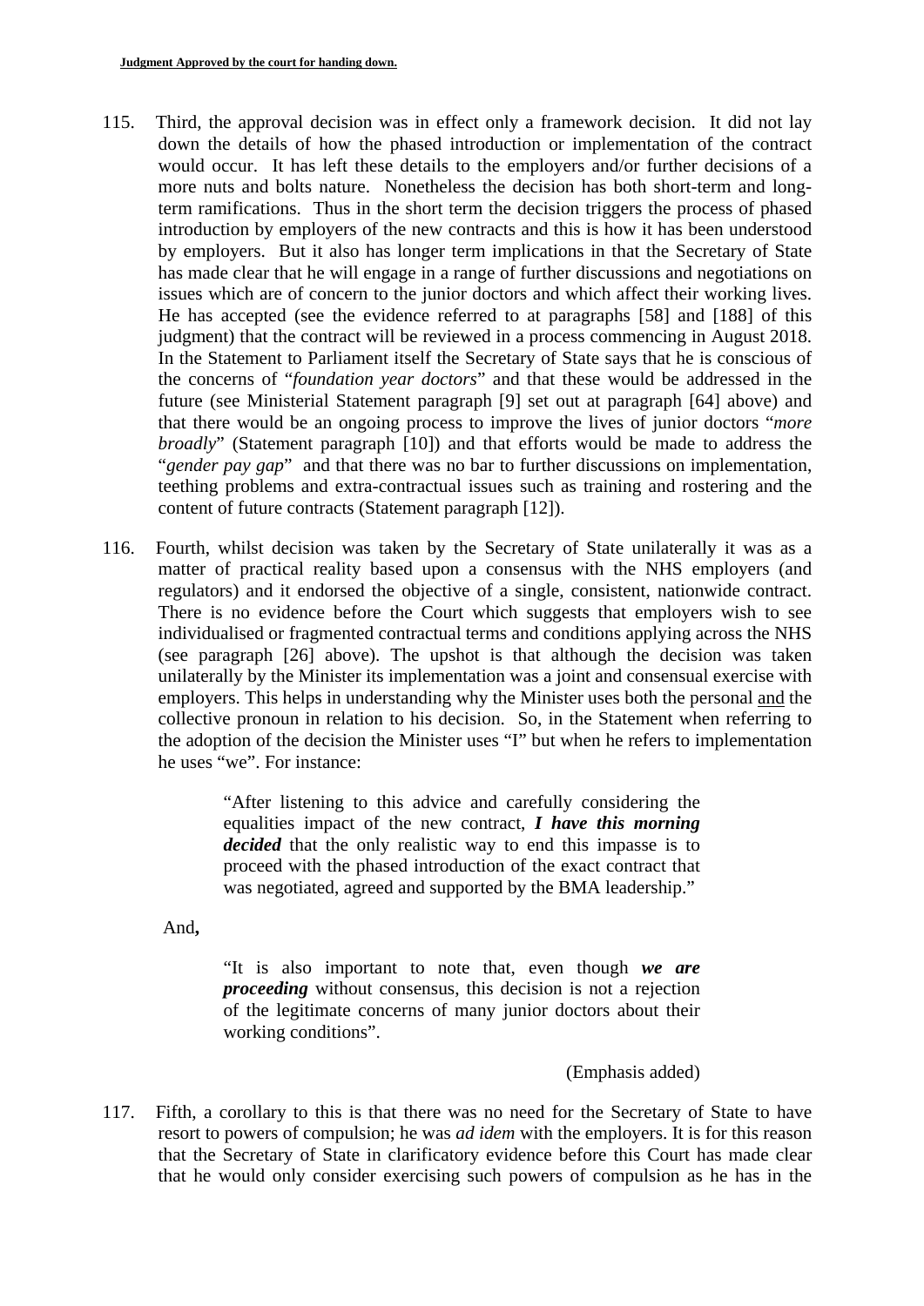115. Third, the approval decision was in effect only a framework decision. It did not lay down the details of how the phased introduction or implementation of the contract would occur. It has left these details to the employers and/or further decisions of a more nuts and bolts nature. Nonetheless the decision has both short-term and long-term ramifications. Thus in the short term the decision triggers the process of phased introduction by employers of the new contracts and this is how it has been understood by employers. But it also has longer term implications in that the Secretary of State has made clear that he will engage in a range of further discussions and negotiations on issues which are of concern to the junior doctors and which affect their working lives. He has accepted (see the evidence referred to at paragraphs [58] and [188] of this judgment) that the contract will be reviewed in a process commencing in August 2018. In the Statement to Parliament itself the Secretary of State says that he is conscious of the concerns of "*foundation year doctors*" and that these would be addressed in the future (see Ministerial Statement paragraph [9] set out at paragraph [64] above) and that there would be an ongoing process to improve the lives of junior doctors "*more broadly*" (Statement paragraph [10]) and that efforts would be made to address the "*gender pay gap*" and that there was no bar to further discussions on implementation, teething problems and extra-contractual issues such as training and rostering and the content of future contracts (Statement paragraph [12]).

116. Fourth, whilst decision was taken by the Secretary of State unilaterally it was as a matter of practical reality based upon a consensus with the NHS employers (and regulators) and it endorsed the objective of a single, consistent, nationwide contract. There is no evidence before the Court which suggests that employers wish to see individualised or fragmented contractual terms and conditions applying across the NHS (see paragraph [26] above). The upshot is that although the decision was taken unilaterally by the Minister its implementation was a joint and consensual exercise with employers. This helps in understanding why the Minister uses both the personal <u>and</u> the collective pronoun in relation to his decision. So, in the Statement when referring to the adoption of the decision the Minister uses "I" but when he refers to implementation he uses "we". For instance:

> "After listening to this advice and carefully considering the equalities impact of the new contract, ***I have this morning decided*** that the only realistic way to end this impasse is to proceed with the phased introduction of the exact contract that was negotiated, agreed and supported by the BMA leadership."

And**,**

> "It is also important to note that, even though ***we are proceeding*** without consensus, this decision is not a rejection of the legitimate concerns of many junior doctors about their working conditions".
>
> (Emphasis added)

117. Fifth, a corollary to this is that there was no need for the Secretary of State to have resort to powers of compulsion; he was *ad idem* with the employers. It is for this reason that the Secretary of State in clarificatory evidence before this Court has made clear that he would only consider exercising such powers of compulsion as he has in the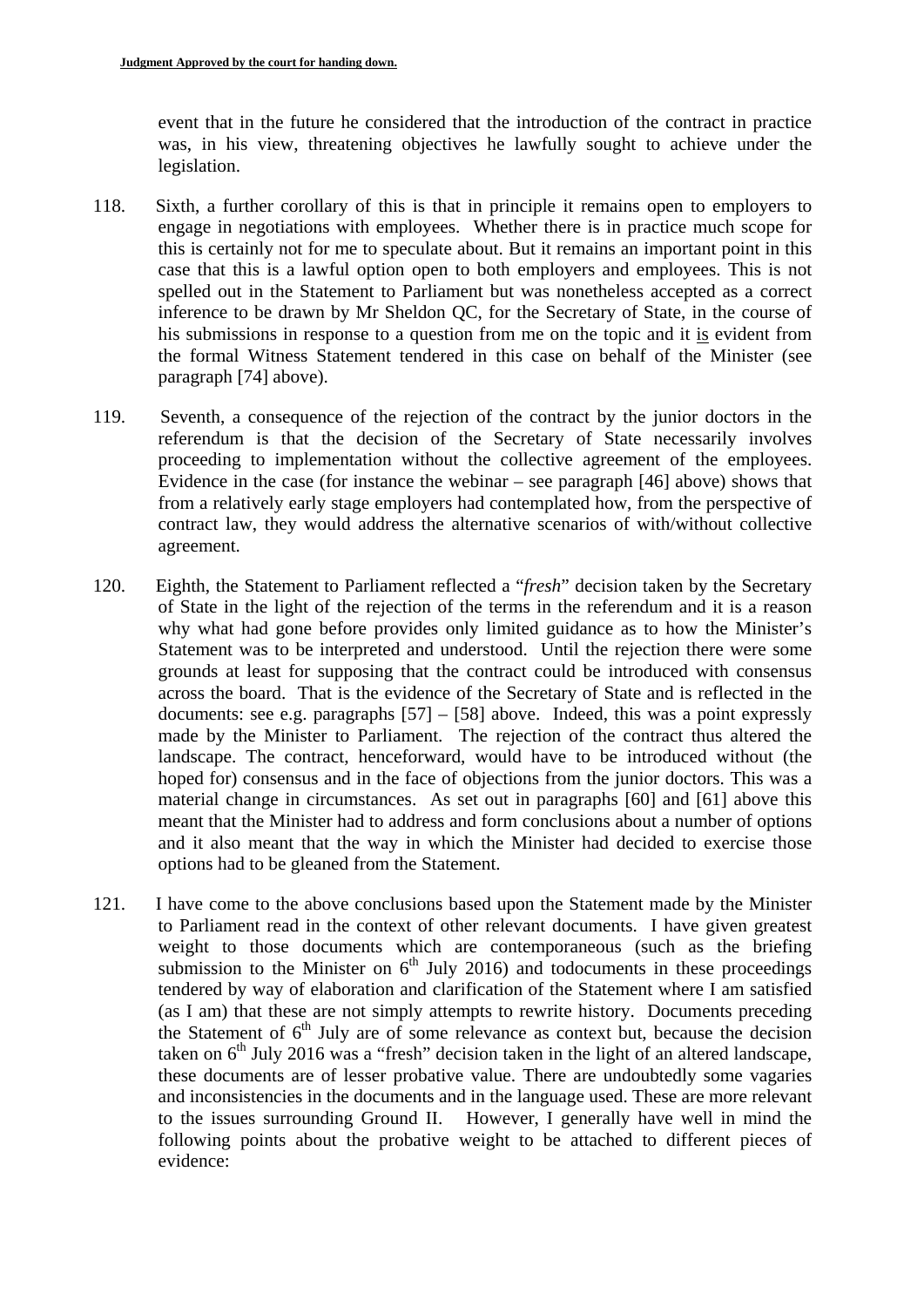event that in the future he considered that the introduction of the contract in practice was, in his view, threatening objectives he lawfully sought to achieve under the legislation.

118. Sixth, a further corollary of this is that in principle it remains open to employers to engage in negotiations with employees. Whether there is in practice much scope for this is certainly not for me to speculate about. But it remains an important point in this case that this is a lawful option open to both employers and employees. This is not spelled out in the Statement to Parliament but was nonetheless accepted as a correct inference to be drawn by Mr Sheldon QC, for the Secretary of State, in the course of his submissions in response to a question from me on the topic and it is evident from the formal Witness Statement tendered in this case on behalf of the Minister (see paragraph [74] above).

119. Seventh, a consequence of the rejection of the contract by the junior doctors in the referendum is that the decision of the Secretary of State necessarily involves proceeding to implementation without the collective agreement of the employees. Evidence in the case (for instance the webinar – see paragraph [46] above) shows that from a relatively early stage employers had contemplated how, from the perspective of contract law, they would address the alternative scenarios of with/without collective agreement.

120. Eighth, the Statement to Parliament reflected a "*fresh*" decision taken by the Secretary of State in the light of the rejection of the terms in the referendum and it is a reason why what had gone before provides only limited guidance as to how the Minister's Statement was to be interpreted and understood. Until the rejection there were some grounds at least for supposing that the contract could be introduced with consensus across the board. That is the evidence of the Secretary of State and is reflected in the documents: see e.g. paragraphs [57] – [58] above. Indeed, this was a point expressly made by the Minister to Parliament. The rejection of the contract thus altered the landscape. The contract, henceforward, would have to be introduced without (the hoped for) consensus and in the face of objections from the junior doctors. This was a material change in circumstances. As set out in paragraphs [60] and [61] above this meant that the Minister had to address and form conclusions about a number of options and it also meant that the way in which the Minister had decided to exercise those options had to be gleaned from the Statement.

121. I have come to the above conclusions based upon the Statement made by the Minister to Parliament read in the context of other relevant documents. I have given greatest weight to those documents which are contemporaneous (such as the briefing submission to the Minister on 6th July 2016) and todocuments in these proceedings tendered by way of elaboration and clarification of the Statement where I am satisfied (as I am) that these are not simply attempts to rewrite history. Documents preceding the Statement of 6th July are of some relevance as context but, because the decision taken on 6th July 2016 was a "fresh" decision taken in the light of an altered landscape, these documents are of lesser probative value. There are undoubtedly some vagaries and inconsistencies in the documents and in the language used. These are more relevant to the issues surrounding Ground II. However, I generally have well in mind the following points about the probative weight to be attached to different pieces of evidence: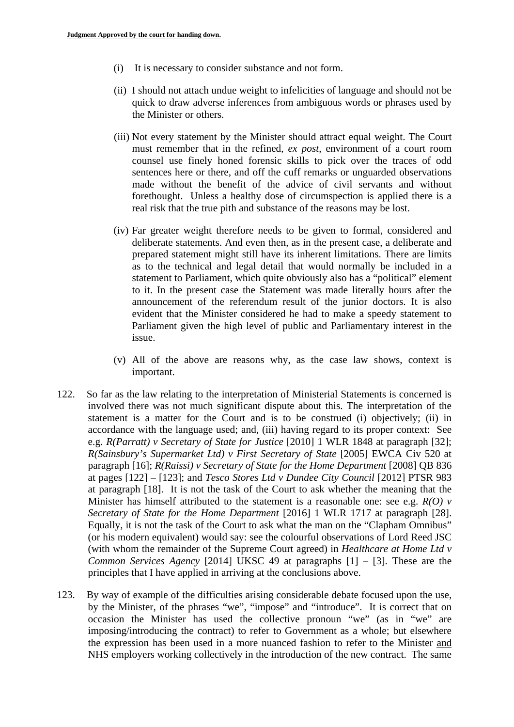(i) It is necessary to consider substance and not form.

(ii) I should not attach undue weight to infelicities of language and should not be quick to draw adverse inferences from ambiguous words or phrases used by the Minister or others.

(iii) Not every statement by the Minister should attract equal weight. The Court must remember that in the refined, *ex post*, environment of a court room counsel use finely honed forensic skills to pick over the traces of odd sentences here or there, and off the cuff remarks or unguarded observations made without the benefit of the advice of civil servants and without forethought. Unless a healthy dose of circumspection is applied there is a real risk that the true pith and substance of the reasons may be lost.

(iv) Far greater weight therefore needs to be given to formal, considered and deliberate statements. And even then, as in the present case, a deliberate and prepared statement might still have its inherent limitations. There are limits as to the technical and legal detail that would normally be included in a statement to Parliament, which quite obviously also has a "political" element to it. In the present case the Statement was made literally hours after the announcement of the referendum result of the junior doctors. It is also evident that the Minister considered he had to make a speedy statement to Parliament given the high level of public and Parliamentary interest in the issue.

(v) All of the above are reasons why, as the case law shows, context is important.

122. So far as the law relating to the interpretation of Ministerial Statements is concerned is involved there was not much significant dispute about this. The interpretation of the statement is a matter for the Court and is to be construed (i) objectively; (ii) in accordance with the language used; and, (iii) having regard to its proper context: See e.g. *R(Parratt) v Secretary of State for Justice* [2010] 1 WLR 1848 at paragraph [32]; *R(Sainsbury's Supermarket Ltd) v First Secretary of State* [2005] EWCA Civ 520 at paragraph [16]; *R(Raissi) v Secretary of State for the Home Department* [2008] QB 836 at pages [122] – [123]; and *Tesco Stores Ltd v Dundee City Council* [2012] PTSR 983 at paragraph [18]. It is not the task of the Court to ask whether the meaning that the Minister has himself attributed to the statement is a reasonable one: see e.g. *R(O) v Secretary of State for the Home Department* [2016] 1 WLR 1717 at paragraph [28]. Equally, it is not the task of the Court to ask what the man on the "Clapham Omnibus" (or his modern equivalent) would say: see the colourful observations of Lord Reed JSC (with whom the remainder of the Supreme Court agreed) in *Healthcare at Home Ltd v Common Services Agency* [2014] UKSC 49 at paragraphs [1] – [3]. These are the principles that I have applied in arriving at the conclusions above.

123. By way of example of the difficulties arising considerable debate focused upon the use, by the Minister, of the phrases "we", "impose" and "introduce". It is correct that on occasion the Minister has used the collective pronoun "we" (as in "we" are imposing/introducing the contract) to refer to Government as a whole; but elsewhere the expression has been used in a more nuanced fashion to refer to the Minister <u>and</u> NHS employers working collectively in the introduction of the new contract. The same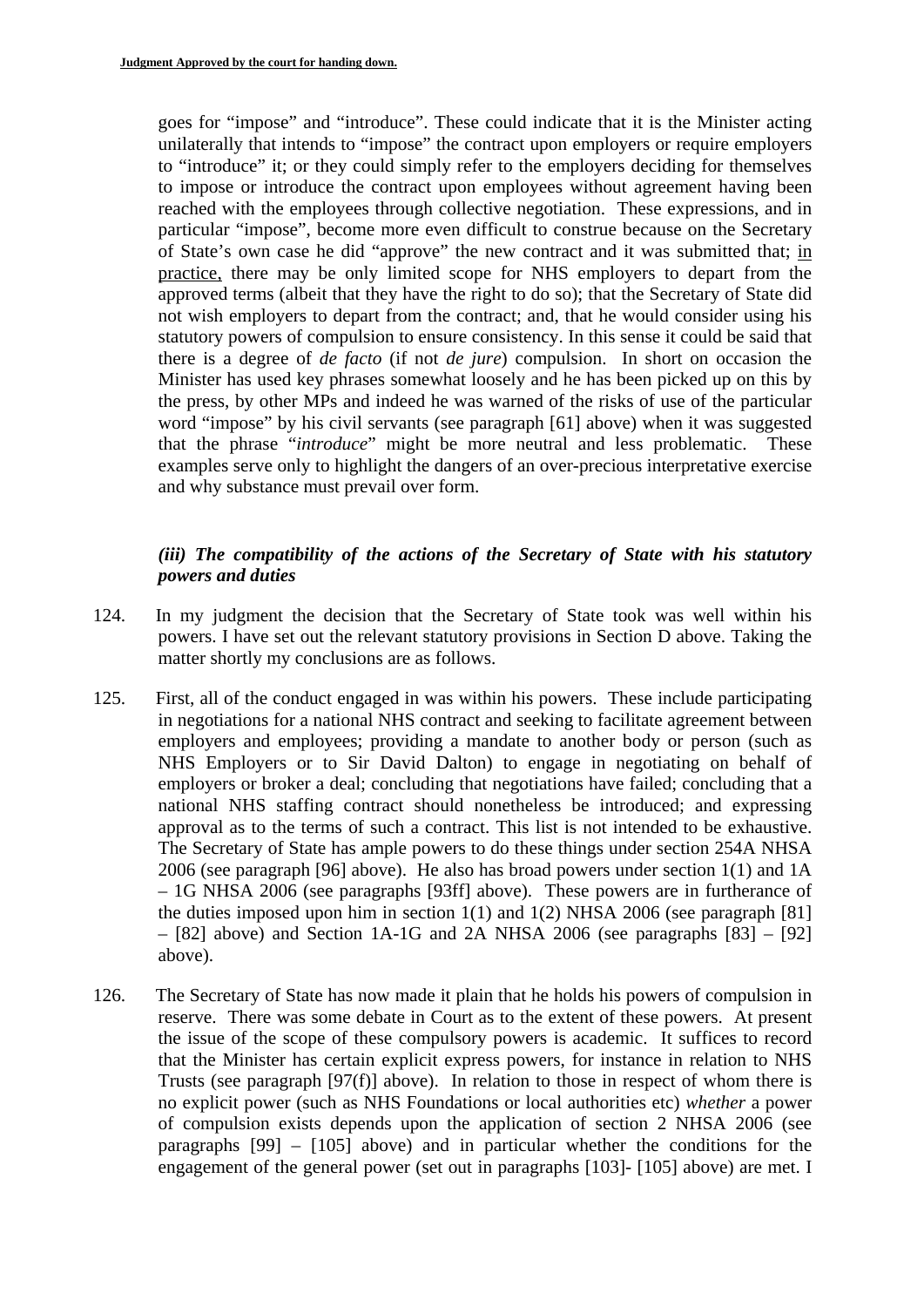goes for "impose" and "introduce". These could indicate that it is the Minister acting unilaterally that intends to "impose" the contract upon employers or require employers to "introduce" it; or they could simply refer to the employers deciding for themselves to impose or introduce the contract upon employees without agreement having been reached with the employees through collective negotiation. These expressions, and in particular "impose", become more even difficult to construe because on the Secretary of State's own case he did "approve" the new contract and it was submitted that; in practice, there may be only limited scope for NHS employers to depart from the approved terms (albeit that they have the right to do so); that the Secretary of State did not wish employers to depart from the contract; and, that he would consider using his statutory powers of compulsion to ensure consistency. In this sense it could be said that there is a degree of *de facto* (if not *de jure*) compulsion. In short on occasion the Minister has used key phrases somewhat loosely and he has been picked up on this by the press, by other MPs and indeed he was warned of the risks of use of the particular word "impose" by his civil servants (see paragraph [61] above) when it was suggested that the phrase "*introduce*" might be more neutral and less problematic. These examples serve only to highlight the dangers of an over-precious interpretative exercise and why substance must prevail over form.

### *(iii) The compatibility of the actions of the Secretary of State with his statutory powers and duties*

124. In my judgment the decision that the Secretary of State took was well within his powers. I have set out the relevant statutory provisions in Section D above. Taking the matter shortly my conclusions are as follows.

125. First, all of the conduct engaged in was within his powers. These include participating in negotiations for a national NHS contract and seeking to facilitate agreement between employers and employees; providing a mandate to another body or person (such as NHS Employers or to Sir David Dalton) to engage in negotiating on behalf of employers or broker a deal; concluding that negotiations have failed; concluding that a national NHS staffing contract should nonetheless be introduced; and expressing approval as to the terms of such a contract. This list is not intended to be exhaustive. The Secretary of State has ample powers to do these things under section 254A NHSA 2006 (see paragraph [96] above). He also has broad powers under section 1(1) and 1A – 1G NHSA 2006 (see paragraphs [93ff] above). These powers are in furtherance of the duties imposed upon him in section 1(1) and 1(2) NHSA 2006 (see paragraph [81] – [82] above) and Section 1A-1G and 2A NHSA 2006 (see paragraphs [83] – [92] above).

126. The Secretary of State has now made it plain that he holds his powers of compulsion in reserve. There was some debate in Court as to the extent of these powers. At present the issue of the scope of these compulsory powers is academic. It suffices to record that the Minister has certain explicit express powers, for instance in relation to NHS Trusts (see paragraph [97(f)] above). In relation to those in respect of whom there is no explicit power (such as NHS Foundations or local authorities etc) *whether* a power of compulsion exists depends upon the application of section 2 NHSA 2006 (see paragraphs [99] – [105] above) and in particular whether the conditions for the engagement of the general power (set out in paragraphs [103]- [105] above) are met. I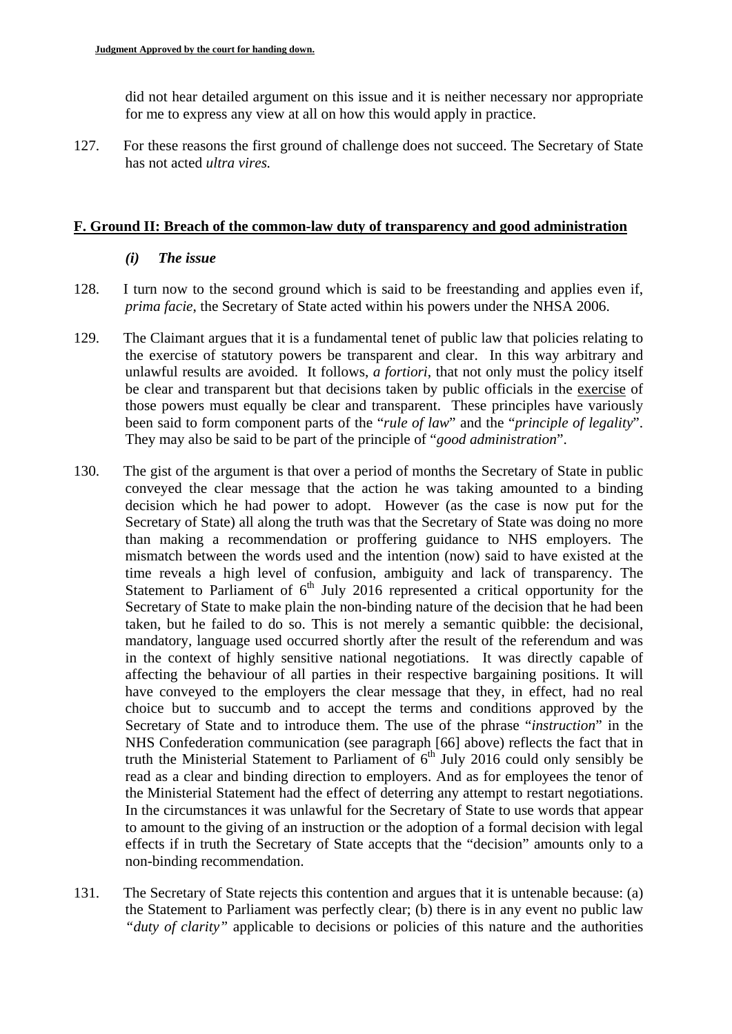did not hear detailed argument on this issue and it is neither necessary nor appropriate for me to express any view at all on how this would apply in practice.

127. For these reasons the first ground of challenge does not succeed. The Secretary of State has not acted *ultra vires.*

## F. Ground II: Breach of the common-law duty of transparency and good administration

### *(i) The issue*

128. I turn now to the second ground which is said to be freestanding and applies even if, *prima facie*, the Secretary of State acted within his powers under the NHSA 2006.

129. The Claimant argues that it is a fundamental tenet of public law that policies relating to the exercise of statutory powers be transparent and clear. In this way arbitrary and unlawful results are avoided. It follows, *a fortiori*, that not only must the policy itself be clear and transparent but that decisions taken by public officials in the exercise of those powers must equally be clear and transparent. These principles have variously been said to form component parts of the "*rule of law*" and the "*principle of legality*". They may also be said to be part of the principle of "*good administration*".

130. The gist of the argument is that over a period of months the Secretary of State in public conveyed the clear message that the action he was taking amounted to a binding decision which he had power to adopt. However (as the case is now put for the Secretary of State) all along the truth was that the Secretary of State was doing no more than making a recommendation or proffering guidance to NHS employers. The mismatch between the words used and the intention (now) said to have existed at the time reveals a high level of confusion, ambiguity and lack of transparency. The Statement to Parliament of 6th July 2016 represented a critical opportunity for the Secretary of State to make plain the non-binding nature of the decision that he had been taken, but he failed to do so. This is not merely a semantic quibble: the decisional, mandatory, language used occurred shortly after the result of the referendum and was in the context of highly sensitive national negotiations. It was directly capable of affecting the behaviour of all parties in their respective bargaining positions. It will have conveyed to the employers the clear message that they, in effect, had no real choice but to succumb and to accept the terms and conditions approved by the Secretary of State and to introduce them. The use of the phrase "*instruction*" in the NHS Confederation communication (see paragraph [66] above) reflects the fact that in truth the Ministerial Statement to Parliament of 6th July 2016 could only sensibly be read as a clear and binding direction to employers. And as for employees the tenor of the Ministerial Statement had the effect of deterring any attempt to restart negotiations. In the circumstances it was unlawful for the Secretary of State to use words that appear to amount to the giving of an instruction or the adoption of a formal decision with legal effects if in truth the Secretary of State accepts that the "decision" amounts only to a non-binding recommendation.

131. The Secretary of State rejects this contention and argues that it is untenable because: (a) the Statement to Parliament was perfectly clear; (b) there is in any event no public law *"duty of clarity"* applicable to decisions or policies of this nature and the authorities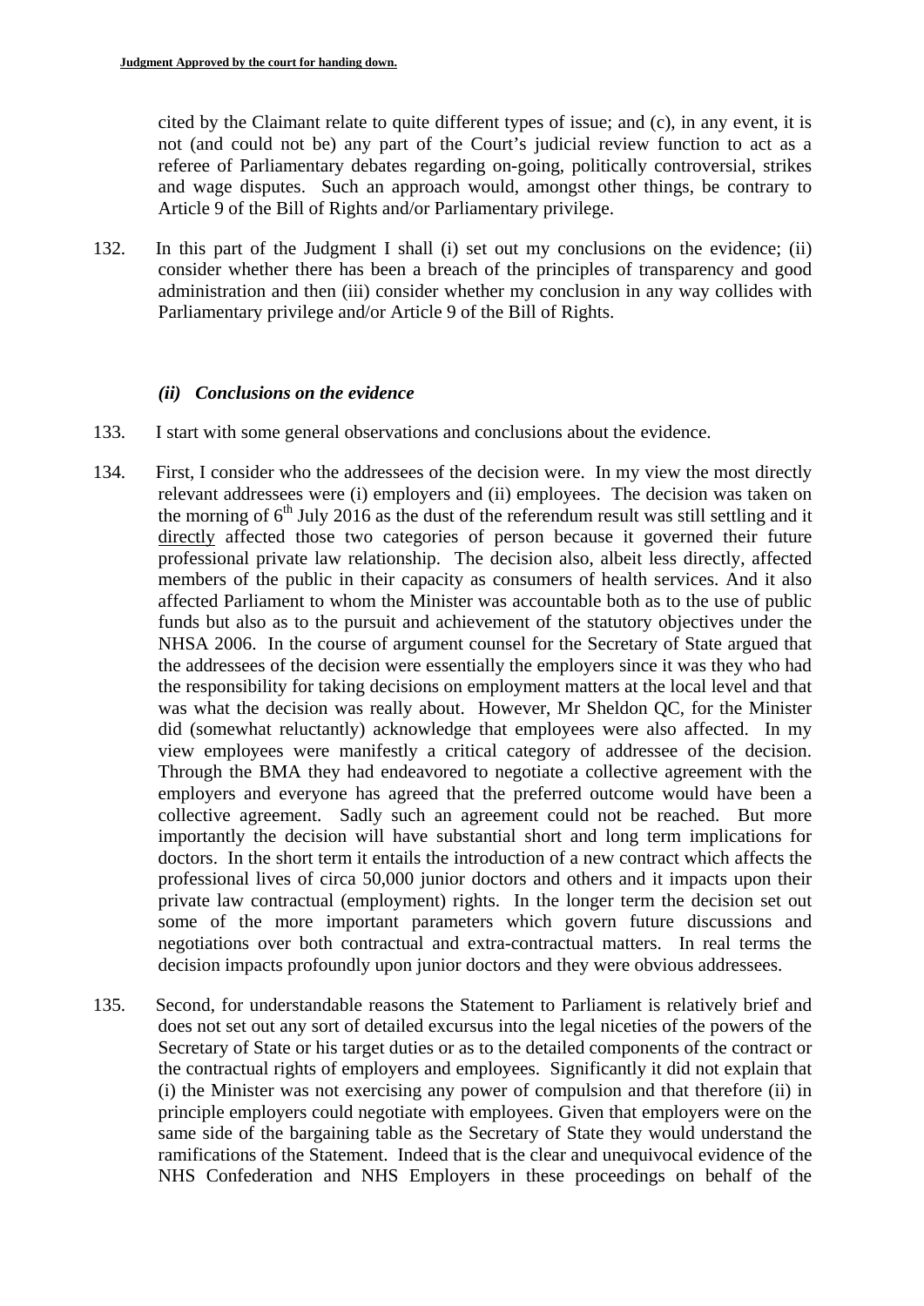cited by the Claimant relate to quite different types of issue; and (c), in any event, it is not (and could not be) any part of the Court's judicial review function to act as a referee of Parliamentary debates regarding on-going, politically controversial, strikes and wage disputes. Such an approach would, amongst other things, be contrary to Article 9 of the Bill of Rights and/or Parliamentary privilege.

132. In this part of the Judgment I shall (i) set out my conclusions on the evidence; (ii) consider whether there has been a breach of the principles of transparency and good administration and then (iii) consider whether my conclusion in any way collides with Parliamentary privilege and/or Article 9 of the Bill of Rights.

### *(ii) Conclusions on the evidence*

133. I start with some general observations and conclusions about the evidence.

134. First, I consider who the addressees of the decision were. In my view the most directly relevant addressees were (i) employers and (ii) employees. The decision was taken on the morning of 6th July 2016 as the dust of the referendum result was still settling and it directly affected those two categories of person because it governed their future professional private law relationship. The decision also, albeit less directly, affected members of the public in their capacity as consumers of health services. And it also affected Parliament to whom the Minister was accountable both as to the use of public funds but also as to the pursuit and achievement of the statutory objectives under the NHSA 2006. In the course of argument counsel for the Secretary of State argued that the addressees of the decision were essentially the employers since it was they who had the responsibility for taking decisions on employment matters at the local level and that was what the decision was really about. However, Mr Sheldon QC, for the Minister did (somewhat reluctantly) acknowledge that employees were also affected. In my view employees were manifestly a critical category of addressee of the decision. Through the BMA they had endeavored to negotiate a collective agreement with the employers and everyone has agreed that the preferred outcome would have been a collective agreement. Sadly such an agreement could not be reached. But more importantly the decision will have substantial short and long term implications for doctors. In the short term it entails the introduction of a new contract which affects the professional lives of circa 50,000 junior doctors and others and it impacts upon their private law contractual (employment) rights. In the longer term the decision set out some of the more important parameters which govern future discussions and negotiations over both contractual and extra-contractual matters. In real terms the decision impacts profoundly upon junior doctors and they were obvious addressees.

135. Second, for understandable reasons the Statement to Parliament is relatively brief and does not set out any sort of detailed excursus into the legal niceties of the powers of the Secretary of State or his target duties or as to the detailed components of the contract or the contractual rights of employers and employees. Significantly it did not explain that (i) the Minister was not exercising any power of compulsion and that therefore (ii) in principle employers could negotiate with employees. Given that employers were on the same side of the bargaining table as the Secretary of State they would understand the ramifications of the Statement. Indeed that is the clear and unequivocal evidence of the NHS Confederation and NHS Employers in these proceedings on behalf of the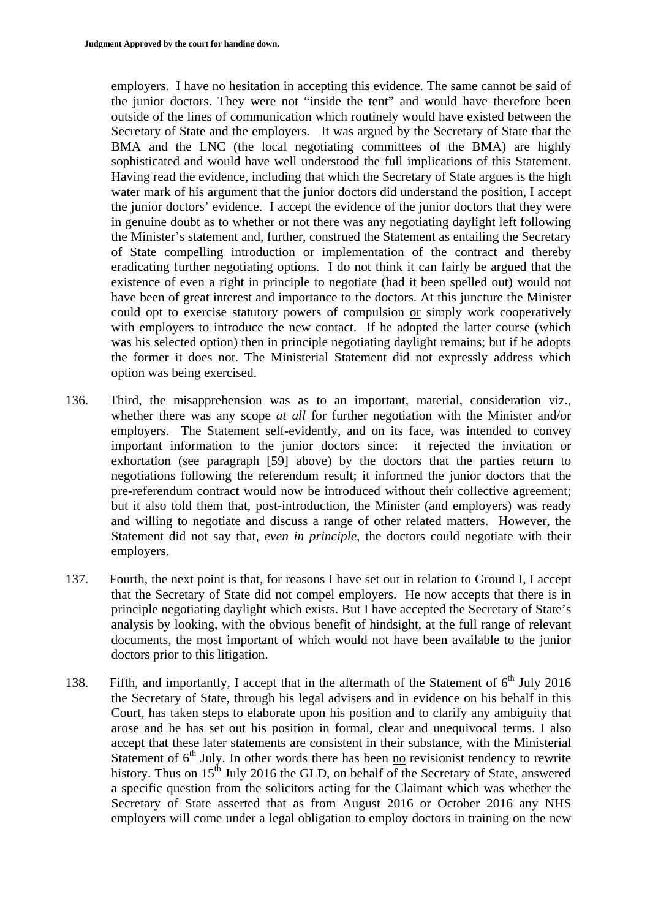employers. I have no hesitation in accepting this evidence. The same cannot be said of the junior doctors. They were not "inside the tent" and would have therefore been outside of the lines of communication which routinely would have existed between the Secretary of State and the employers. It was argued by the Secretary of State that the BMA and the LNC (the local negotiating committees of the BMA) are highly sophisticated and would have well understood the full implications of this Statement. Having read the evidence, including that which the Secretary of State argues is the high water mark of his argument that the junior doctors did understand the position, I accept the junior doctors' evidence. I accept the evidence of the junior doctors that they were in genuine doubt as to whether or not there was any negotiating daylight left following the Minister's statement and, further, construed the Statement as entailing the Secretary of State compelling introduction or implementation of the contract and thereby eradicating further negotiating options. I do not think it can fairly be argued that the existence of even a right in principle to negotiate (had it been spelled out) would not have been of great interest and importance to the doctors. At this juncture the Minister could opt to exercise statutory powers of compulsion <u>or</u> simply work cooperatively with employers to introduce the new contact. If he adopted the latter course (which was his selected option) then in principle negotiating daylight remains; but if he adopts the former it does not. The Ministerial Statement did not expressly address which option was being exercised.

136. Third, the misapprehension was as to an important, material, consideration viz., whether there was any scope *at all* for further negotiation with the Minister and/or employers. The Statement self-evidently, and on its face, was intended to convey important information to the junior doctors since: it rejected the invitation or exhortation (see paragraph [59] above) by the doctors that the parties return to negotiations following the referendum result; it informed the junior doctors that the pre-referendum contract would now be introduced without their collective agreement; but it also told them that, post-introduction, the Minister (and employers) was ready and willing to negotiate and discuss a range of other related matters. However, the Statement did not say that, *even in principle*, the doctors could negotiate with their employers.

137. Fourth, the next point is that, for reasons I have set out in relation to Ground I, I accept that the Secretary of State did not compel employers. He now accepts that there is in principle negotiating daylight which exists. But I have accepted the Secretary of State's analysis by looking, with the obvious benefit of hindsight, at the full range of relevant documents, the most important of which would not have been available to the junior doctors prior to this litigation.

138. Fifth, and importantly, I accept that in the aftermath of the Statement of 6th July 2016 the Secretary of State, through his legal advisers and in evidence on his behalf in this Court, has taken steps to elaborate upon his position and to clarify any ambiguity that arose and he has set out his position in formal, clear and unequivocal terms. I also accept that these later statements are consistent in their substance, with the Ministerial Statement of 6th July. In other words there has been <u>no</u> revisionist tendency to rewrite history. Thus on 15th July 2016 the GLD, on behalf of the Secretary of State, answered a specific question from the solicitors acting for the Claimant which was whether the Secretary of State asserted that as from August 2016 or October 2016 any NHS employers will come under a legal obligation to employ doctors in training on the new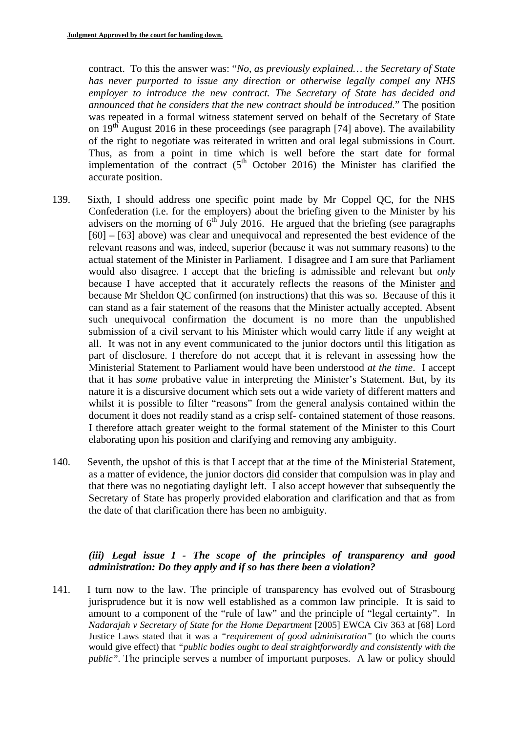contract. To this the answer was: "*No, as previously explained… the Secretary of State has never purported to issue any direction or otherwise legally compel any NHS employer to introduce the new contract. The Secretary of State has decided and announced that he considers that the new contract should be introduced.*" The position was repeated in a formal witness statement served on behalf of the Secretary of State on 19th August 2016 in these proceedings (see paragraph [74] above). The availability of the right to negotiate was reiterated in written and oral legal submissions in Court. Thus, as from a point in time which is well before the start date for formal implementation of the contract (5th October 2016) the Minister has clarified the accurate position.

139. Sixth, I should address one specific point made by Mr Coppel QC, for the NHS Confederation (i.e. for the employers) about the briefing given to the Minister by his advisers on the morning of 6th July 2016. He argued that the briefing (see paragraphs [60] – [63] above) was clear and unequivocal and represented the best evidence of the relevant reasons and was, indeed, superior (because it was not summary reasons) to the actual statement of the Minister in Parliament. I disagree and I am sure that Parliament would also disagree. I accept that the briefing is admissible and relevant but *only* because I have accepted that it accurately reflects the reasons of the Minister and because Mr Sheldon QC confirmed (on instructions) that this was so. Because of this it can stand as a fair statement of the reasons that the Minister actually accepted. Absent such unequivocal confirmation the document is no more than the unpublished submission of a civil servant to his Minister which would carry little if any weight at all. It was not in any event communicated to the junior doctors until this litigation as part of disclosure. I therefore do not accept that it is relevant in assessing how the Ministerial Statement to Parliament would have been understood *at the time*. I accept that it has *some* probative value in interpreting the Minister's Statement. But, by its nature it is a discursive document which sets out a wide variety of different matters and whilst it is possible to filter "reasons" from the general analysis contained within the document it does not readily stand as a crisp self- contained statement of those reasons. I therefore attach greater weight to the formal statement of the Minister to this Court elaborating upon his position and clarifying and removing any ambiguity.

140. Seventh, the upshot of this is that I accept that at the time of the Ministerial Statement, as a matter of evidence, the junior doctors did consider that compulsion was in play and that there was no negotiating daylight left. I also accept however that subsequently the Secretary of State has properly provided elaboration and clarification and that as from the date of that clarification there has been no ambiguity.

### *(iii) Legal issue I - The scope of the principles of transparency and good administration: Do they apply and if so has there been a violation?*

141. I turn now to the law. The principle of transparency has evolved out of Strasbourg jurisprudence but it is now well established as a common law principle. It is said to amount to a component of the "rule of law" and the principle of "legal certainty". In *Nadarajah v Secretary of State for the Home Department* [2005] EWCA Civ 363 at [68] Lord Justice Laws stated that it was a *"requirement of good administration"* (to which the courts would give effect) that *"public bodies ought to deal straightforwardly and consistently with the public"*. The principle serves a number of important purposes. A law or policy should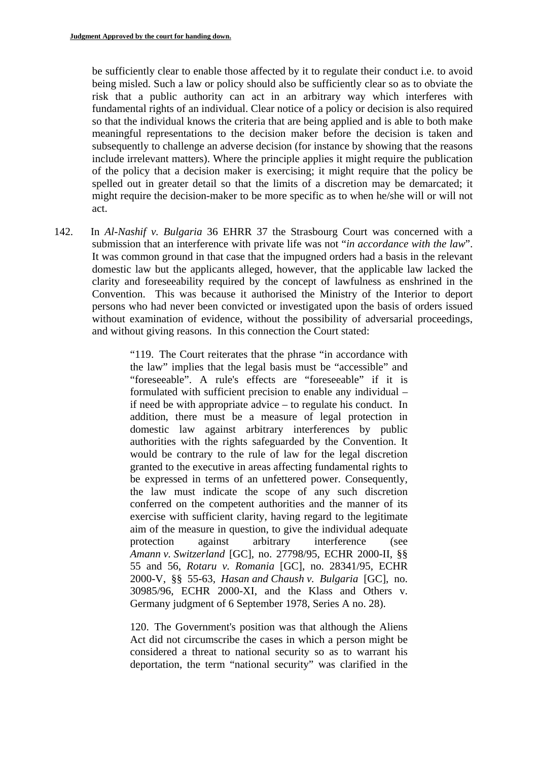be sufficiently clear to enable those affected by it to regulate their conduct i.e. to avoid being misled. Such a law or policy should also be sufficiently clear so as to obviate the risk that a public authority can act in an arbitrary way which interferes with fundamental rights of an individual. Clear notice of a policy or decision is also required so that the individual knows the criteria that are being applied and is able to both make meaningful representations to the decision maker before the decision is taken and subsequently to challenge an adverse decision (for instance by showing that the reasons include irrelevant matters). Where the principle applies it might require the publication of the policy that a decision maker is exercising; it might require that the policy be spelled out in greater detail so that the limits of a discretion may be demarcated; it might require the decision-maker to be more specific as to when he/she will or will not act.

142. In *Al-Nashif v. Bulgaria* 36 EHRR 37 the Strasbourg Court was concerned with a submission that an interference with private life was not "*in accordance with the law*". It was common ground in that case that the impugned orders had a basis in the relevant domestic law but the applicants alleged, however, that the applicable law lacked the clarity and foreseeability required by the concept of lawfulness as enshrined in the Convention. This was because it authorised the Ministry of the Interior to deport persons who had never been convicted or investigated upon the basis of orders issued without examination of evidence, without the possibility of adversarial proceedings, and without giving reasons. In this connection the Court stated:

> "119. The Court reiterates that the phrase "in accordance with the law" implies that the legal basis must be "accessible" and "foreseeable". A rule's effects are "foreseeable" if it is formulated with sufficient precision to enable any individual – if need be with appropriate advice – to regulate his conduct. In addition, there must be a measure of legal protection in domestic law against arbitrary interferences by public authorities with the rights safeguarded by the Convention. It would be contrary to the rule of law for the legal discretion granted to the executive in areas affecting fundamental rights to be expressed in terms of an unfettered power. Consequently, the law must indicate the scope of any such discretion conferred on the competent authorities and the manner of its exercise with sufficient clarity, having regard to the legitimate aim of the measure in question, to give the individual adequate protection against arbitrary interference (see *Amann v. Switzerland* [GC], no. 27798/95, ECHR 2000-II, §§ 55 and 56, *Rotaru v. Romania* [GC], no. 28341/95, ECHR 2000-V, §§ 55-63, *Hasan and Chaush v. Bulgaria* [GC], no. 30985/96, ECHR 2000-XI, and the Klass and Others v. Germany judgment of 6 September 1978, Series A no. 28).
>
> 120. The Government's position was that although the Aliens Act did not circumscribe the cases in which a person might be considered a threat to national security so as to warrant his deportation, the term "national security" was clarified in the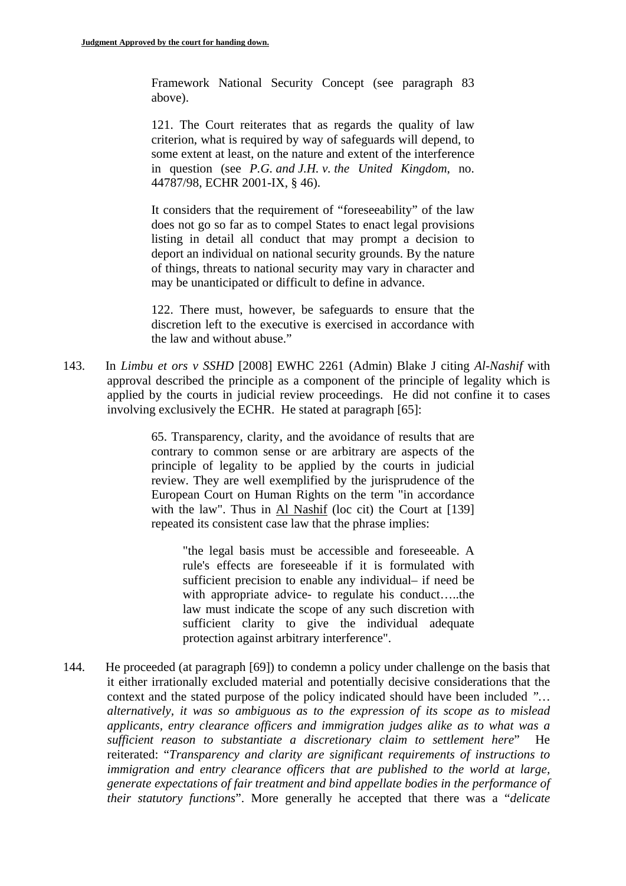Framework National Security Concept (see paragraph 83 above).

> 121. The Court reiterates that as regards the quality of law criterion, what is required by way of safeguards will depend, to some extent at least, on the nature and extent of the interference in question (see *P.G. and J.H. v. the United Kingdom*, no. 44787/98, ECHR 2001-IX, § 46).
>
> It considers that the requirement of "foreseeability" of the law does not go so far as to compel States to enact legal provisions listing in detail all conduct that may prompt a decision to deport an individual on national security grounds. By the nature of things, threats to national security may vary in character and may be unanticipated or difficult to define in advance.
>
> 122. There must, however, be safeguards to ensure that the discretion left to the executive is exercised in accordance with the law and without abuse."

143. In *Limbu et ors v SSHD* [2008] EWHC 2261 (Admin) Blake J citing *Al-Nashif* with approval described the principle as a component of the principle of legality which is applied by the courts in judicial review proceedings. He did not confine it to cases involving exclusively the ECHR. He stated at paragraph [65]:

> 65. Transparency, clarity, and the avoidance of results that are contrary to common sense or are arbitrary are aspects of the principle of legality to be applied by the courts in judicial review. They are well exemplified by the jurisprudence of the European Court on Human Rights on the term "in accordance with the law". Thus in Al Nashif (loc cit) the Court at [139] repeated its consistent case law that the phrase implies:
>
> > "the legal basis must be accessible and foreseeable. A rule's effects are foreseeable if it is formulated with sufficient precision to enable any individual– if need be with appropriate advice- to regulate his conduct…..the law must indicate the scope of any such discretion with sufficient clarity to give the individual adequate protection against arbitrary interference".

144. He proceeded (at paragraph [69]) to condemn a policy under challenge on the basis that it either irrationally excluded material and potentially decisive considerations that the context and the stated purpose of the policy indicated should have been included "*…alternatively, it was so ambiguous as to the expression of its scope as to mislead applicants, entry clearance officers and immigration judges alike as to what was a sufficient reason to substantiate a discretionary claim to settlement here*" He reiterated: "*Transparency and clarity are significant requirements of instructions to immigration and entry clearance officers that are published to the world at large, generate expectations of fair treatment and bind appellate bodies in the performance of their statutory functions*". More generally he accepted that there was a "*delicate*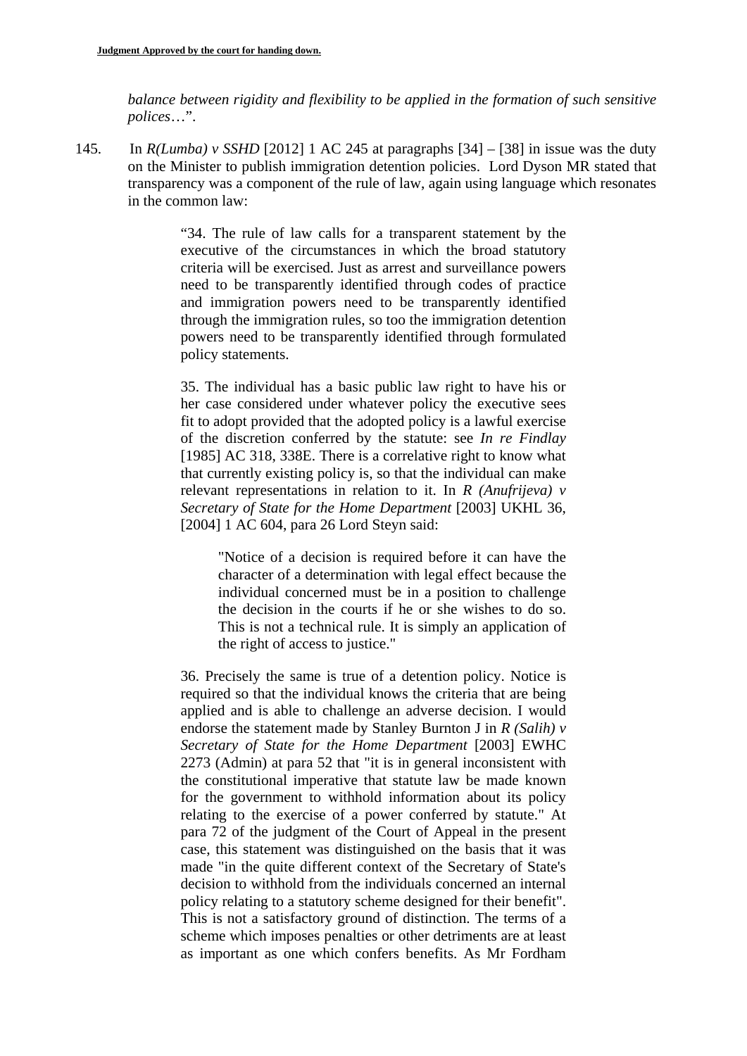*balance between rigidity and flexibility to be applied in the formation of such sensitive polices*…".

145. In *R(Lumba) v SSHD* [2012] 1 AC 245 at paragraphs [34] – [38] in issue was the duty on the Minister to publish immigration detention policies. Lord Dyson MR stated that transparency was a component of the rule of law, again using language which resonates in the common law:

> "34. The rule of law calls for a transparent statement by the executive of the circumstances in which the broad statutory criteria will be exercised. Just as arrest and surveillance powers need to be transparently identified through codes of practice and immigration powers need to be transparently identified through the immigration rules, so too the immigration detention powers need to be transparently identified through formulated policy statements.
>
> 35. The individual has a basic public law right to have his or her case considered under whatever policy the executive sees fit to adopt provided that the adopted policy is a lawful exercise of the discretion conferred by the statute: see *In re Findlay* [1985] AC 318, 338E. There is a correlative right to know what that currently existing policy is, so that the individual can make relevant representations in relation to it. In *R (Anufrijeva) v Secretary of State for the Home Department* [2003] UKHL 36, [2004] 1 AC 604, para 26 Lord Steyn said:
>
> > "Notice of a decision is required before it can have the character of a determination with legal effect because the individual concerned must be in a position to challenge the decision in the courts if he or she wishes to do so. This is not a technical rule. It is simply an application of the right of access to justice."
>
> 36. Precisely the same is true of a detention policy. Notice is required so that the individual knows the criteria that are being applied and is able to challenge an adverse decision. I would endorse the statement made by Stanley Burnton J in *R (Salih) v Secretary of State for the Home Department* [2003] EWHC 2273 (Admin) at para 52 that "it is in general inconsistent with the constitutional imperative that statute law be made known for the government to withhold information about its policy relating to the exercise of a power conferred by statute." At para 72 of the judgment of the Court of Appeal in the present case, this statement was distinguished on the basis that it was made "in the quite different context of the Secretary of State's decision to withhold from the individuals concerned an internal policy relating to a statutory scheme designed for their benefit". This is not a satisfactory ground of distinction. The terms of a scheme which imposes penalties or other detriments are at least as important as one which confers benefits. As Mr Fordham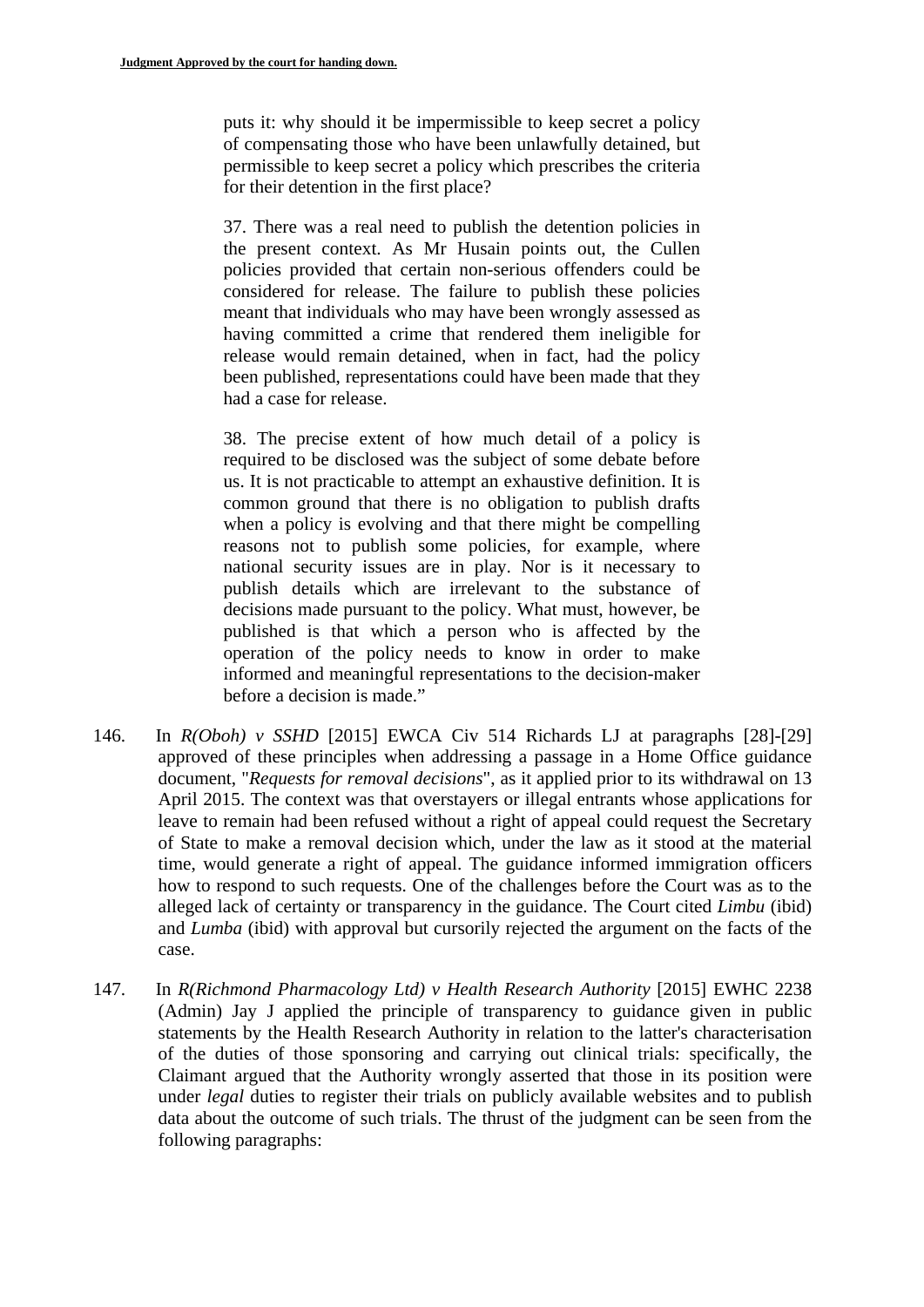> puts it: why should it be impermissible to keep secret a policy of compensating those who have been unlawfully detained, but permissible to keep secret a policy which prescribes the criteria for their detention in the first place?
>
> 37. There was a real need to publish the detention policies in the present context. As Mr Husain points out, the Cullen policies provided that certain non-serious offenders could be considered for release. The failure to publish these policies meant that individuals who may have been wrongly assessed as having committed a crime that rendered them ineligible for release would remain detained, when in fact, had the policy been published, representations could have been made that they had a case for release.
>
> 38. The precise extent of how much detail of a policy is required to be disclosed was the subject of some debate before us. It is not practicable to attempt an exhaustive definition. It is common ground that there is no obligation to publish drafts when a policy is evolving and that there might be compelling reasons not to publish some policies, for example, where national security issues are in play. Nor is it necessary to publish details which are irrelevant to the substance of decisions made pursuant to the policy. What must, however, be published is that which a person who is affected by the operation of the policy needs to know in order to make informed and meaningful representations to the decision-maker before a decision is made."

146. In *R(Oboh) v SSHD* [2015] EWCA Civ 514 Richards LJ at paragraphs [28]-[29] approved of these principles when addressing a passage in a Home Office guidance document, "*Requests for removal decisions*", as it applied prior to its withdrawal on 13 April 2015. The context was that overstayers or illegal entrants whose applications for leave to remain had been refused without a right of appeal could request the Secretary of State to make a removal decision which, under the law as it stood at the material time, would generate a right of appeal. The guidance informed immigration officers how to respond to such requests. One of the challenges before the Court was as to the alleged lack of certainty or transparency in the guidance. The Court cited *Limbu* (ibid) and *Lumba* (ibid) with approval but cursorily rejected the argument on the facts of the case.

147. In *R(Richmond Pharmacology Ltd) v Health Research Authority* [2015] EWHC 2238 (Admin) Jay J applied the principle of transparency to guidance given in public statements by the Health Research Authority in relation to the latter's characterisation of the duties of those sponsoring and carrying out clinical trials: specifically, the Claimant argued that the Authority wrongly asserted that those in its position were under *legal* duties to register their trials on publicly available websites and to publish data about the outcome of such trials. The thrust of the judgment can be seen from the following paragraphs: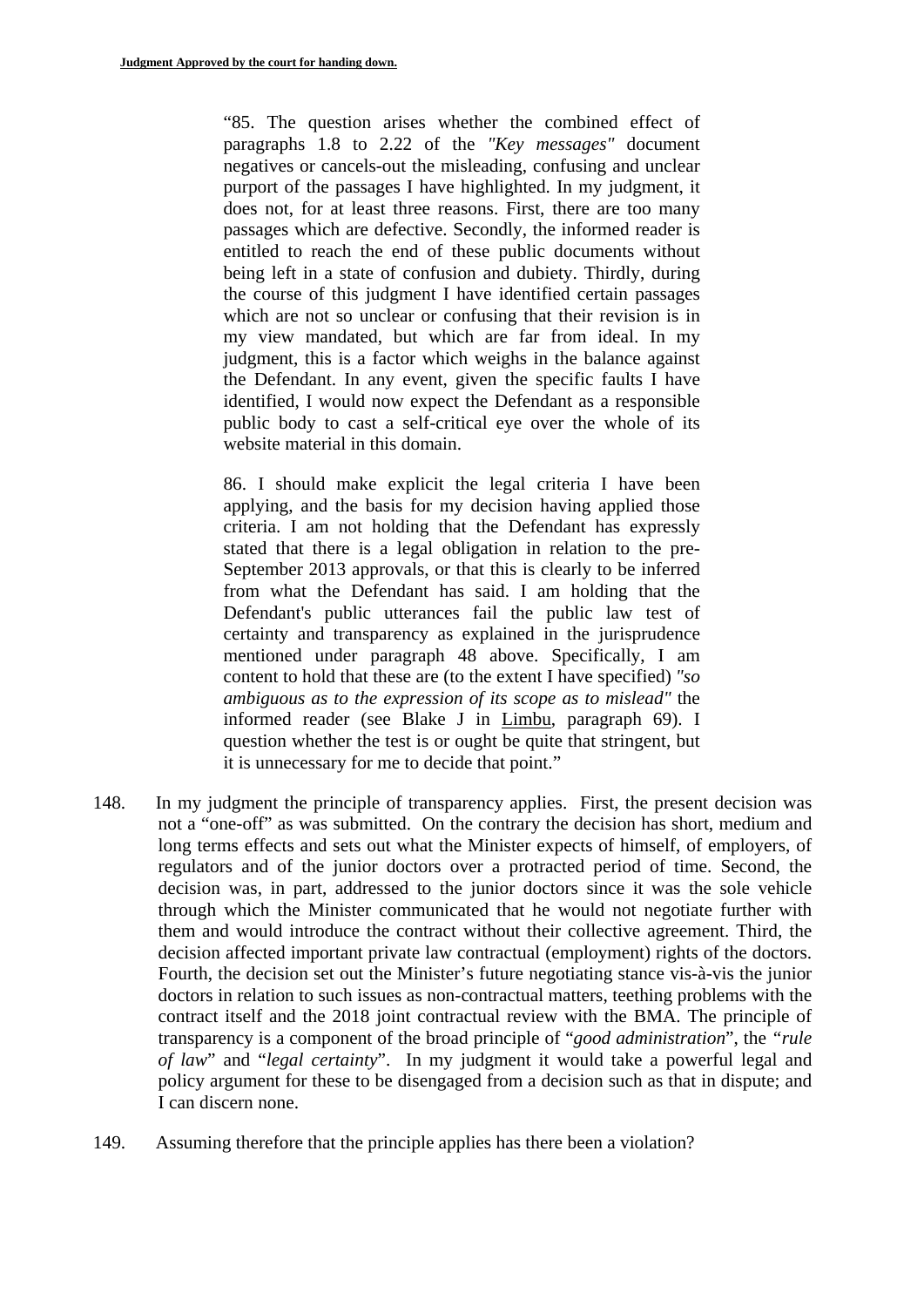> "85. The question arises whether the combined effect of paragraphs 1.8 to 2.22 of the *"Key messages"* document negatives or cancels-out the misleading, confusing and unclear purport of the passages I have highlighted. In my judgment, it does not, for at least three reasons. First, there are too many passages which are defective. Secondly, the informed reader is entitled to reach the end of these public documents without being left in a state of confusion and dubiety. Thirdly, during the course of this judgment I have identified certain passages which are not so unclear or confusing that their revision is in my view mandated, but which are far from ideal. In my judgment, this is a factor which weighs in the balance against the Defendant. In any event, given the specific faults I have identified, I would now expect the Defendant as a responsible public body to cast a self-critical eye over the whole of its website material in this domain.
>
> 86. I should make explicit the legal criteria I have been applying, and the basis for my decision having applied those criteria. I am not holding that the Defendant has expressly stated that there is a legal obligation in relation to the pre-September 2013 approvals, or that this is clearly to be inferred from what the Defendant has said. I am holding that the Defendant's public utterances fail the public law test of certainty and transparency as explained in the jurisprudence mentioned under paragraph 48 above. Specifically, I am content to hold that these are (to the extent I have specified) *"so ambiguous as to the expression of its scope as to mislead"* the informed reader (see Blake J in Limbu, paragraph 69). I question whether the test is or ought be quite that stringent, but it is unnecessary for me to decide that point."

148. In my judgment the principle of transparency applies. First, the present decision was not a "one-off" as was submitted. On the contrary the decision has short, medium and long terms effects and sets out what the Minister expects of himself, of employers, of regulators and of the junior doctors over a protracted period of time. Second, the decision was, in part, addressed to the junior doctors since it was the sole vehicle through which the Minister communicated that he would not negotiate further with them and would introduce the contract without their collective agreement. Third, the decision affected important private law contractual (employment) rights of the doctors. Fourth, the decision set out the Minister's future negotiating stance vis-à-vis the junior doctors in relation to such issues as non-contractual matters, teething problems with the contract itself and the 2018 joint contractual review with the BMA. The principle of transparency is a component of the broad principle of "*good administration*", the *"rule of law*" and "*legal certainty*". In my judgment it would take a powerful legal and policy argument for these to be disengaged from a decision such as that in dispute; and I can discern none.

149. Assuming therefore that the principle applies has there been a violation?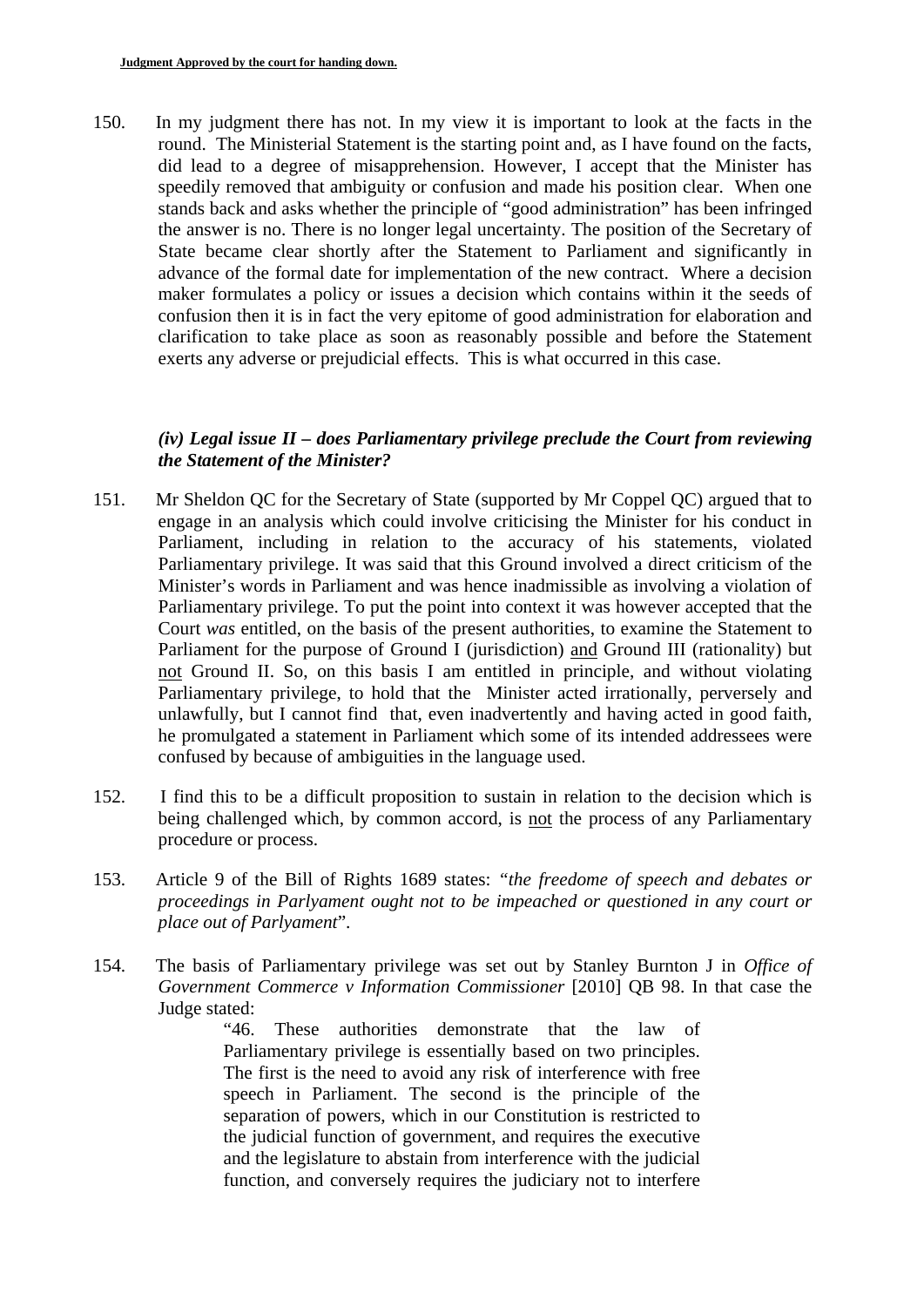150. In my judgment there has not. In my view it is important to look at the facts in the round. The Ministerial Statement is the starting point and, as I have found on the facts, did lead to a degree of misapprehension. However, I accept that the Minister has speedily removed that ambiguity or confusion and made his position clear. When one stands back and asks whether the principle of "good administration" has been infringed the answer is no. There is no longer legal uncertainty. The position of the Secretary of State became clear shortly after the Statement to Parliament and significantly in advance of the formal date for implementation of the new contract. Where a decision maker formulates a policy or issues a decision which contains within it the seeds of confusion then it is in fact the very epitome of good administration for elaboration and clarification to take place as soon as reasonably possible and before the Statement exerts any adverse or prejudicial effects. This is what occurred in this case.

### *(iv) Legal issue II – does Parliamentary privilege preclude the Court from reviewing the Statement of the Minister?*

151. Mr Sheldon QC for the Secretary of State (supported by Mr Coppel QC) argued that to engage in an analysis which could involve criticising the Minister for his conduct in Parliament, including in relation to the accuracy of his statements, violated Parliamentary privilege. It was said that this Ground involved a direct criticism of the Minister's words in Parliament and was hence inadmissible as involving a violation of Parliamentary privilege. To put the point into context it was however accepted that the Court *was* entitled, on the basis of the present authorities, to examine the Statement to Parliament for the purpose of Ground I (jurisdiction) and Ground III (rationality) but not Ground II. So, on this basis I am entitled in principle, and without violating Parliamentary privilege, to hold that the Minister acted irrationally, perversely and unlawfully, but I cannot find that, even inadvertently and having acted in good faith, he promulgated a statement in Parliament which some of its intended addressees were confused by because of ambiguities in the language used.

152. I find this to be a difficult proposition to sustain in relation to the decision which is being challenged which, by common accord, is not the process of any Parliamentary procedure or process.

153. Article 9 of the Bill of Rights 1689 states: "*the freedome of speech and debates or proceedings in Parlyament ought not to be impeached or questioned in any court or place out of Parlyament*".

154. The basis of Parliamentary privilege was set out by Stanley Burnton J in *Office of Government Commerce v Information Commissioner* [2010] QB 98. In that case the Judge stated:

> "46. These authorities demonstrate that the law of Parliamentary privilege is essentially based on two principles. The first is the need to avoid any risk of interference with free speech in Parliament. The second is the principle of the separation of powers, which in our Constitution is restricted to the judicial function of government, and requires the executive and the legislature to abstain from interference with the judicial function, and conversely requires the judiciary not to interfere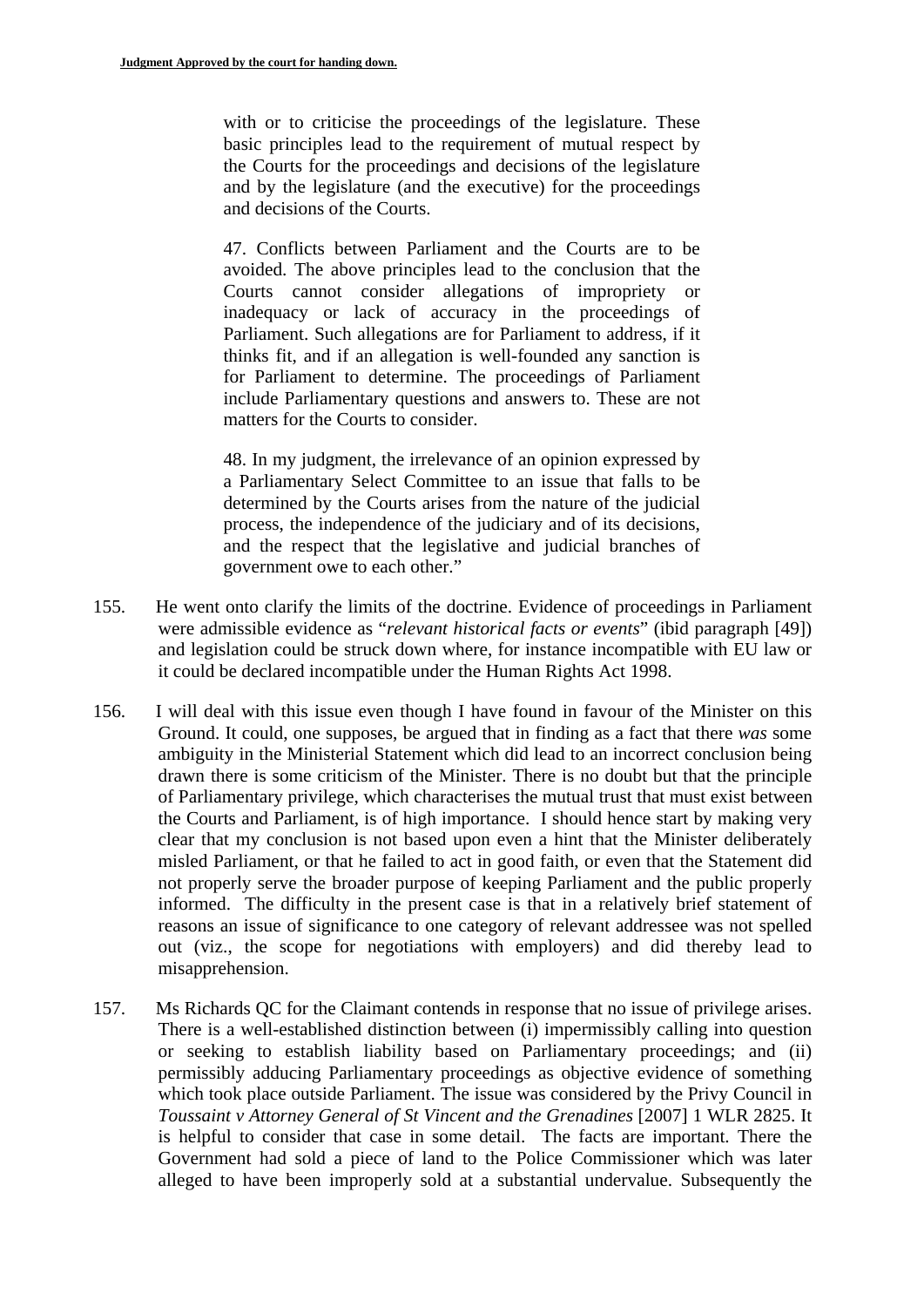> with or to criticise the proceedings of the legislature. These basic principles lead to the requirement of mutual respect by the Courts for the proceedings and decisions of the legislature and by the legislature (and the executive) for the proceedings and decisions of the Courts.
>
> 47. Conflicts between Parliament and the Courts are to be avoided. The above principles lead to the conclusion that the Courts cannot consider allegations of impropriety or inadequacy or lack of accuracy in the proceedings of Parliament. Such allegations are for Parliament to address, if it thinks fit, and if an allegation is well-founded any sanction is for Parliament to determine. The proceedings of Parliament include Parliamentary questions and answers to. These are not matters for the Courts to consider.
>
> 48. In my judgment, the irrelevance of an opinion expressed by a Parliamentary Select Committee to an issue that falls to be determined by the Courts arises from the nature of the judicial process, the independence of the judiciary and of its decisions, and the respect that the legislative and judicial branches of government owe to each other."

155. He went onto clarify the limits of the doctrine. Evidence of proceedings in Parliament were admissible evidence as "*relevant historical facts or events*" (ibid paragraph [49]) and legislation could be struck down where, for instance incompatible with EU law or it could be declared incompatible under the Human Rights Act 1998.

156. I will deal with this issue even though I have found in favour of the Minister on this Ground. It could, one supposes, be argued that in finding as a fact that there *was* some ambiguity in the Ministerial Statement which did lead to an incorrect conclusion being drawn there is some criticism of the Minister. There is no doubt but that the principle of Parliamentary privilege, which characterises the mutual trust that must exist between the Courts and Parliament, is of high importance. I should hence start by making very clear that my conclusion is not based upon even a hint that the Minister deliberately misled Parliament, or that he failed to act in good faith, or even that the Statement did not properly serve the broader purpose of keeping Parliament and the public properly informed. The difficulty in the present case is that in a relatively brief statement of reasons an issue of significance to one category of relevant addressee was not spelled out (viz., the scope for negotiations with employers) and did thereby lead to misapprehension.

157. Ms Richards QC for the Claimant contends in response that no issue of privilege arises. There is a well-established distinction between (i) impermissibly calling into question or seeking to establish liability based on Parliamentary proceedings; and (ii) permissibly adducing Parliamentary proceedings as objective evidence of something which took place outside Parliament. The issue was considered by the Privy Council in *Toussaint v Attorney General of St Vincent and the Grenadines* [2007] 1 WLR 2825. It is helpful to consider that case in some detail. The facts are important. There the Government had sold a piece of land to the Police Commissioner which was later alleged to have been improperly sold at a substantial undervalue. Subsequently the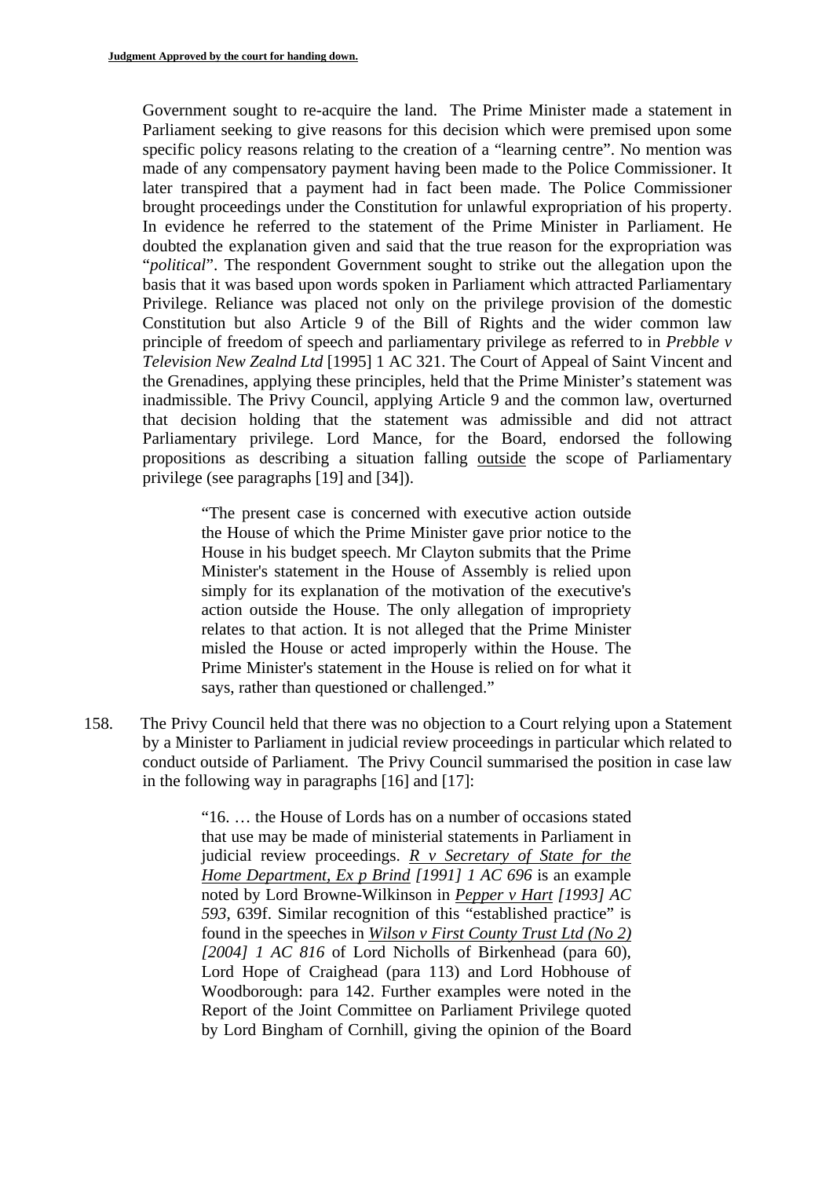Government sought to re-acquire the land. The Prime Minister made a statement in Parliament seeking to give reasons for this decision which were premised upon some specific policy reasons relating to the creation of a "learning centre". No mention was made of any compensatory payment having been made to the Police Commissioner. It later transpired that a payment had in fact been made. The Police Commissioner brought proceedings under the Constitution for unlawful expropriation of his property. In evidence he referred to the statement of the Prime Minister in Parliament. He doubted the explanation given and said that the true reason for the expropriation was "*political*". The respondent Government sought to strike out the allegation upon the basis that it was based upon words spoken in Parliament which attracted Parliamentary Privilege. Reliance was placed not only on the privilege provision of the domestic Constitution but also Article 9 of the Bill of Rights and the wider common law principle of freedom of speech and parliamentary privilege as referred to in *Prebble v Television New Zealnd Ltd* [1995] 1 AC 321. The Court of Appeal of Saint Vincent and the Grenadines, applying these principles, held that the Prime Minister's statement was inadmissible. The Privy Council, applying Article 9 and the common law, overturned that decision holding that the statement was admissible and did not attract Parliamentary privilege. Lord Mance, for the Board, endorsed the following propositions as describing a situation falling <u>outside</u> the scope of Parliamentary privilege (see paragraphs [19] and [34]).

> "The present case is concerned with executive action outside the House of which the Prime Minister gave prior notice to the House in his budget speech. Mr Clayton submits that the Prime Minister's statement in the House of Assembly is relied upon simply for its explanation of the motivation of the executive's action outside the House. The only allegation of impropriety relates to that action. It is not alleged that the Prime Minister misled the House or acted improperly within the House. The Prime Minister's statement in the House is relied on for what it says, rather than questioned or challenged."

158. The Privy Council held that there was no objection to a Court relying upon a Statement by a Minister to Parliament in judicial review proceedings in particular which related to conduct outside of Parliament. The Privy Council summarised the position in case law in the following way in paragraphs [16] and [17]:

> "16. … the House of Lords has on a number of occasions stated that use may be made of ministerial statements in Parliament in judicial review proceedings. <u>*R v Secretary of State for the Home Department, Ex p Brind*</u> *[1991] 1 AC 696* is an example noted by Lord Browne-Wilkinson in <u>*Pepper v Hart*</u> *[1993] AC 593*, 639f. Similar recognition of this "established practice" is found in the speeches in <u>*Wilson v First County Trust Ltd (No 2)*</u> *[2004] 1 AC 816* of Lord Nicholls of Birkenhead (para 60), Lord Hope of Craighead (para 113) and Lord Hobhouse of Woodborough: para 142. Further examples were noted in the Report of the Joint Committee on Parliament Privilege quoted by Lord Bingham of Cornhill, giving the opinion of the Board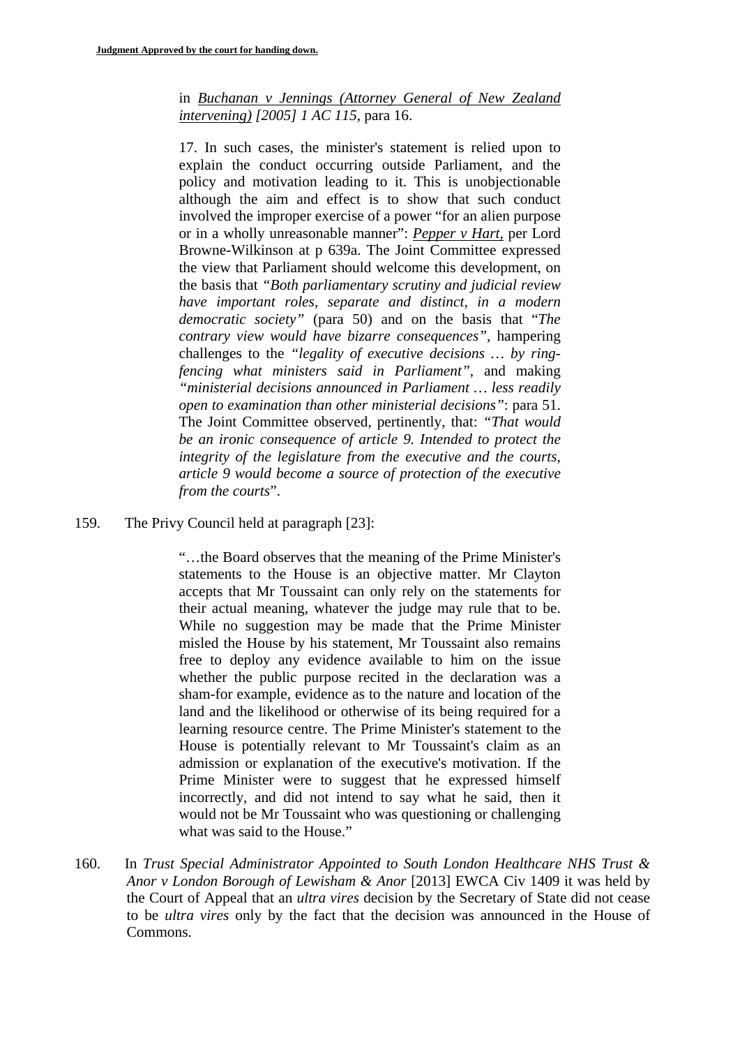> in *Buchanan v Jennings (Attorney General of New Zealand intervening) [2005] 1 AC 115*, para 16.
>
> 17. In such cases, the minister's statement is relied upon to explain the conduct occurring outside Parliament, and the policy and motivation leading to it. This is unobjectionable although the aim and effect is to show that such conduct involved the improper exercise of a power "for an alien purpose or in a wholly unreasonable manner": *Pepper v Hart*, per Lord Browne-Wilkinson at p 639a. The Joint Committee expressed the view that Parliament should welcome this development, on the basis that *"Both parliamentary scrutiny and judicial review have important roles, separate and distinct, in a modern democratic society"* (para 50) and on the basis that "*The contrary view would have bizarre consequences"*, hampering challenges to the *"legality of executive decisions … by ring-fencing what ministers said in Parliament"*, and making *"ministerial decisions announced in Parliament … less readily open to examination than other ministerial decisions"*: para 51. The Joint Committee observed, pertinently, that: *"That would be an ironic consequence of article 9. Intended to protect the integrity of the legislature from the executive and the courts, article 9 would become a source of protection of the executive from the courts*".

159. The Privy Council held at paragraph [23]:

> "…the Board observes that the meaning of the Prime Minister's statements to the House is an objective matter. Mr Clayton accepts that Mr Toussaint can only rely on the statements for their actual meaning, whatever the judge may rule that to be. While no suggestion may be made that the Prime Minister misled the House by his statement, Mr Toussaint also remains free to deploy any evidence available to him on the issue whether the public purpose recited in the declaration was a sham-for example, evidence as to the nature and location of the land and the likelihood or otherwise of its being required for a learning resource centre. The Prime Minister's statement to the House is potentially relevant to Mr Toussaint's claim as an admission or explanation of the executive's motivation. If the Prime Minister were to suggest that he expressed himself incorrectly, and did not intend to say what he said, then it would not be Mr Toussaint who was questioning or challenging what was said to the House."

160. In *Trust Special Administrator Appointed to South London Healthcare NHS Trust & Anor v London Borough of Lewisham & Anor* [2013] EWCA Civ 1409 it was held by the Court of Appeal that an *ultra vires* decision by the Secretary of State did not cease to be *ultra vires* only by the fact that the decision was announced in the House of Commons.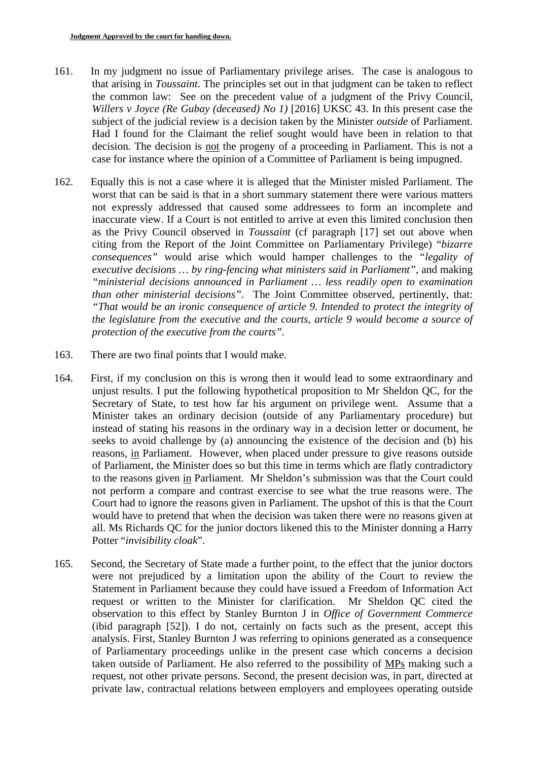161. In my judgment no issue of Parliamentary privilege arises. The case is analogous to that arising in *Toussaint*. The principles set out in that judgment can be taken to reflect the common law: See on the precedent value of a judgment of the Privy Council, *Willers v Joyce (Re Gubay (deceased) No 1)* [2016] UKSC 43. In this present case the subject of the judicial review is a decision taken by the Minister *outside* of Parliament. Had I found for the Claimant the relief sought would have been in relation to that decision. The decision is <u>not</u> the progeny of a proceeding in Parliament. This is not a case for instance where the opinion of a Committee of Parliament is being impugned.

162. Equally this is not a case where it is alleged that the Minister misled Parliament. The worst that can be said is that in a short summary statement there were various matters not expressly addressed that caused some addressees to form an incomplete and inaccurate view. If a Court is not entitled to arrive at even this limited conclusion then as the Privy Council observed in *Toussaint* (cf paragraph [17] set out above when citing from the Report of the Joint Committee on Parliamentary Privilege) "*bizarre consequences*" would arise which would hamper challenges to the *"legality of executive decisions … by ring-fencing what ministers said in Parliament"*, and making *"ministerial decisions announced in Parliament … less readily open to examination than other ministerial decisions"*. The Joint Committee observed, pertinently, that: *"That would be an ironic consequence of article 9. Intended to protect the integrity of the legislature from the executive and the courts, article 9 would become a source of protection of the executive from the courts"*.

163. There are two final points that I would make.

164. First, if my conclusion on this is wrong then it would lead to some extraordinary and unjust results. I put the following hypothetical proposition to Mr Sheldon QC, for the Secretary of State, to test how far his argument on privilege went. Assume that a Minister takes an ordinary decision (outside of any Parliamentary procedure) but instead of stating his reasons in the ordinary way in a decision letter or document, he seeks to avoid challenge by (a) announcing the existence of the decision and (b) his reasons, <u>in</u> Parliament. However, when placed under pressure to give reasons outside of Parliament, the Minister does so but this time in terms which are flatly contradictory to the reasons given <u>in</u> Parliament. Mr Sheldon's submission was that the Court could not perform a compare and contrast exercise to see what the true reasons were. The Court had to ignore the reasons given in Parliament. The upshot of this is that the Court would have to pretend that when the decision was taken there were no reasons given at all. Ms Richards QC for the junior doctors likened this to the Minister donning a Harry Potter "*invisibility cloak*".

165. Second, the Secretary of State made a further point, to the effect that the junior doctors were not prejudiced by a limitation upon the ability of the Court to review the Statement in Parliament because they could have issued a Freedom of Information Act request or written to the Minister for clarification. Mr Sheldon QC cited the observation to this effect by Stanley Burnton J in *Office of Government Commerce* (ibid paragraph [52]). I do not, certainly on facts such as the present, accept this analysis. First, Stanley Burnton J was referring to opinions generated as a consequence of Parliamentary proceedings unlike in the present case which concerns a decision taken outside of Parliament. He also referred to the possibility of <u>MPs</u> making such a request, not other private persons. Second, the present decision was, in part, directed at private law, contractual relations between employers and employees operating outside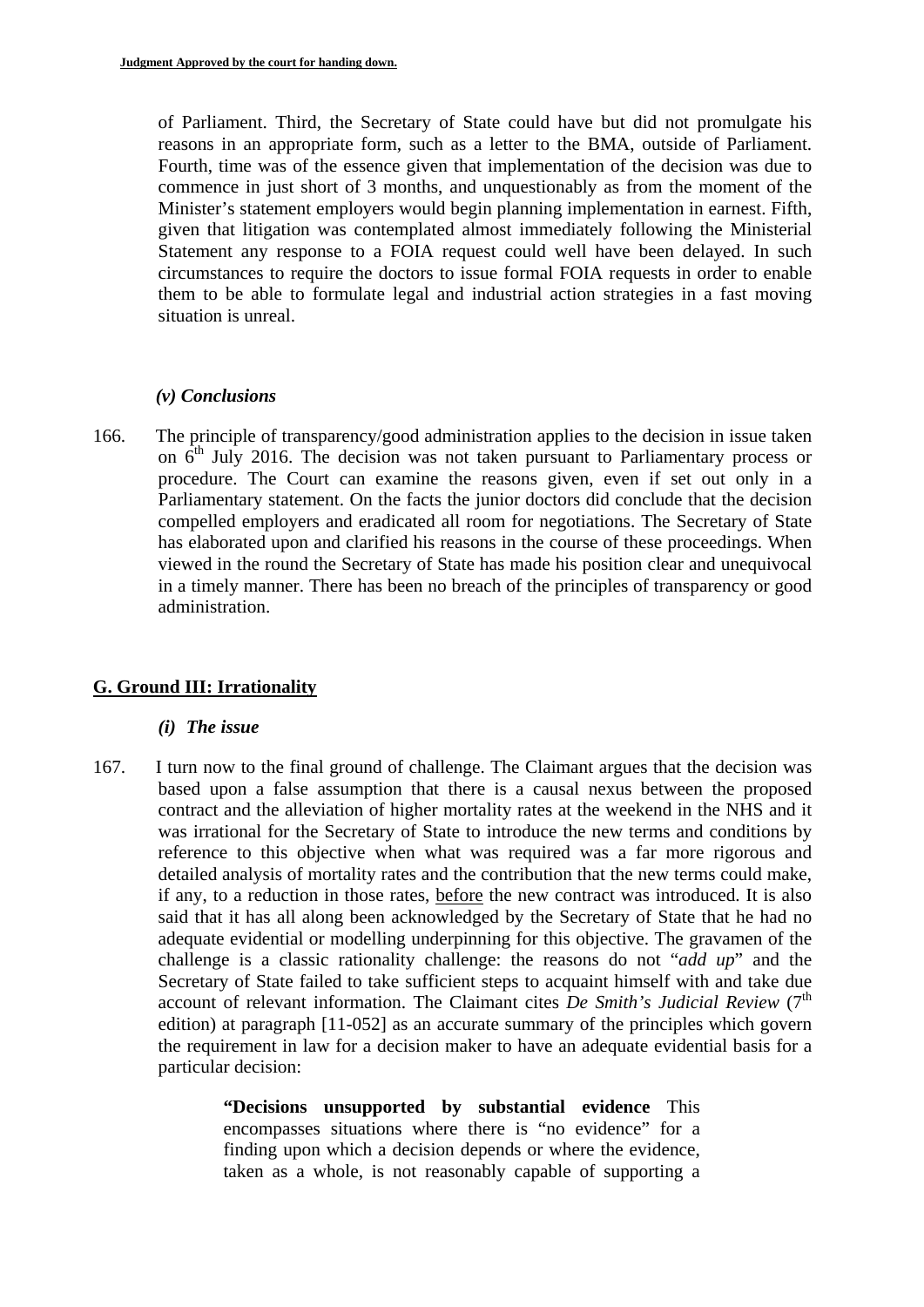of Parliament. Third, the Secretary of State could have but did not promulgate his reasons in an appropriate form, such as a letter to the BMA, outside of Parliament. Fourth, time was of the essence given that implementation of the decision was due to commence in just short of 3 months, and unquestionably as from the moment of the Minister's statement employers would begin planning implementation in earnest. Fifth, given that litigation was contemplated almost immediately following the Ministerial Statement any response to a FOIA request could well have been delayed. In such circumstances to require the doctors to issue formal FOIA requests in order to enable them to be able to formulate legal and industrial action strategies in a fast moving situation is unreal.

### *(v) Conclusions*

166. The principle of transparency/good administration applies to the decision in issue taken on 6th July 2016. The decision was not taken pursuant to Parliamentary process or procedure. The Court can examine the reasons given, even if set out only in a Parliamentary statement. On the facts the junior doctors did conclude that the decision compelled employers and eradicated all room for negotiations. The Secretary of State has elaborated upon and clarified his reasons in the course of these proceedings. When viewed in the round the Secretary of State has made his position clear and unequivocal in a timely manner. There has been no breach of the principles of transparency or good administration.

## G. Ground III: Irrationality

### *(i) The issue*

167. I turn now to the final ground of challenge. The Claimant argues that the decision was based upon a false assumption that there is a causal nexus between the proposed contract and the alleviation of higher mortality rates at the weekend in the NHS and it was irrational for the Secretary of State to introduce the new terms and conditions by reference to this objective when what was required was a far more rigorous and detailed analysis of mortality rates and the contribution that the new terms could make, if any, to a reduction in those rates, before the new contract was introduced. It is also said that it has all along been acknowledged by the Secretary of State that he had no adequate evidential or modelling underpinning for this objective. The gravamen of the challenge is a classic rationality challenge: the reasons do not "*add up*" and the Secretary of State failed to take sufficient steps to acquaint himself with and take due account of relevant information. The Claimant cites *De Smith's Judicial Review* (7th edition) at paragraph [11-052] as an accurate summary of the principles which govern the requirement in law for a decision maker to have an adequate evidential basis for a particular decision:

> "**Decisions unsupported by substantial evidence** This encompasses situations where there is "no evidence" for a finding upon which a decision depends or where the evidence, taken as a whole, is not reasonably capable of supporting a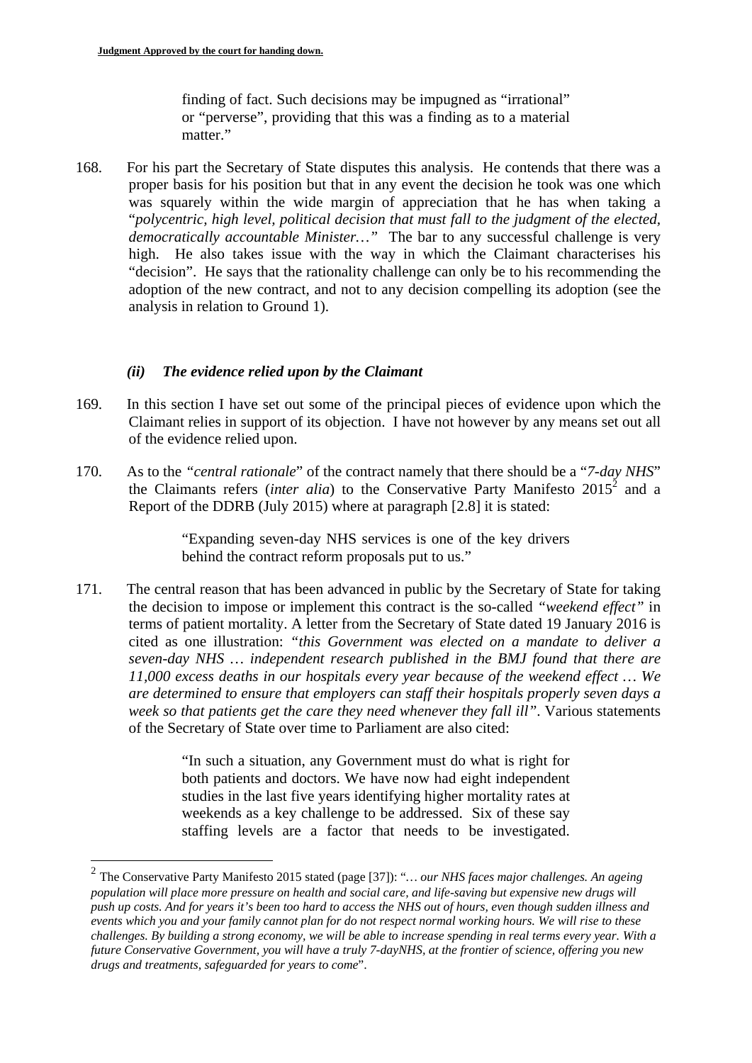finding of fact. Such decisions may be impugned as "irrational" or "perverse", providing that this was a finding as to a material matter."

168. For his part the Secretary of State disputes this analysis. He contends that there was a proper basis for his position but that in any event the decision he took was one which was squarely within the wide margin of appreciation that he has when taking a "*polycentric, high level, political decision that must fall to the judgment of the elected, democratically accountable Minister…*" The bar to any successful challenge is very high. He also takes issue with the way in which the Claimant characterises his "decision". He says that the rationality challenge can only be to his recommending the adoption of the new contract, and not to any decision compelling its adoption (see the analysis in relation to Ground 1).

### *(ii) The evidence relied upon by the Claimant*

169. In this section I have set out some of the principal pieces of evidence upon which the Claimant relies in support of its objection. I have not however by any means set out all of the evidence relied upon.

170. As to the *"central rationale*" of the contract namely that there should be a "*7-day NHS*" the Claimants refers (*inter alia*) to the Conservative Party Manifesto 2015[2] and a Report of the DDRB (July 2015) where at paragraph [2.8] it is stated:

> "Expanding seven-day NHS services is one of the key drivers behind the contract reform proposals put to us."

171. The central reason that has been advanced in public by the Secretary of State for taking the decision to impose or implement this contract is the so-called *"weekend effect"* in terms of patient mortality. A letter from the Secretary of State dated 19 January 2016 is cited as one illustration: *"this Government was elected on a mandate to deliver a seven-day NHS … independent research published in the BMJ found that there are 11,000 excess deaths in our hospitals every year because of the weekend effect … We are determined to ensure that employers can staff their hospitals properly seven days a week so that patients get the care they need whenever they fall ill"*. Various statements of the Secretary of State over time to Parliament are also cited:

> "In such a situation, any Government must do what is right for both patients and doctors. We have now had eight independent studies in the last five years identifying higher mortality rates at weekends as a key challenge to be addressed. Six of these say staffing levels are a factor that needs to be investigated.

---

[2] The Conservative Party Manifesto 2015 stated (page [37]): "*… our NHS faces major challenges. An ageing population will place more pressure on health and social care, and life-saving but expensive new drugs will push up costs. And for years it's been too hard to access the NHS out of hours, even though sudden illness and events which you and your family cannot plan for do not respect normal working hours. We will rise to these challenges. By building a strong economy, we will be able to increase spending in real terms every year. With a future Conservative Government, you will have a truly 7-dayNHS, at the frontier of science, offering you new drugs and treatments, safeguarded for years to come*".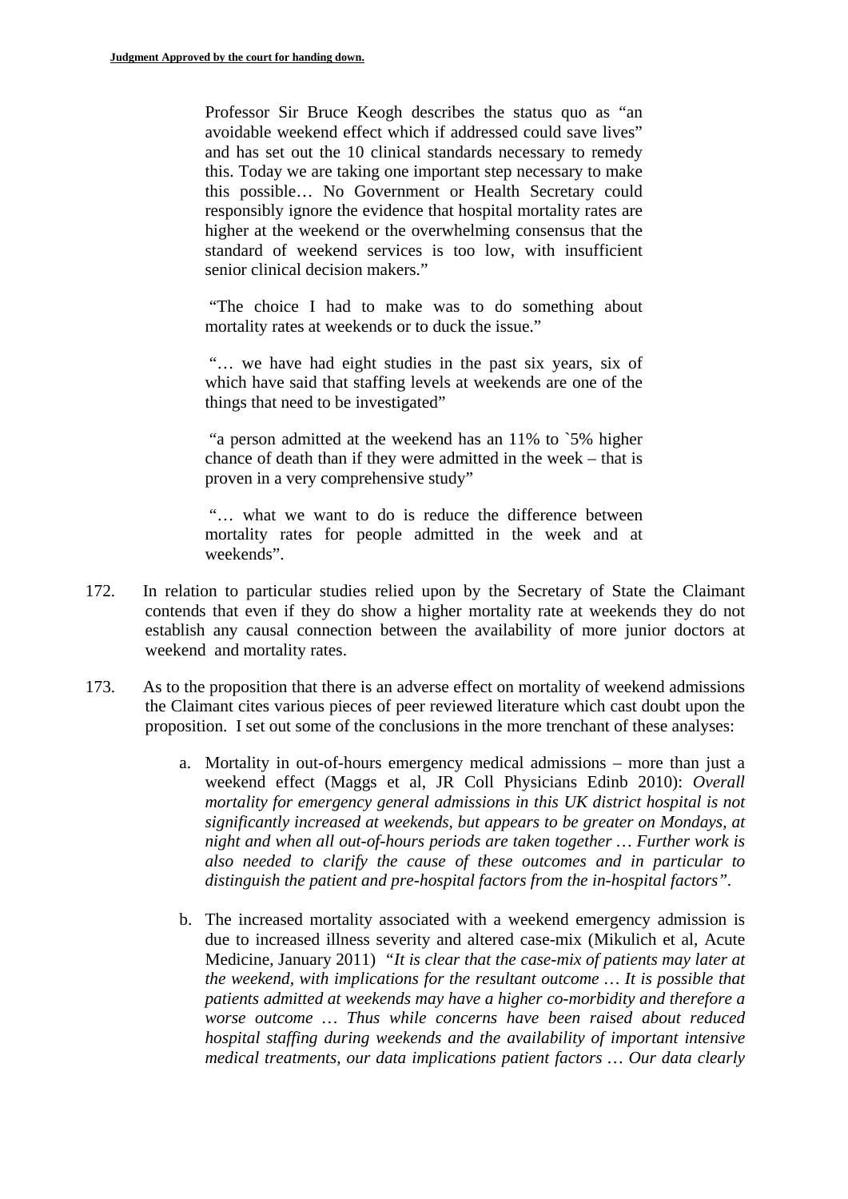> Professor Sir Bruce Keogh describes the status quo as "an avoidable weekend effect which if addressed could save lives" and has set out the 10 clinical standards necessary to remedy this. Today we are taking one important step necessary to make this possible… No Government or Health Secretary could responsibly ignore the evidence that hospital mortality rates are higher at the weekend or the overwhelming consensus that the standard of weekend services is too low, with insufficient senior clinical decision makers."
>
> "The choice I had to make was to do something about mortality rates at weekends or to duck the issue."
>
> "… we have had eight studies in the past six years, six of which have said that staffing levels at weekends are one of the things that need to be investigated"
>
> "a person admitted at the weekend has an 11% to `5% higher chance of death than if they were admitted in the week – that is proven in a very comprehensive study"
>
> "… what we want to do is reduce the difference between mortality rates for people admitted in the week and at weekends".

172. In relation to particular studies relied upon by the Secretary of State the Claimant contends that even if they do show a higher mortality rate at weekends they do not establish any causal connection between the availability of more junior doctors at weekend and mortality rates.

173. As to the proposition that there is an adverse effect on mortality of weekend admissions the Claimant cites various pieces of peer reviewed literature which cast doubt upon the proposition. I set out some of the conclusions in the more trenchant of these analyses:

   a. Mortality in out-of-hours emergency medical admissions – more than just a weekend effect (Maggs et al, JR Coll Physicians Edinb 2010): *Overall mortality for emergency general admissions in this UK district hospital is not significantly increased at weekends, but appears to be greater on Mondays, at night and when all out-of-hours periods are taken together … Further work is also needed to clarify the cause of these outcomes and in particular to distinguish the patient and pre-hospital factors from the in-hospital factors".*

   b. The increased mortality associated with a weekend emergency admission is due to increased illness severity and altered case-mix (Mikulich et al, Acute Medicine, January 2011) "*It is clear that the case-mix of patients may later at the weekend, with implications for the resultant outcome … It is possible that patients admitted at weekends may have a higher co-morbidity and therefore a worse outcome … Thus while concerns have been raised about reduced hospital staffing during weekends and the availability of important intensive medical treatments, our data implications patient factors … Our data clearly*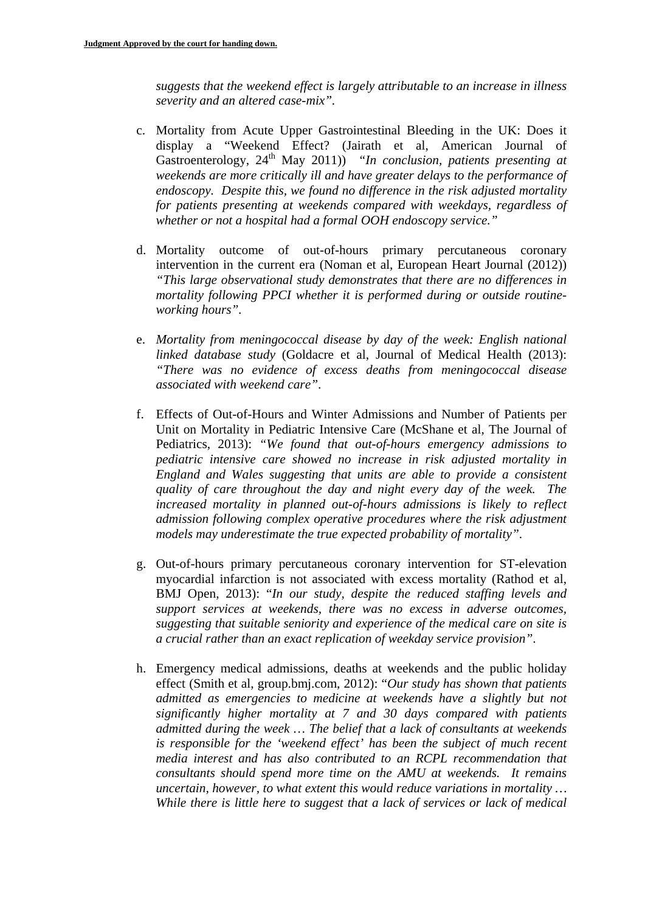*suggests that the weekend effect is largely attributable to an increase in illness severity and an altered case-mix".*

c. Mortality from Acute Upper Gastrointestinal Bleeding in the UK: Does it display a "Weekend Effect? (Jairath et al, American Journal of Gastroenterology, 24th May 2011)) *"In conclusion, patients presenting at weekends are more critically ill and have greater delays to the performance of endoscopy. Despite this, we found no difference in the risk adjusted mortality for patients presenting at weekends compared with weekdays, regardless of whether or not a hospital had a formal OOH endoscopy service."*

d. Mortality outcome of out-of-hours primary percutaneous coronary intervention in the current era (Noman et al, European Heart Journal (2012)) *"This large observational study demonstrates that there are no differences in mortality following PPCI whether it is performed during or outside routine-working hours".*

e. *Mortality from meningococcal disease by day of the week: English national linked database study* (Goldacre et al, Journal of Medical Health (2013): *"There was no evidence of excess deaths from meningococcal disease associated with weekend care".*

f. Effects of Out-of-Hours and Winter Admissions and Number of Patients per Unit on Mortality in Pediatric Intensive Care (McShane et al, The Journal of Pediatrics, 2013): *"We found that out-of-hours emergency admissions to pediatric intensive care showed no increase in risk adjusted mortality in England and Wales suggesting that units are able to provide a consistent quality of care throughout the day and night every day of the week. The increased mortality in planned out-of-hours admissions is likely to reflect admission following complex operative procedures where the risk adjustment models may underestimate the true expected probability of mortality".*

g. Out-of-hours primary percutaneous coronary intervention for ST-elevation myocardial infarction is not associated with excess mortality (Rathod et al, BMJ Open, 2013): "*In our study, despite the reduced staffing levels and support services at weekends, there was no excess in adverse outcomes, suggesting that suitable seniority and experience of the medical care on site is a crucial rather than an exact replication of weekday service provision".*

h. Emergency medical admissions, deaths at weekends and the public holiday effect (Smith et al, group.bmj.com, 2012): "*Our study has shown that patients admitted as emergencies to medicine at weekends have a slightly but not significantly higher mortality at 7 and 30 days compared with patients admitted during the week … The belief that a lack of consultants at weekends is responsible for the 'weekend effect' has been the subject of much recent media interest and has also contributed to an RCPL recommendation that consultants should spend more time on the AMU at weekends. It remains uncertain, however, to what extent this would reduce variations in mortality … While there is little here to suggest that a lack of services or lack of medical*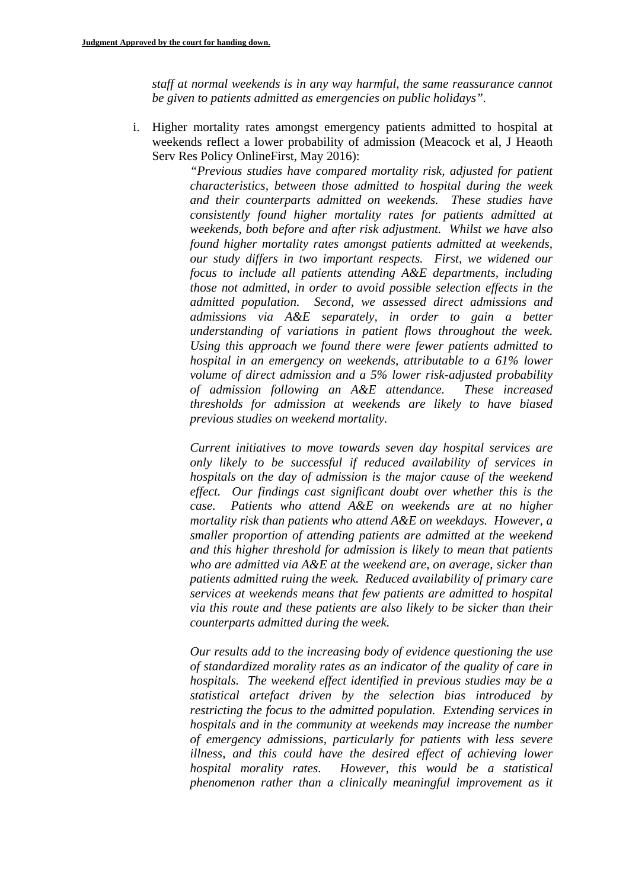*staff at normal weekends is in any way harmful, the same reassurance cannot be given to patients admitted as emergencies on public holidays".*

i. Higher mortality rates amongst emergency patients admitted to hospital at weekends reflect a lower probability of admission (Meacock et al, J Heaoth Serv Res Policy OnlineFirst, May 2016):

> *"Previous studies have compared mortality risk, adjusted for patient characteristics, between those admitted to hospital during the week and their counterparts admitted on weekends. These studies have consistently found higher mortality rates for patients admitted at weekends, both before and after risk adjustment. Whilst we have also found higher mortality rates amongst patients admitted at weekends, our study differs in two important respects. First, we widened our focus to include all patients attending A&E departments, including those not admitted, in order to avoid possible selection effects in the admitted population. Second, we assessed direct admissions and admissions via A&E separately, in order to gain a better understanding of variations in patient flows throughout the week. Using this approach we found there were fewer patients admitted to hospital in an emergency on weekends, attributable to a 61% lower volume of direct admission and a 5% lower risk-adjusted probability of admission following an A&E attendance. These increased thresholds for admission at weekends are likely to have biased previous studies on weekend mortality.*
>
> *Current initiatives to move towards seven day hospital services are only likely to be successful if reduced availability of services in hospitals on the day of admission is the major cause of the weekend effect. Our findings cast significant doubt over whether this is the case. Patients who attend A&E on weekends are at no higher mortality risk than patients who attend A&E on weekdays. However, a smaller proportion of attending patients are admitted at the weekend and this higher threshold for admission is likely to mean that patients who are admitted via A&E at the weekend are, on average, sicker than patients admitted ruing the week. Reduced availability of primary care services at weekends means that few patients are admitted to hospital via this route and these patients are also likely to be sicker than their counterparts admitted during the week.*
>
> *Our results add to the increasing body of evidence questioning the use of standardized morality rates as an indicator of the quality of care in hospitals. The weekend effect identified in previous studies may be a statistical artefact driven by the selection bias introduced by restricting the focus to the admitted population. Extending services in hospitals and in the community at weekends may increase the number of emergency admissions, particularly for patients with less severe illness, and this could have the desired effect of achieving lower hospital morality rates. However, this would be a statistical phenomenon rather than a clinically meaningful improvement as it*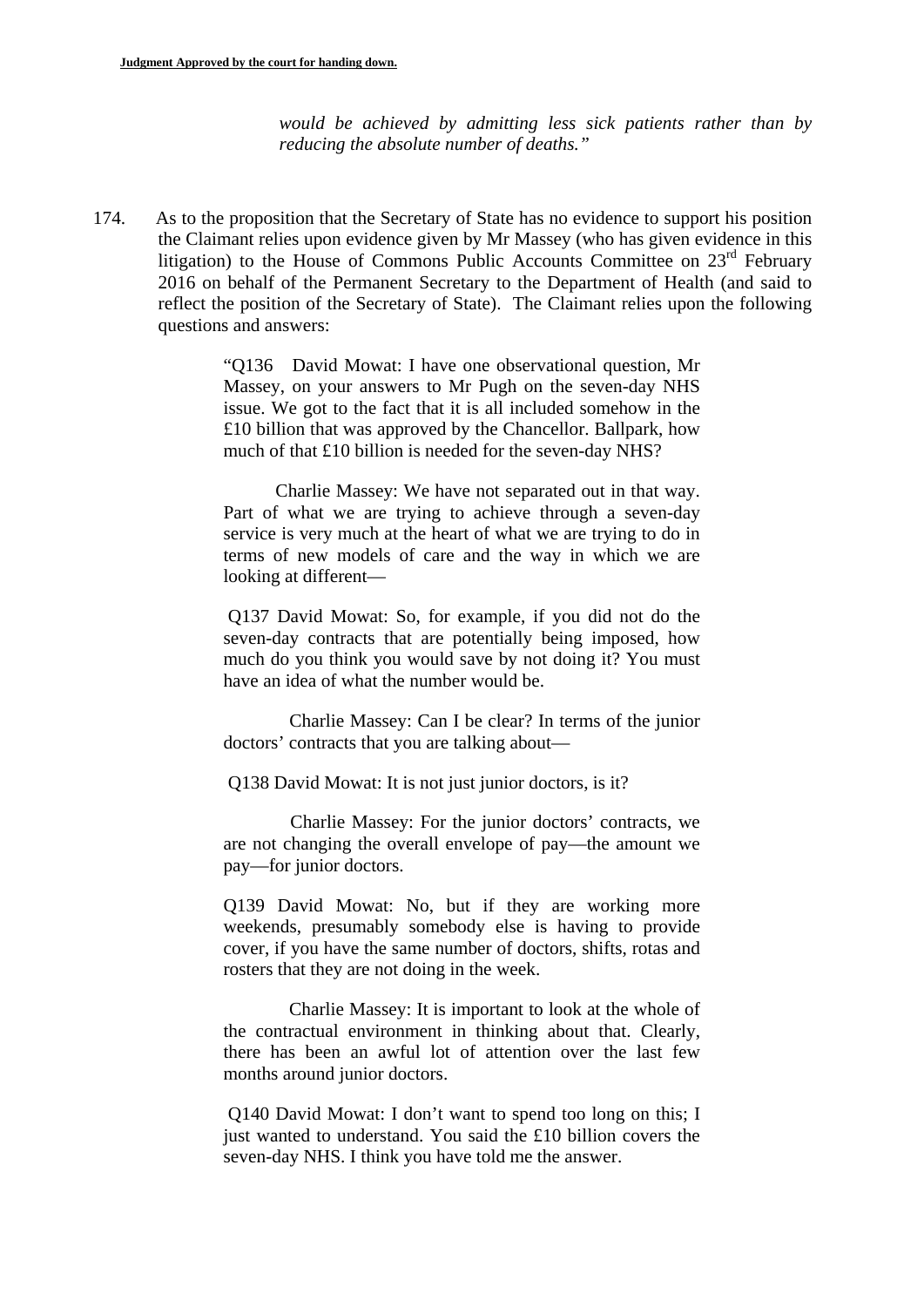> *would be achieved by admitting less sick patients rather than by reducing the absolute number of deaths."*

174. As to the proposition that the Secretary of State has no evidence to support his position the Claimant relies upon evidence given by Mr Massey (who has given evidence in this litigation) to the House of Commons Public Accounts Committee on 23rd February 2016 on behalf of the Permanent Secretary to the Department of Health (and said to reflect the position of the Secretary of State). The Claimant relies upon the following questions and answers:

> "Q136 David Mowat: I have one observational question, Mr Massey, on your answers to Mr Pugh on the seven-day NHS issue. We got to the fact that it is all included somehow in the £10 billion that was approved by the Chancellor. Ballpark, how much of that £10 billion is needed for the seven-day NHS?
>
> Charlie Massey: We have not separated out in that way. Part of what we are trying to achieve through a seven-day service is very much at the heart of what we are trying to do in terms of new models of care and the way in which we are looking at different—
>
> Q137 David Mowat: So, for example, if you did not do the seven-day contracts that are potentially being imposed, how much do you think you would save by not doing it? You must have an idea of what the number would be.
>
> Charlie Massey: Can I be clear? In terms of the junior doctors' contracts that you are talking about—
>
> Q138 David Mowat: It is not just junior doctors, is it?
>
> Charlie Massey: For the junior doctors' contracts, we are not changing the overall envelope of pay—the amount we pay—for junior doctors.
>
> Q139 David Mowat: No, but if they are working more weekends, presumably somebody else is having to provide cover, if you have the same number of doctors, shifts, rotas and rosters that they are not doing in the week.
>
> Charlie Massey: It is important to look at the whole of the contractual environment in thinking about that. Clearly, there has been an awful lot of attention over the last few months around junior doctors.
>
> Q140 David Mowat: I don't want to spend too long on this; I just wanted to understand. You said the £10 billion covers the seven-day NHS. I think you have told me the answer.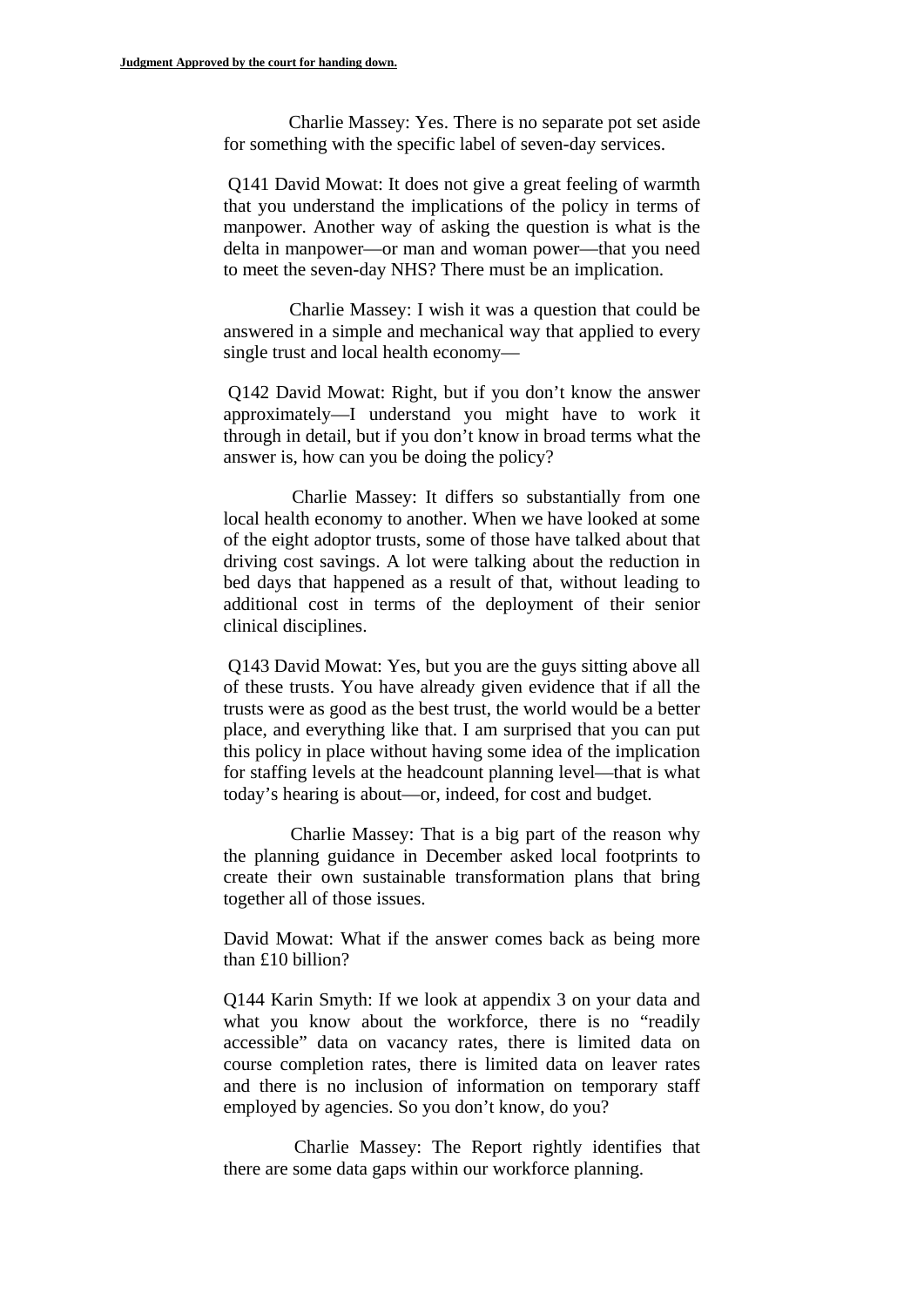Charlie Massey: Yes. There is no separate pot set aside for something with the specific label of seven-day services.

Q141 David Mowat: It does not give a great feeling of warmth that you understand the implications of the policy in terms of manpower. Another way of asking the question is what is the delta in manpower—or man and woman power—that you need to meet the seven-day NHS? There must be an implication.

Charlie Massey: I wish it was a question that could be answered in a simple and mechanical way that applied to every single trust and local health economy—

Q142 David Mowat: Right, but if you don't know the answer approximately—I understand you might have to work it through in detail, but if you don't know in broad terms what the answer is, how can you be doing the policy?

Charlie Massey: It differs so substantially from one local health economy to another. When we have looked at some of the eight adoptor trusts, some of those have talked about that driving cost savings. A lot were talking about the reduction in bed days that happened as a result of that, without leading to additional cost in terms of the deployment of their senior clinical disciplines.

Q143 David Mowat: Yes, but you are the guys sitting above all of these trusts. You have already given evidence that if all the trusts were as good as the best trust, the world would be a better place, and everything like that. I am surprised that you can put this policy in place without having some idea of the implication for staffing levels at the headcount planning level—that is what today's hearing is about—or, indeed, for cost and budget.

Charlie Massey: That is a big part of the reason why the planning guidance in December asked local footprints to create their own sustainable transformation plans that bring together all of those issues.

David Mowat: What if the answer comes back as being more than £10 billion?

Q144 Karin Smyth: If we look at appendix 3 on your data and what you know about the workforce, there is no "readily accessible" data on vacancy rates, there is limited data on course completion rates, there is limited data on leaver rates and there is no inclusion of information on temporary staff employed by agencies. So you don't know, do you?

Charlie Massey: The Report rightly identifies that there are some data gaps within our workforce planning.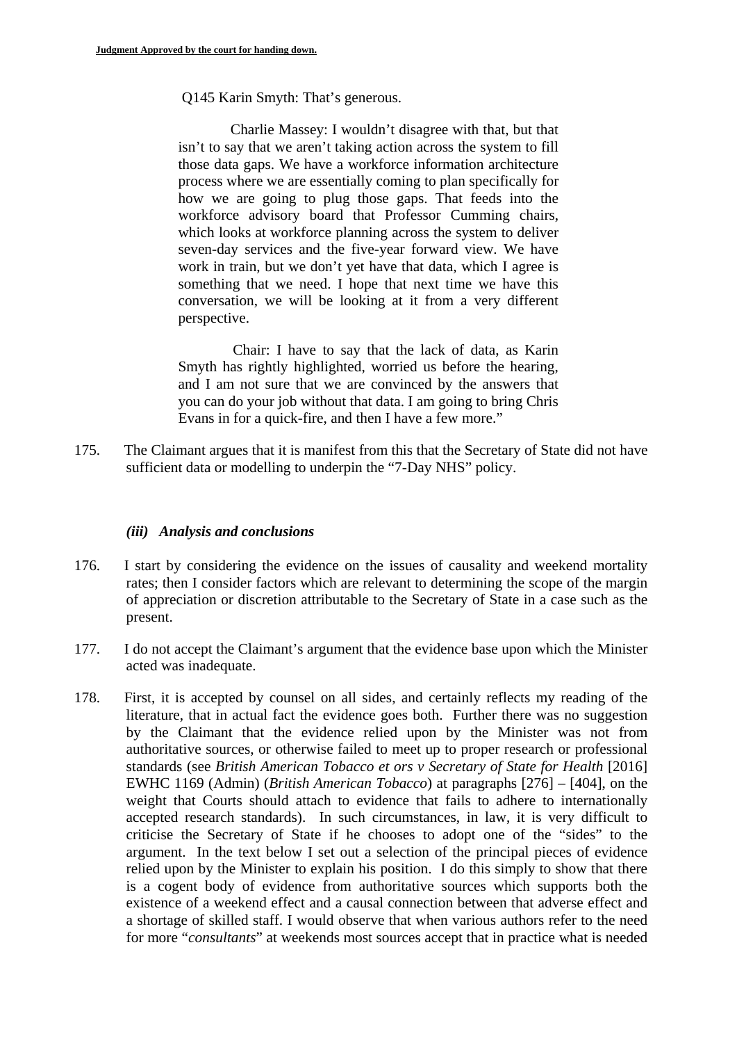> Q145 Karin Smyth: That's generous.
>
> Charlie Massey: I wouldn't disagree with that, but that isn't to say that we aren't taking action across the system to fill those data gaps. We have a workforce information architecture process where we are essentially coming to plan specifically for how we are going to plug those gaps. That feeds into the workforce advisory board that Professor Cumming chairs, which looks at workforce planning across the system to deliver seven-day services and the five-year forward view. We have work in train, but we don't yet have that data, which I agree is something that we need. I hope that next time we have this conversation, we will be looking at it from a very different perspective.
>
> Chair: I have to say that the lack of data, as Karin Smyth has rightly highlighted, worried us before the hearing, and I am not sure that we are convinced by the answers that you can do your job without that data. I am going to bring Chris Evans in for a quick-fire, and then I have a few more."

175. The Claimant argues that it is manifest from this that the Secretary of State did not have sufficient data or modelling to underpin the "7-Day NHS" policy.

***(iii) Analysis and conclusions***

176. I start by considering the evidence on the issues of causality and weekend mortality rates; then I consider factors which are relevant to determining the scope of the margin of appreciation or discretion attributable to the Secretary of State in a case such as the present.

177. I do not accept the Claimant's argument that the evidence base upon which the Minister acted was inadequate.

178. First, it is accepted by counsel on all sides, and certainly reflects my reading of the literature, that in actual fact the evidence goes both. Further there was no suggestion by the Claimant that the evidence relied upon by the Minister was not from authoritative sources, or otherwise failed to meet up to proper research or professional standards (see *British American Tobacco et ors v Secretary of State for Health* [2016] EWHC 1169 (Admin) (*British American Tobacco*) at paragraphs [276] – [404], on the weight that Courts should attach to evidence that fails to adhere to internationally accepted research standards). In such circumstances, in law, it is very difficult to criticise the Secretary of State if he chooses to adopt one of the "sides" to the argument. In the text below I set out a selection of the principal pieces of evidence relied upon by the Minister to explain his position. I do this simply to show that there is a cogent body of evidence from authoritative sources which supports both the existence of a weekend effect and a causal connection between that adverse effect and a shortage of skilled staff. I would observe that when various authors refer to the need for more "*consultants*" at weekends most sources accept that in practice what is needed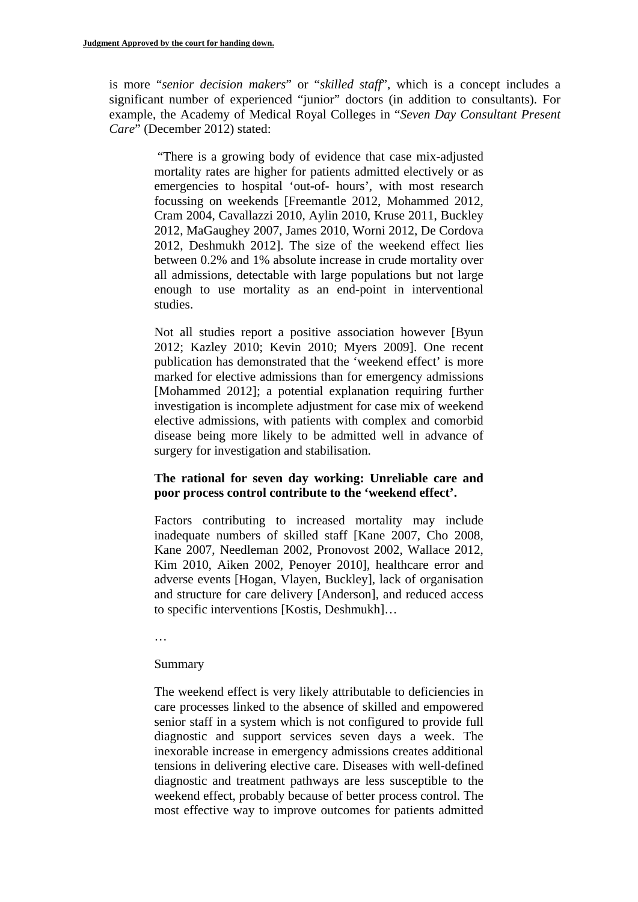is more "*senior decision makers*" or "*skilled staff*", which is a concept includes a significant number of experienced "junior" doctors (in addition to consultants). For example, the Academy of Medical Royal Colleges in "*Seven Day Consultant Present Care*" (December 2012) stated:

> "There is a growing body of evidence that case mix-adjusted mortality rates are higher for patients admitted electively or as emergencies to hospital 'out-of- hours', with most research focussing on weekends [Freemantle 2012, Mohammed 2012, Cram 2004, Cavallazzi 2010, Aylin 2010, Kruse 2011, Buckley 2012, MaGaughey 2007, James 2010, Worni 2012, De Cordova 2012, Deshmukh 2012]. The size of the weekend effect lies between 0.2% and 1% absolute increase in crude mortality over all admissions, detectable with large populations but not large enough to use mortality as an end-point in interventional studies.
>
> Not all studies report a positive association however [Byun 2012; Kazley 2010; Kevin 2010; Myers 2009]. One recent publication has demonstrated that the 'weekend effect' is more marked for elective admissions than for emergency admissions [Mohammed 2012]; a potential explanation requiring further investigation is incomplete adjustment for case mix of weekend elective admissions, with patients with complex and comorbid disease being more likely to be admitted well in advance of surgery for investigation and stabilisation.
>
> **The rational for seven day working: Unreliable care and poor process control contribute to the 'weekend effect'.**
>
> Factors contributing to increased mortality may include inadequate numbers of skilled staff [Kane 2007, Cho 2008, Kane 2007, Needleman 2002, Pronovost 2002, Wallace 2012, Kim 2010, Aiken 2002, Penoyer 2010], healthcare error and adverse events [Hogan, Vlayen, Buckley], lack of organisation and structure for care delivery [Anderson], and reduced access to specific interventions [Kostis, Deshmukh]…
>
> …
>
> Summary
>
> The weekend effect is very likely attributable to deficiencies in care processes linked to the absence of skilled and empowered senior staff in a system which is not configured to provide full diagnostic and support services seven days a week. The inexorable increase in emergency admissions creates additional tensions in delivering elective care. Diseases with well-defined diagnostic and treatment pathways are less susceptible to the weekend effect, probably because of better process control. The most effective way to improve outcomes for patients admitted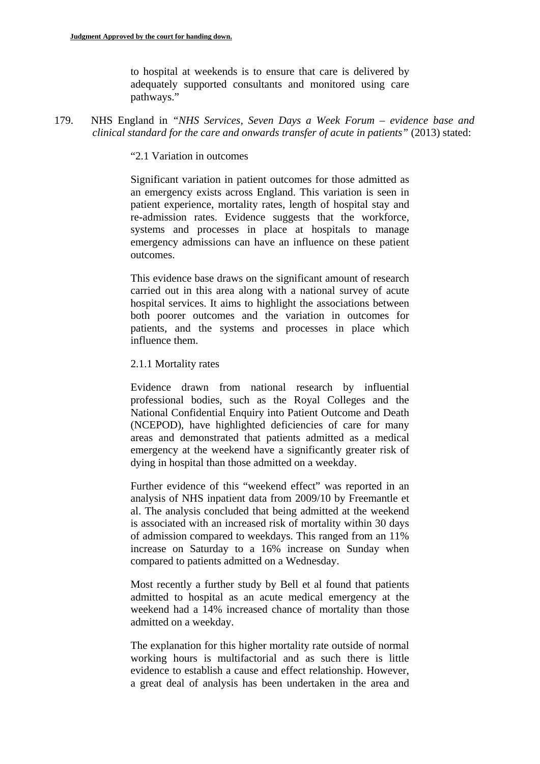to hospital at weekends is to ensure that care is delivered by adequately supported consultants and monitored using care pathways."

179. NHS England in "*NHS Services, Seven Days a Week Forum – evidence base and clinical standard for the care and onwards transfer of acute in patients*" (2013) stated:

> "2.1 Variation in outcomes
>
> Significant variation in patient outcomes for those admitted as an emergency exists across England. This variation is seen in patient experience, mortality rates, length of hospital stay and re-admission rates. Evidence suggests that the workforce, systems and processes in place at hospitals to manage emergency admissions can have an influence on these patient outcomes.
>
> This evidence base draws on the significant amount of research carried out in this area along with a national survey of acute hospital services. It aims to highlight the associations between both poorer outcomes and the variation in outcomes for patients, and the systems and processes in place which influence them.
>
> 2.1.1 Mortality rates
>
> Evidence drawn from national research by influential professional bodies, such as the Royal Colleges and the National Confidential Enquiry into Patient Outcome and Death (NCEPOD), have highlighted deficiencies of care for many areas and demonstrated that patients admitted as a medical emergency at the weekend have a significantly greater risk of dying in hospital than those admitted on a weekday.
>
> Further evidence of this "weekend effect" was reported in an analysis of NHS inpatient data from 2009/10 by Freemantle et al. The analysis concluded that being admitted at the weekend is associated with an increased risk of mortality within 30 days of admission compared to weekdays. This ranged from an 11% increase on Saturday to a 16% increase on Sunday when compared to patients admitted on a Wednesday.
>
> Most recently a further study by Bell et al found that patients admitted to hospital as an acute medical emergency at the weekend had a 14% increased chance of mortality than those admitted on a weekday.
>
> The explanation for this higher mortality rate outside of normal working hours is multifactorial and as such there is little evidence to establish a cause and effect relationship. However, a great deal of analysis has been undertaken in the area and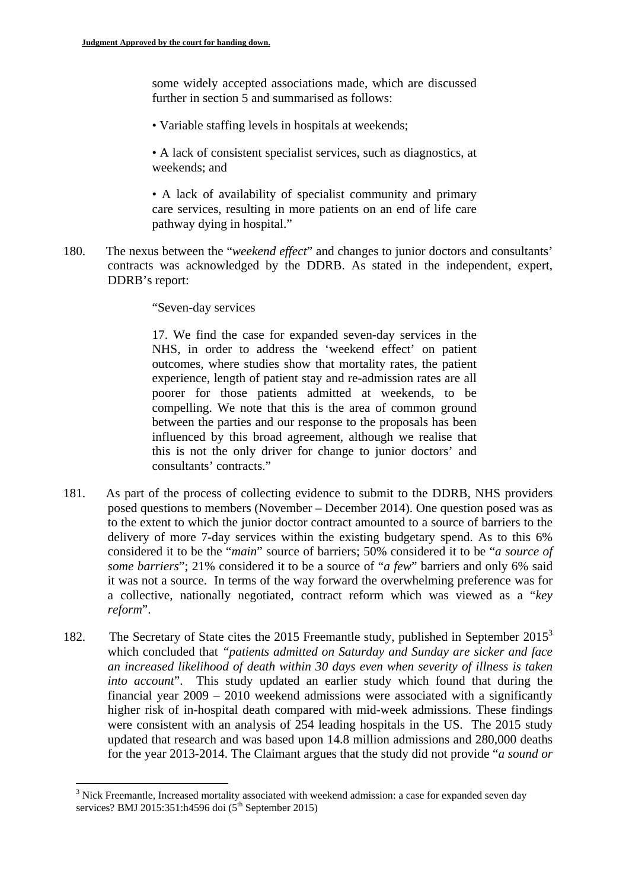some widely accepted associations made, which are discussed further in section 5 and summarised as follows:

> • Variable staffing levels in hospitals at weekends;
>
> • A lack of consistent specialist services, such as diagnostics, at weekends; and
>
> • A lack of availability of specialist community and primary care services, resulting in more patients on an end of life care pathway dying in hospital."

180. The nexus between the "*weekend effect*" and changes to junior doctors and consultants' contracts was acknowledged by the DDRB. As stated in the independent, expert, DDRB's report:

> "Seven-day services
>
> 17. We find the case for expanded seven-day services in the NHS, in order to address the 'weekend effect' on patient outcomes, where studies show that mortality rates, the patient experience, length of patient stay and re-admission rates are all poorer for those patients admitted at weekends, to be compelling. We note that this is the area of common ground between the parties and our response to the proposals has been influenced by this broad agreement, although we realise that this is not the only driver for change to junior doctors' and consultants' contracts."

181. As part of the process of collecting evidence to submit to the DDRB, NHS providers posed questions to members (November – December 2014). One question posed was as to the extent to which the junior doctor contract amounted to a source of barriers to the delivery of more 7-day services within the existing budgetary spend. As to this 6% considered it to be the "*main*" source of barriers; 50% considered it to be "*a source of some barriers*"; 21% considered it to be a source of "*a few*" barriers and only 6% said it was not a source. In terms of the way forward the overwhelming preference was for a collective, nationally negotiated, contract reform which was viewed as a "*key reform*".

182. The Secretary of State cites the 2015 Freemantle study, published in September 2015[3] which concluded that "*patients admitted on Saturday and Sunday are sicker and face an increased likelihood of death within 30 days even when severity of illness is taken into account*". This study updated an earlier study which found that during the financial year 2009 – 2010 weekend admissions were associated with a significantly higher risk of in-hospital death compared with mid-week admissions. These findings were consistent with an analysis of 254 leading hospitals in the US. The 2015 study updated that research and was based upon 14.8 million admissions and 280,000 deaths for the year 2013-2014. The Claimant argues that the study did not provide "*a sound or*

---

[3] Nick Freemantle, Increased mortality associated with weekend admission: a case for expanded seven day services? BMJ 2015:351:h4596 doi (5th September 2015)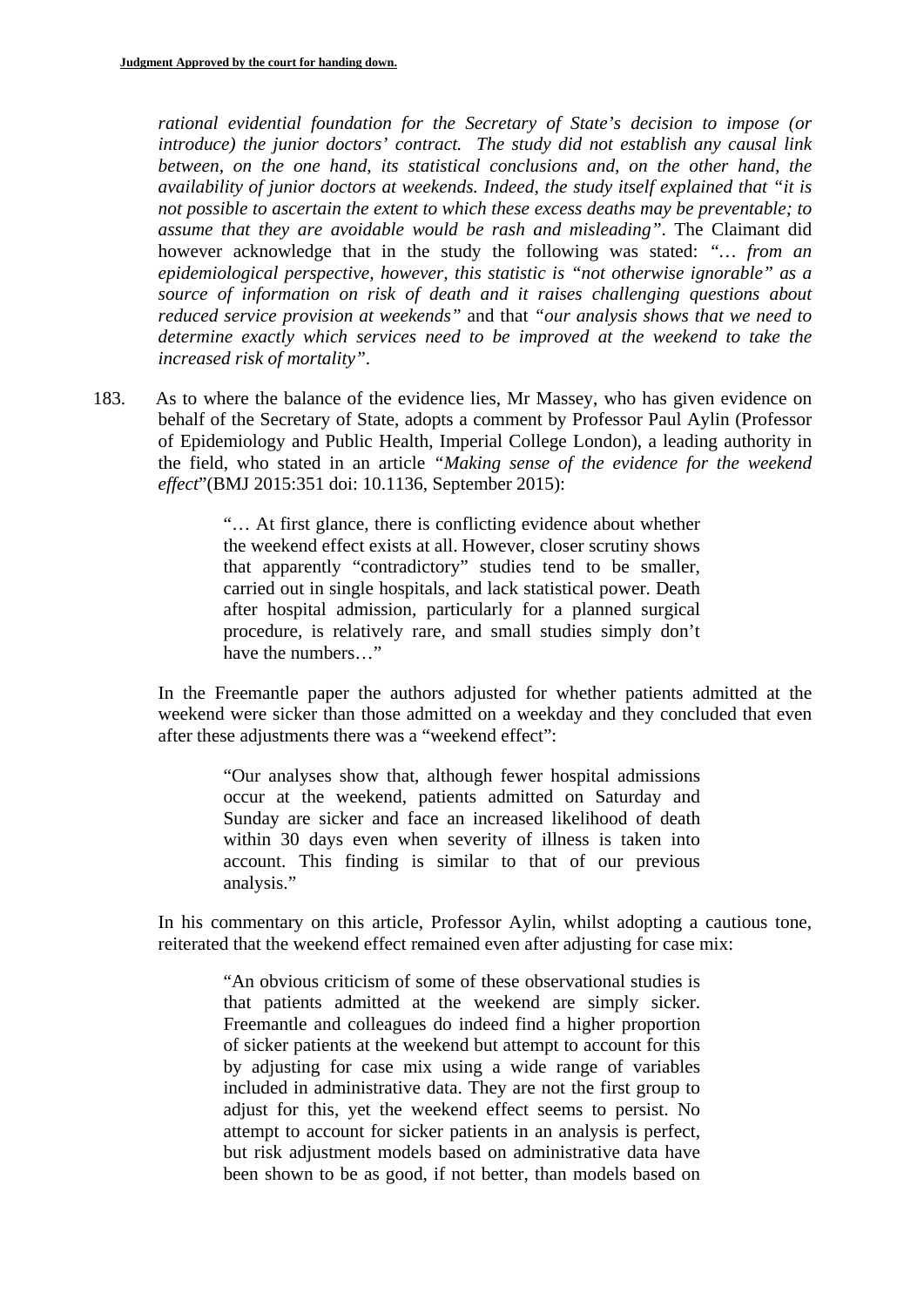*rational evidential foundation for the Secretary of State's decision to impose (or introduce) the junior doctors' contract. The study did not establish any causal link between, on the one hand, its statistical conclusions and, on the other hand, the availability of junior doctors at weekends. Indeed, the study itself explained that "it is not possible to ascertain the extent to which these excess deaths may be preventable; to assume that they are avoidable would be rash and misleading"*. The Claimant did however acknowledge that in the study the following was stated: *"… from an epidemiological perspective, however, this statistic is "not otherwise ignorable" as a source of information on risk of death and it raises challenging questions about reduced service provision at weekends"* and that *"our analysis shows that we need to determine exactly which services need to be improved at the weekend to take the increased risk of mortality"*.

183. As to where the balance of the evidence lies, Mr Massey, who has given evidence on behalf of the Secretary of State, adopts a comment by Professor Paul Aylin (Professor of Epidemiology and Public Health, Imperial College London), a leading authority in the field, who stated in an article *"Making sense of the evidence for the weekend effect*"(BMJ 2015:351 doi: 10.1136, September 2015):

> "… At first glance, there is conflicting evidence about whether the weekend effect exists at all. However, closer scrutiny shows that apparently "contradictory" studies tend to be smaller, carried out in single hospitals, and lack statistical power. Death after hospital admission, particularly for a planned surgical procedure, is relatively rare, and small studies simply don't have the numbers…"

In the Freemantle paper the authors adjusted for whether patients admitted at the weekend were sicker than those admitted on a weekday and they concluded that even after these adjustments there was a "weekend effect":

> "Our analyses show that, although fewer hospital admissions occur at the weekend, patients admitted on Saturday and Sunday are sicker and face an increased likelihood of death within 30 days even when severity of illness is taken into account. This finding is similar to that of our previous analysis."

In his commentary on this article, Professor Aylin, whilst adopting a cautious tone, reiterated that the weekend effect remained even after adjusting for case mix:

> "An obvious criticism of some of these observational studies is that patients admitted at the weekend are simply sicker. Freemantle and colleagues do indeed find a higher proportion of sicker patients at the weekend but attempt to account for this by adjusting for case mix using a wide range of variables included in administrative data. They are not the first group to adjust for this, yet the weekend effect seems to persist. No attempt to account for sicker patients in an analysis is perfect, but risk adjustment models based on administrative data have been shown to be as good, if not better, than models based on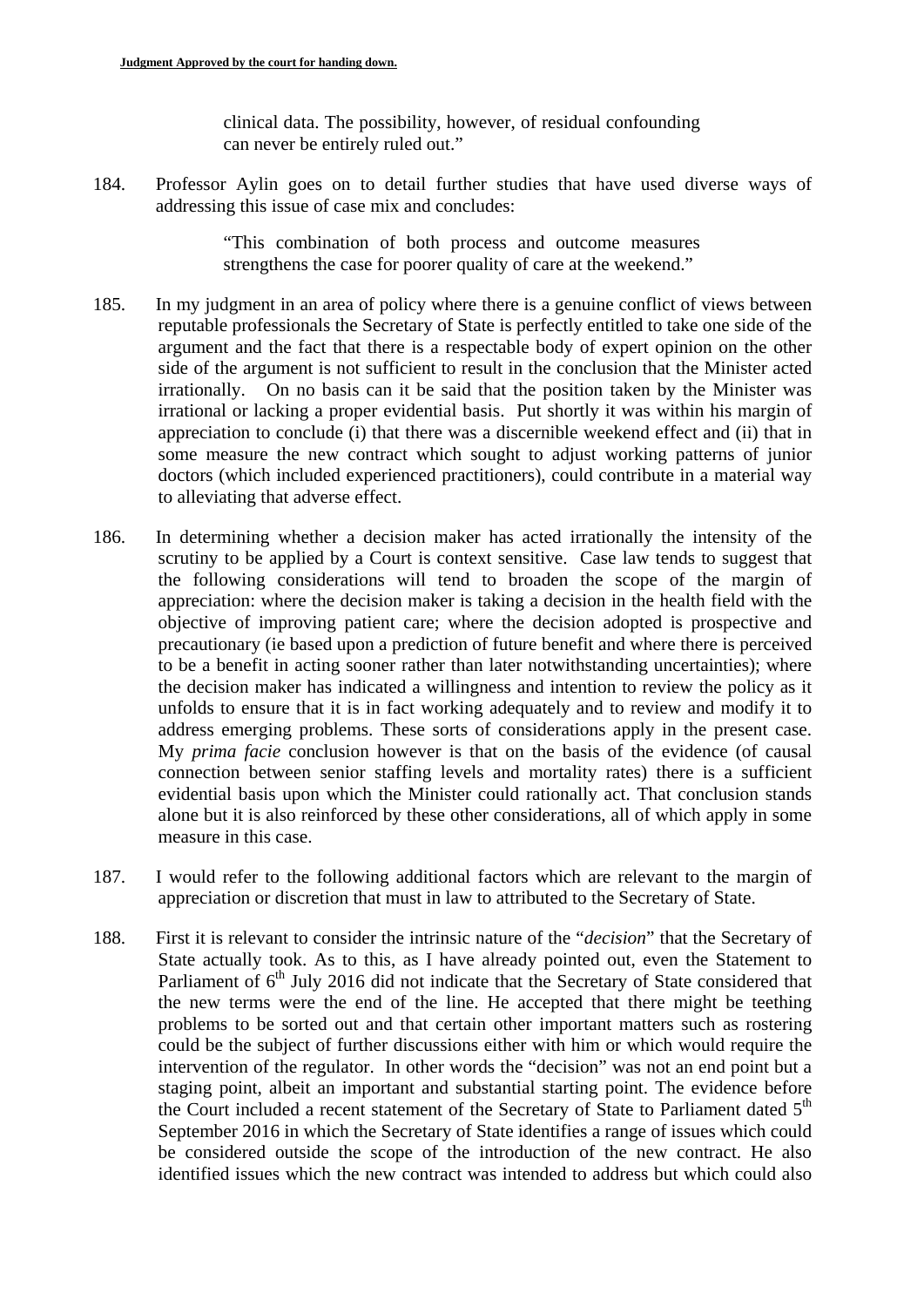clinical data. The possibility, however, of residual confounding can never be entirely ruled out."

184. Professor Aylin goes on to detail further studies that have used diverse ways of addressing this issue of case mix and concludes:

> "This combination of both process and outcome measures strengthens the case for poorer quality of care at the weekend."

185. In my judgment in an area of policy where there is a genuine conflict of views between reputable professionals the Secretary of State is perfectly entitled to take one side of the argument and the fact that there is a respectable body of expert opinion on the other side of the argument is not sufficient to result in the conclusion that the Minister acted irrationally. On no basis can it be said that the position taken by the Minister was irrational or lacking a proper evidential basis. Put shortly it was within his margin of appreciation to conclude (i) that there was a discernible weekend effect and (ii) that in some measure the new contract which sought to adjust working patterns of junior doctors (which included experienced practitioners), could contribute in a material way to alleviating that adverse effect.

186. In determining whether a decision maker has acted irrationally the intensity of the scrutiny to be applied by a Court is context sensitive. Case law tends to suggest that the following considerations will tend to broaden the scope of the margin of appreciation: where the decision maker is taking a decision in the health field with the objective of improving patient care; where the decision adopted is prospective and precautionary (ie based upon a prediction of future benefit and where there is perceived to be a benefit in acting sooner rather than later notwithstanding uncertainties); where the decision maker has indicated a willingness and intention to review the policy as it unfolds to ensure that it is in fact working adequately and to review and modify it to address emerging problems. These sorts of considerations apply in the present case. My *prima facie* conclusion however is that on the basis of the evidence (of causal connection between senior staffing levels and mortality rates) there is a sufficient evidential basis upon which the Minister could rationally act. That conclusion stands alone but it is also reinforced by these other considerations, all of which apply in some measure in this case.

187. I would refer to the following additional factors which are relevant to the margin of appreciation or discretion that must in law to attributed to the Secretary of State.

188. First it is relevant to consider the intrinsic nature of the "*decision*" that the Secretary of State actually took. As to this, as I have already pointed out, even the Statement to Parliament of 6th July 2016 did not indicate that the Secretary of State considered that the new terms were the end of the line. He accepted that there might be teething problems to be sorted out and that certain other important matters such as rostering could be the subject of further discussions either with him or which would require the intervention of the regulator. In other words the "decision" was not an end point but a staging point, albeit an important and substantial starting point. The evidence before the Court included a recent statement of the Secretary of State to Parliament dated 5th September 2016 in which the Secretary of State identifies a range of issues which could be considered outside the scope of the introduction of the new contract. He also identified issues which the new contract was intended to address but which could also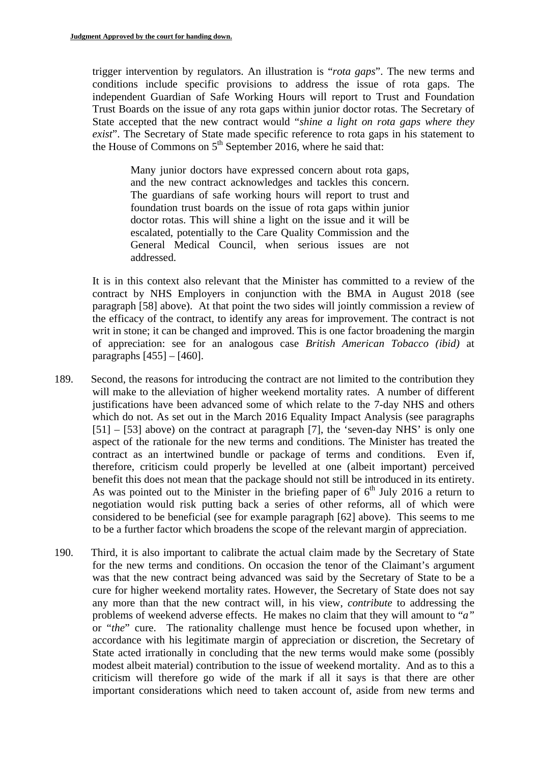trigger intervention by regulators. An illustration is "*rota gaps*". The new terms and conditions include specific provisions to address the issue of rota gaps. The independent Guardian of Safe Working Hours will report to Trust and Foundation Trust Boards on the issue of any rota gaps within junior doctor rotas. The Secretary of State accepted that the new contract would "*shine a light on rota gaps where they exist*". The Secretary of State made specific reference to rota gaps in his statement to the House of Commons on 5th September 2016, where he said that:

> Many junior doctors have expressed concern about rota gaps, and the new contract acknowledges and tackles this concern. The guardians of safe working hours will report to trust and foundation trust boards on the issue of rota gaps within junior doctor rotas. This will shine a light on the issue and it will be escalated, potentially to the Care Quality Commission and the General Medical Council, when serious issues are not addressed.

It is in this context also relevant that the Minister has committed to a review of the contract by NHS Employers in conjunction with the BMA in August 2018 (see paragraph [58] above). At that point the two sides will jointly commission a review of the efficacy of the contract, to identify any areas for improvement. The contract is not writ in stone; it can be changed and improved. This is one factor broadening the margin of appreciation: see for an analogous case *British American Tobacco (ibid)* at paragraphs [455] – [460].

189. Second, the reasons for introducing the contract are not limited to the contribution they will make to the alleviation of higher weekend mortality rates. A number of different justifications have been advanced some of which relate to the 7-day NHS and others which do not. As set out in the March 2016 Equality Impact Analysis (see paragraphs [51] – [53] above) on the contract at paragraph [7], the 'seven-day NHS' is only one aspect of the rationale for the new terms and conditions. The Minister has treated the contract as an intertwined bundle or package of terms and conditions. Even if, therefore, criticism could properly be levelled at one (albeit important) perceived benefit this does not mean that the package should not still be introduced in its entirety. As was pointed out to the Minister in the briefing paper of 6th July 2016 a return to negotiation would risk putting back a series of other reforms, all of which were considered to be beneficial (see for example paragraph [62] above). This seems to me to be a further factor which broadens the scope of the relevant margin of appreciation.

190. Third, it is also important to calibrate the actual claim made by the Secretary of State for the new terms and conditions. On occasion the tenor of the Claimant's argument was that the new contract being advanced was said by the Secretary of State to be a cure for higher weekend mortality rates. However, the Secretary of State does not say any more than that the new contract will, in his view, *contribute* to addressing the problems of weekend adverse effects. He makes no claim that they will amount to "*a*" or "*the*" cure. The rationality challenge must hence be focused upon whether, in accordance with his legitimate margin of appreciation or discretion, the Secretary of State acted irrationally in concluding that the new terms would make some (possibly modest albeit material) contribution to the issue of weekend mortality. And as to this a criticism will therefore go wide of the mark if all it says is that there are other important considerations which need to taken account of, aside from new terms and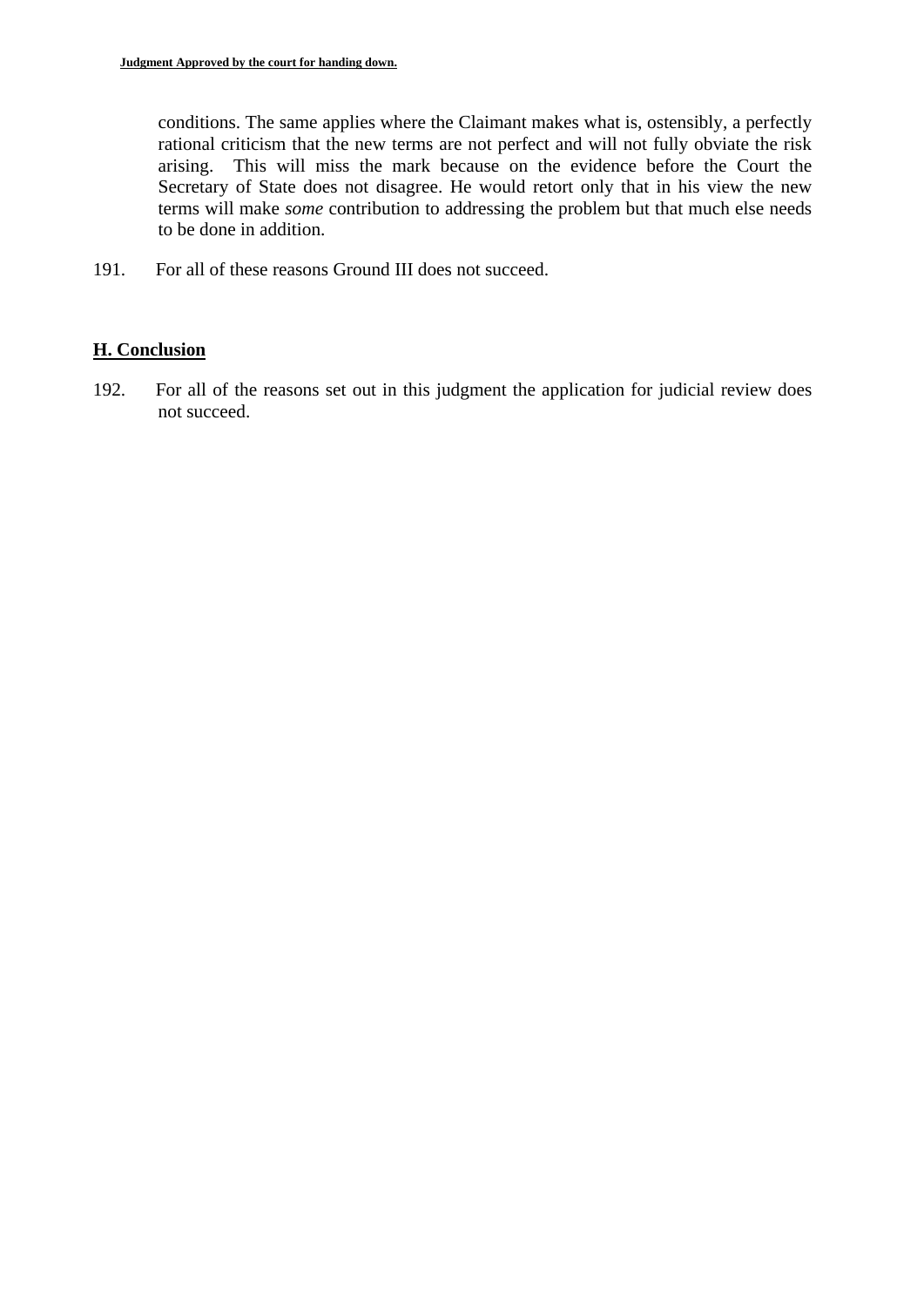conditions. The same applies where the Claimant makes what is, ostensibly, a perfectly rational criticism that the new terms are not perfect and will not fully obviate the risk arising. This will miss the mark because on the evidence before the Court the Secretary of State does not disagree. He would retort only that in his view the new terms will make *some* contribution to addressing the problem but that much else needs to be done in addition.

191. For all of these reasons Ground III does not succeed.

## H. Conclusion

192. For all of the reasons set out in this judgment the application for judicial review does not succeed.